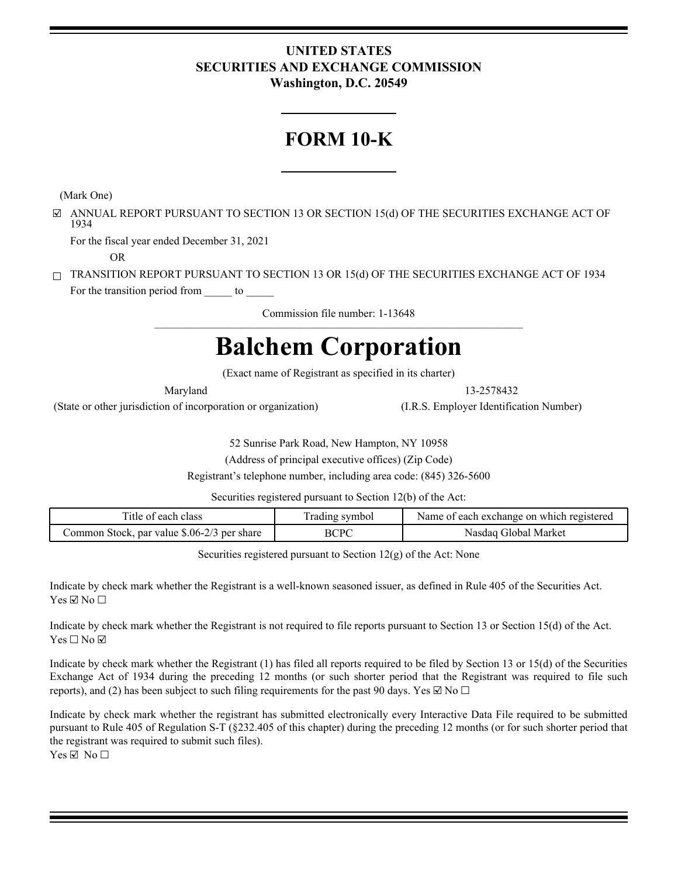**UNITED STATES**
**SECURITIES AND EXCHANGE COMMISSION**
**Washington, D.C. 20549**

# FORM 10-K

(Mark One)

☑ ANNUAL REPORT PURSUANT TO SECTION 13 OR SECTION 15(d) OF THE SECURITIES EXCHANGE ACT OF 1934

For the fiscal year ended December 31, 2021

OR

☐ TRANSITION REPORT PURSUANT TO SECTION 13 OR 15(d) OF THE SECURITIES EXCHANGE ACT OF 1934

For the transition period from _____ to _____

Commission file number: 1-13648

# Balchem Corporation

(Exact name of Registrant as specified in its charter)

| Maryland | 13-2578432 |
|---|---|
| (State or other jurisdiction of incorporation or organization) | (I.R.S. Employer Identification Number) |

52 Sunrise Park Road, New Hampton, NY 10958

(Address of principal executive offices) (Zip Code)

Registrant's telephone number, including area code: (845) 326-5600

Securities registered pursuant to Section 12(b) of the Act:

| Title of each class | Trading symbol | Name of each exchange on which registered |
|---|---|---|
| Common Stock, par value $.06-2/3 per share | BCPC | Nasdaq Global Market |

Securities registered pursuant to Section 12(g) of the Act: None

Indicate by check mark whether the Registrant is a well-known seasoned issuer, as defined in Rule 405 of the Securities Act. Yes ☑ No ☐

Indicate by check mark whether the Registrant is not required to file reports pursuant to Section 13 or Section 15(d) of the Act. Yes ☐ No ☑

Indicate by check mark whether the Registrant (1) has filed all reports required to be filed by Section 13 or 15(d) of the Securities Exchange Act of 1934 during the preceding 12 months (or such shorter period that the Registrant was required to file such reports), and (2) has been subject to such filing requirements for the past 90 days. Yes ☑ No ☐

Indicate by check mark whether the registrant has submitted electronically every Interactive Data File required to be submitted pursuant to Rule 405 of Regulation S-T (§232.405 of this chapter) during the preceding 12 months (or for such shorter period that the registrant was required to submit such files).
Yes ☑ No ☐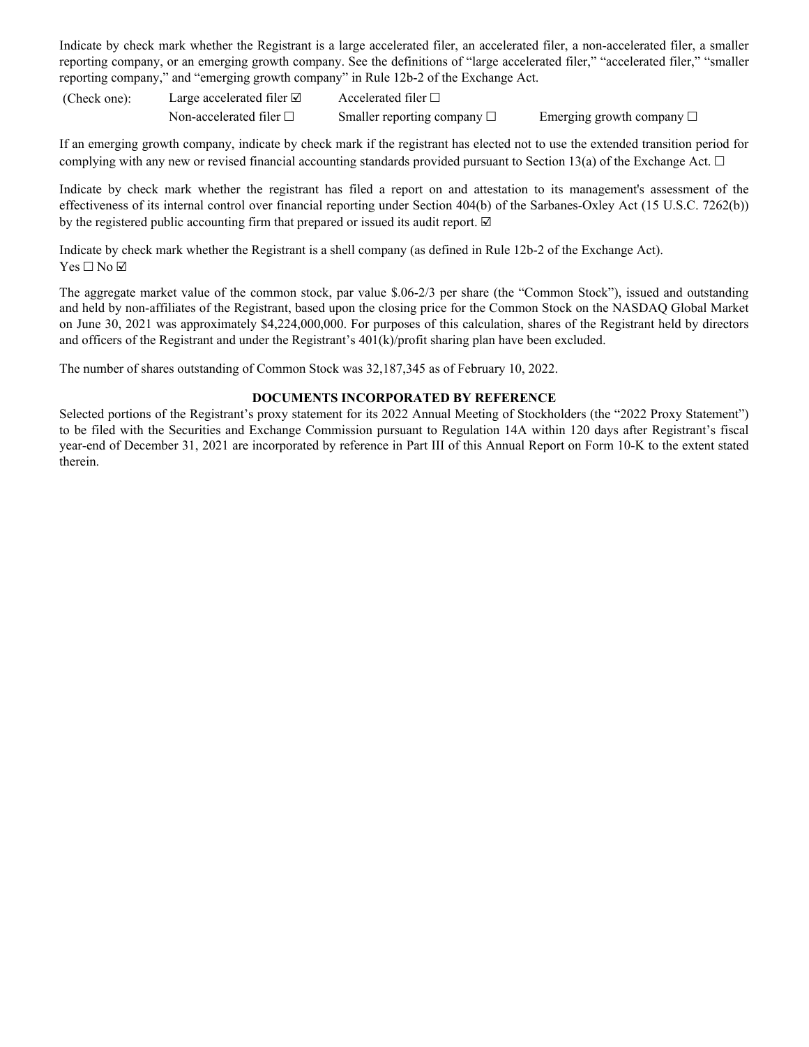Indicate by check mark whether the Registrant is a large accelerated filer, an accelerated filer, a non-accelerated filer, a smaller reporting company, or an emerging growth company. See the definitions of "large accelerated filer," "accelerated filer," "smaller reporting company," and "emerging growth company" in Rule 12b-2 of the Exchange Act.

| (Check one): | Large accelerated filer ☑ | Accelerated filer ☐ | |
|---|---|---|---|
| | Non-accelerated filer ☐ | Smaller reporting company ☐ | Emerging growth company ☐ |

If an emerging growth company, indicate by check mark if the registrant has elected not to use the extended transition period for complying with any new or revised financial accounting standards provided pursuant to Section 13(a) of the Exchange Act. ☐

Indicate by check mark whether the registrant has filed a report on and attestation to its management's assessment of the effectiveness of its internal control over financial reporting under Section 404(b) of the Sarbanes-Oxley Act (15 U.S.C. 7262(b)) by the registered public accounting firm that prepared or issued its audit report. ☑

Indicate by check mark whether the Registrant is a shell company (as defined in Rule 12b-2 of the Exchange Act).
Yes ☐ No ☑

The aggregate market value of the common stock, par value $.06-2/3 per share (the "Common Stock"), issued and outstanding and held by non-affiliates of the Registrant, based upon the closing price for the Common Stock on the NASDAQ Global Market on June 30, 2021 was approximately $4,224,000,000. For purposes of this calculation, shares of the Registrant held by directors and officers of the Registrant and under the Registrant's 401(k)/profit sharing plan have been excluded.

The number of shares outstanding of Common Stock was 32,187,345 as of February 10, 2022.

**DOCUMENTS INCORPORATED BY REFERENCE**

Selected portions of the Registrant's proxy statement for its 2022 Annual Meeting of Stockholders (the "2022 Proxy Statement") to be filed with the Securities and Exchange Commission pursuant to Regulation 14A within 120 days after Registrant's fiscal year-end of December 31, 2021 are incorporated by reference in Part III of this Annual Report on Form 10-K to the extent stated therein.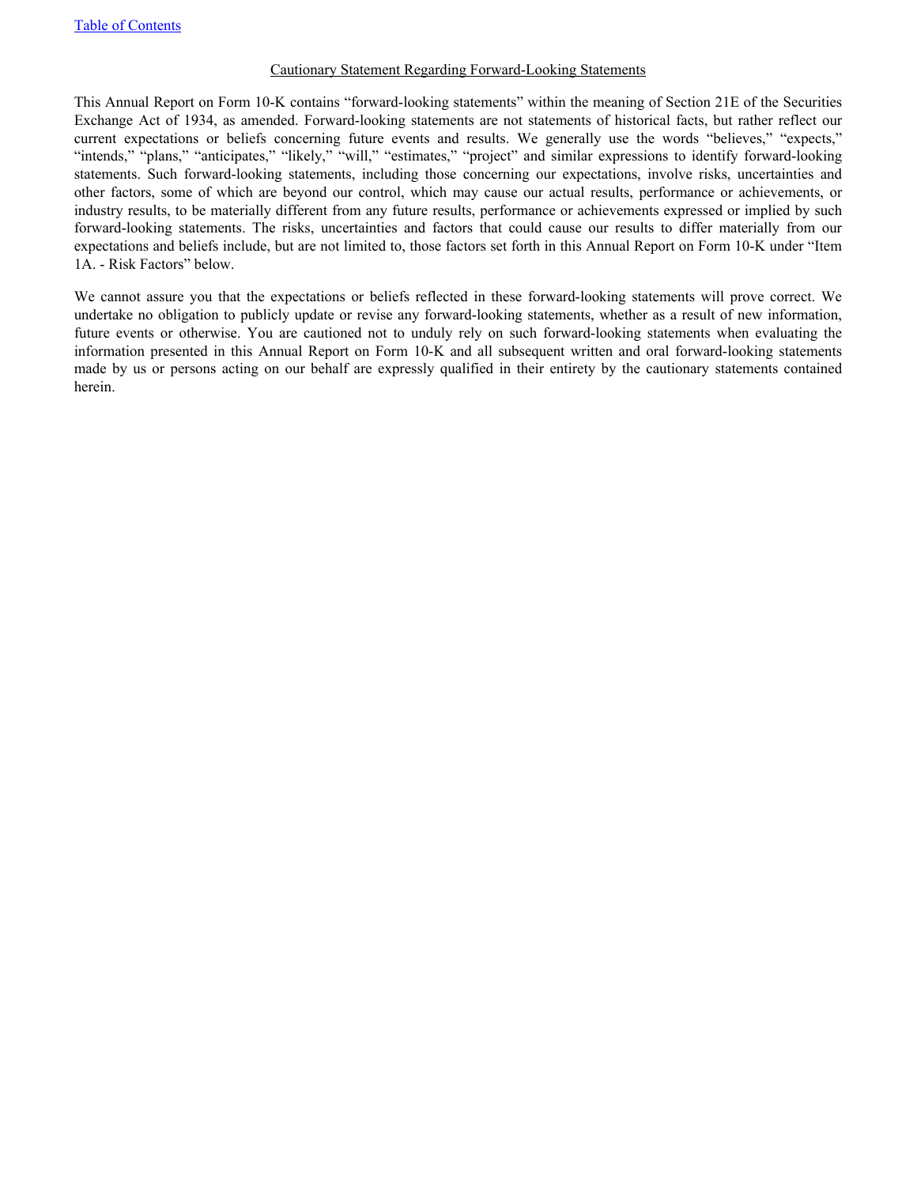## Cautionary Statement Regarding Forward-Looking Statements

This Annual Report on Form 10-K contains "forward-looking statements" within the meaning of Section 21E of the Securities Exchange Act of 1934, as amended. Forward-looking statements are not statements of historical facts, but rather reflect our current expectations or beliefs concerning future events and results. We generally use the words "believes," "expects," "intends," "plans," "anticipates," "likely," "will," "estimates," "project" and similar expressions to identify forward-looking statements. Such forward-looking statements, including those concerning our expectations, involve risks, uncertainties and other factors, some of which are beyond our control, which may cause our actual results, performance or achievements, or industry results, to be materially different from any future results, performance or achievements expressed or implied by such forward-looking statements. The risks, uncertainties and factors that could cause our results to differ materially from our expectations and beliefs include, but are not limited to, those factors set forth in this Annual Report on Form 10-K under "Item 1A. - Risk Factors" below.

We cannot assure you that the expectations or beliefs reflected in these forward-looking statements will prove correct. We undertake no obligation to publicly update or revise any forward-looking statements, whether as a result of new information, future events or otherwise. You are cautioned not to unduly rely on such forward-looking statements when evaluating the information presented in this Annual Report on Form 10-K and all subsequent written and oral forward-looking statements made by us or persons acting on our behalf are expressly qualified in their entirety by the cautionary statements contained herein.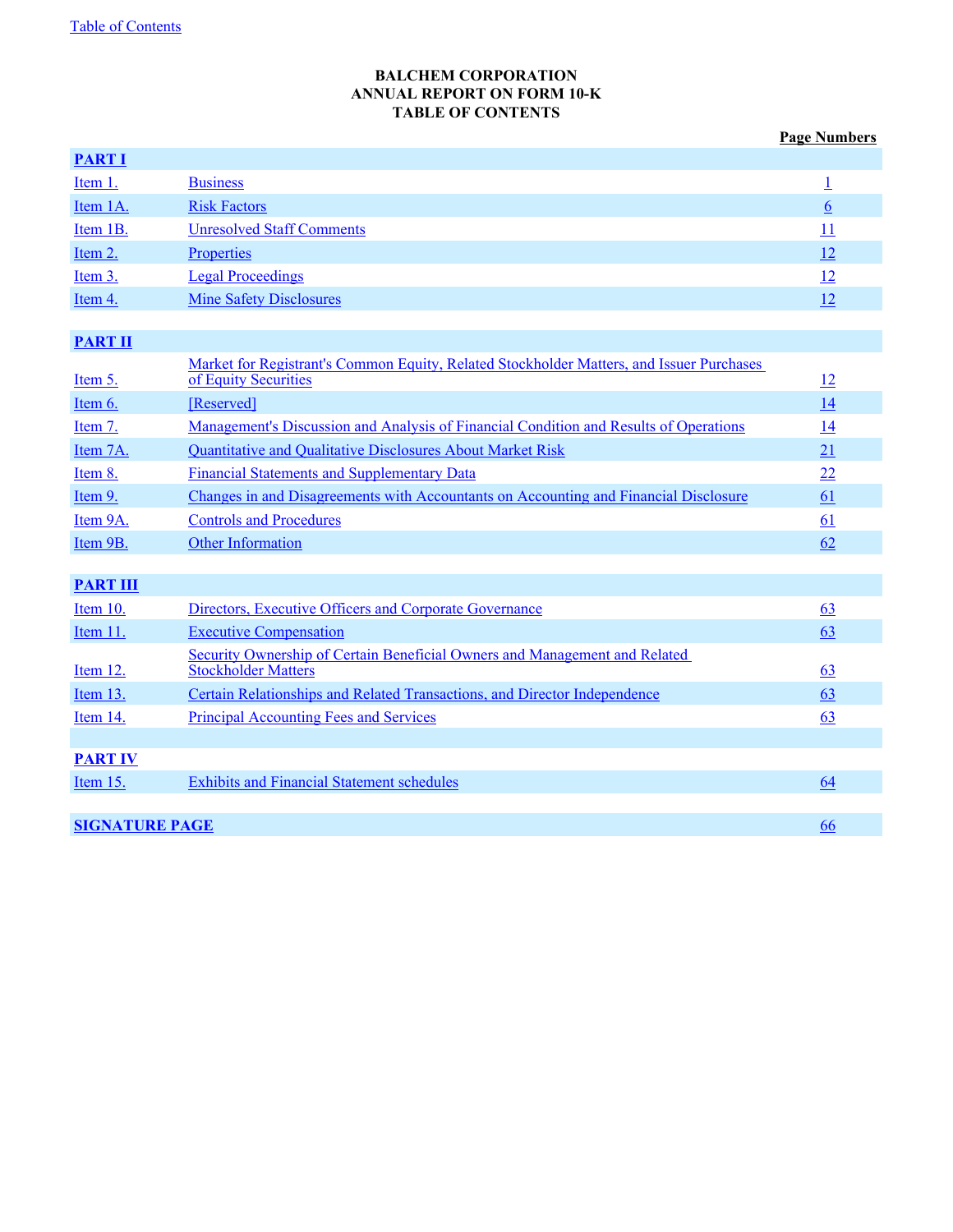# BALCHEM CORPORATION
# ANNUAL REPORT ON FORM 10-K
# TABLE OF CONTENTS

| | | Page Numbers |
|---|---|---|
| **PART I** | | |
| Item 1. | Business | 1 |
| Item 1A. | Risk Factors | 6 |
| Item 1B. | Unresolved Staff Comments | 11 |
| Item 2. | Properties | 12 |
| Item 3. | Legal Proceedings | 12 |
| Item 4. | Mine Safety Disclosures | 12 |
| **PART II** | | |
| Item 5. | Market for Registrant's Common Equity, Related Stockholder Matters, and Issuer Purchases of Equity Securities | 12 |
| Item 6. | [Reserved] | 14 |
| Item 7. | Management's Discussion and Analysis of Financial Condition and Results of Operations | 14 |
| Item 7A. | Quantitative and Qualitative Disclosures About Market Risk | 21 |
| Item 8. | Financial Statements and Supplementary Data | 22 |
| Item 9. | Changes in and Disagreements with Accountants on Accounting and Financial Disclosure | 61 |
| Item 9A. | Controls and Procedures | 61 |
| Item 9B. | Other Information | 62 |
| **PART III** | | |
| Item 10. | Directors, Executive Officers and Corporate Governance | 63 |
| Item 11. | Executive Compensation | 63 |
| Item 12. | Security Ownership of Certain Beneficial Owners and Management and Related Stockholder Matters | 63 |
| Item 13. | Certain Relationships and Related Transactions, and Director Independence | 63 |
| Item 14. | Principal Accounting Fees and Services | 63 |
| **PART IV** | | |
| Item 15. | Exhibits and Financial Statement schedules | 64 |
| **SIGNATURE PAGE** | | 66 |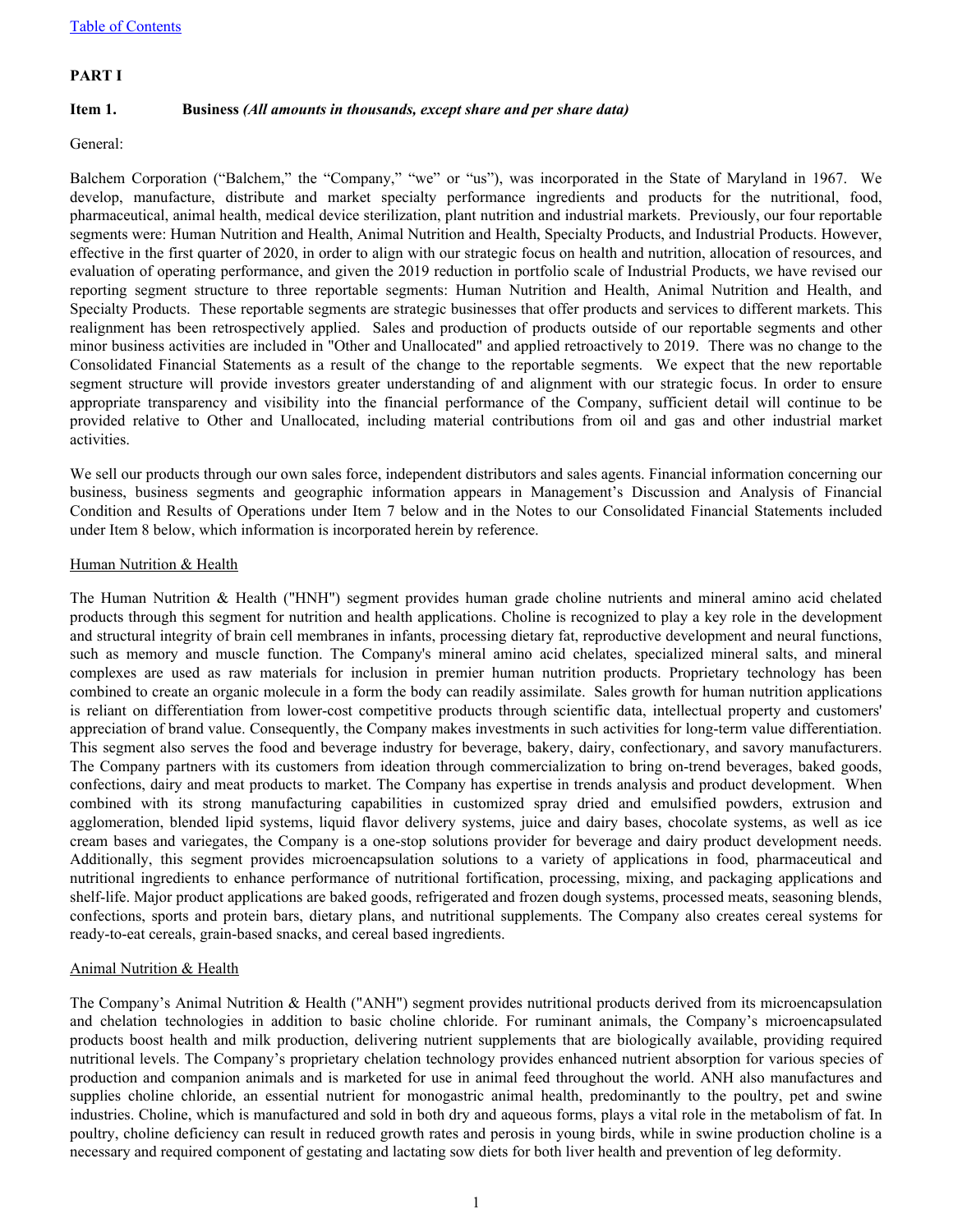[Table of Contents](#)

# PART I

## Item 1. Business *(All amounts in thousands, except share and per share data)*

General:

Balchem Corporation ("Balchem," the "Company," "we" or "us"), was incorporated in the State of Maryland in 1967. We develop, manufacture, distribute and market specialty performance ingredients and products for the nutritional, food, pharmaceutical, animal health, medical device sterilization, plant nutrition and industrial markets. Previously, our four reportable segments were: Human Nutrition and Health, Animal Nutrition and Health, Specialty Products, and Industrial Products. However, effective in the first quarter of 2020, in order to align with our strategic focus on health and nutrition, allocation of resources, and evaluation of operating performance, and given the 2019 reduction in portfolio scale of Industrial Products, we have revised our reporting segment structure to three reportable segments: Human Nutrition and Health, Animal Nutrition and Health, and Specialty Products. These reportable segments are strategic businesses that offer products and services to different markets. This realignment has been retrospectively applied. Sales and production of products outside of our reportable segments and other minor business activities are included in "Other and Unallocated" and applied retroactively to 2019. There was no change to the Consolidated Financial Statements as a result of the change to the reportable segments. We expect that the new reportable segment structure will provide investors greater understanding of and alignment with our strategic focus. In order to ensure appropriate transparency and visibility into the financial performance of the Company, sufficient detail will continue to be provided relative to Other and Unallocated, including material contributions from oil and gas and other industrial market activities.

We sell our products through our own sales force, independent distributors and sales agents. Financial information concerning our business, business segments and geographic information appears in Management's Discussion and Analysis of Financial Condition and Results of Operations under Item 7 below and in the Notes to our Consolidated Financial Statements included under Item 8 below, which information is incorporated herein by reference.

### Human Nutrition & Health

The Human Nutrition & Health ("HNH") segment provides human grade choline nutrients and mineral amino acid chelated products through this segment for nutrition and health applications. Choline is recognized to play a key role in the development and structural integrity of brain cell membranes in infants, processing dietary fat, reproductive development and neural functions, such as memory and muscle function. The Company's mineral amino acid chelates, specialized mineral salts, and mineral complexes are used as raw materials for inclusion in premier human nutrition products. Proprietary technology has been combined to create an organic molecule in a form the body can readily assimilate. Sales growth for human nutrition applications is reliant on differentiation from lower-cost competitive products through scientific data, intellectual property and customers' appreciation of brand value. Consequently, the Company makes investments in such activities for long-term value differentiation. This segment also serves the food and beverage industry for beverage, bakery, dairy, confectionary, and savory manufacturers. The Company partners with its customers from ideation through commercialization to bring on-trend beverages, baked goods, confections, dairy and meat products to market. The Company has expertise in trends analysis and product development. When combined with its strong manufacturing capabilities in customized spray dried and emulsified powders, extrusion and agglomeration, blended lipid systems, liquid flavor delivery systems, juice and dairy bases, chocolate systems, as well as ice cream bases and variegates, the Company is a one-stop solutions provider for beverage and dairy product development needs. Additionally, this segment provides microencapsulation solutions to a variety of applications in food, pharmaceutical and nutritional ingredients to enhance performance of nutritional fortification, processing, mixing, and packaging applications and shelf-life. Major product applications are baked goods, refrigerated and frozen dough systems, processed meats, seasoning blends, confections, sports and protein bars, dietary plans, and nutritional supplements. The Company also creates cereal systems for ready-to-eat cereals, grain-based snacks, and cereal based ingredients.

### Animal Nutrition & Health

The Company's Animal Nutrition & Health ("ANH") segment provides nutritional products derived from its microencapsulation and chelation technologies in addition to basic choline chloride. For ruminant animals, the Company's microencapsulated products boost health and milk production, delivering nutrient supplements that are biologically available, providing required nutritional levels. The Company's proprietary chelation technology provides enhanced nutrient absorption for various species of production and companion animals and is marketed for use in animal feed throughout the world. ANH also manufactures and supplies choline chloride, an essential nutrient for monogastric animal health, predominantly to the poultry, pet and swine industries. Choline, which is manufactured and sold in both dry and aqueous forms, plays a vital role in the metabolism of fat. In poultry, choline deficiency can result in reduced growth rates and perosis in young birds, while in swine production choline is a necessary and required component of gestating and lactating sow diets for both liver health and prevention of leg deformity.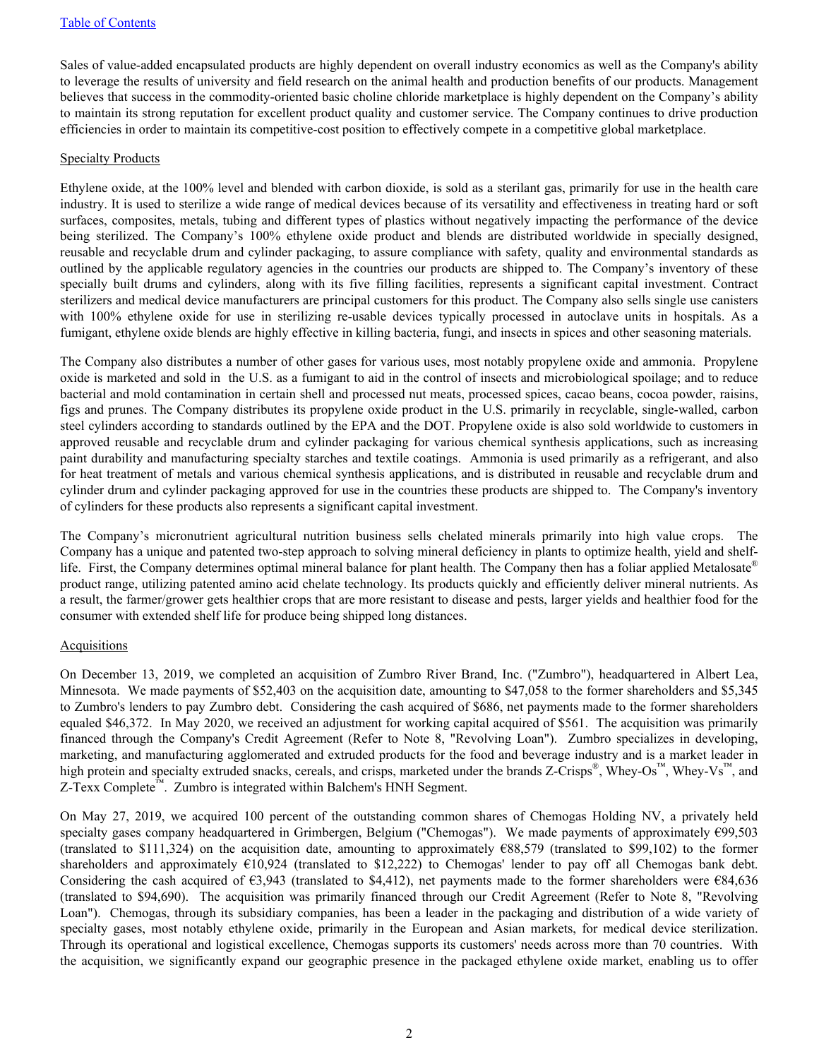Sales of value-added encapsulated products are highly dependent on overall industry economics as well as the Company's ability to leverage the results of university and field research on the animal health and production benefits of our products. Management believes that success in the commodity-oriented basic choline chloride marketplace is highly dependent on the Company's ability to maintain its strong reputation for excellent product quality and customer service. The Company continues to drive production efficiencies in order to maintain its competitive-cost position to effectively compete in a competitive global marketplace.

Specialty Products

Ethylene oxide, at the 100% level and blended with carbon dioxide, is sold as a sterilant gas, primarily for use in the health care industry. It is used to sterilize a wide range of medical devices because of its versatility and effectiveness in treating hard or soft surfaces, composites, metals, tubing and different types of plastics without negatively impacting the performance of the device being sterilized. The Company's 100% ethylene oxide product and blends are distributed worldwide in specially designed, reusable and recyclable drum and cylinder packaging, to assure compliance with safety, quality and environmental standards as outlined by the applicable regulatory agencies in the countries our products are shipped to. The Company's inventory of these specially built drums and cylinders, along with its five filling facilities, represents a significant capital investment. Contract sterilizers and medical device manufacturers are principal customers for this product. The Company also sells single use canisters with 100% ethylene oxide for use in sterilizing re-usable devices typically processed in autoclave units in hospitals. As a fumigant, ethylene oxide blends are highly effective in killing bacteria, fungi, and insects in spices and other seasoning materials.

The Company also distributes a number of other gases for various uses, most notably propylene oxide and ammonia. Propylene oxide is marketed and sold in the U.S. as a fumigant to aid in the control of insects and microbiological spoilage; and to reduce bacterial and mold contamination in certain shell and processed nut meats, processed spices, cacao beans, cocoa powder, raisins, figs and prunes. The Company distributes its propylene oxide product in the U.S. primarily in recyclable, single-walled, carbon steel cylinders according to standards outlined by the EPA and the DOT. Propylene oxide is also sold worldwide to customers in approved reusable and recyclable drum and cylinder packaging for various chemical synthesis applications, such as increasing paint durability and manufacturing specialty starches and textile coatings. Ammonia is used primarily as a refrigerant, and also for heat treatment of metals and various chemical synthesis applications, and is distributed in reusable and recyclable drum and cylinder drum and cylinder packaging approved for use in the countries these products are shipped to. The Company's inventory of cylinders for these products also represents a significant capital investment.

The Company's micronutrient agricultural nutrition business sells chelated minerals primarily into high value crops. The Company has a unique and patented two-step approach to solving mineral deficiency in plants to optimize health, yield and shelf-life. First, the Company determines optimal mineral balance for plant health. The Company then has a foliar applied Metalosate® product range, utilizing patented amino acid chelate technology. Its products quickly and efficiently deliver mineral nutrients. As a result, the farmer/grower gets healthier crops that are more resistant to disease and pests, larger yields and healthier food for the consumer with extended shelf life for produce being shipped long distances.

Acquisitions

On December 13, 2019, we completed an acquisition of Zumbro River Brand, Inc. ("Zumbro"), headquartered in Albert Lea, Minnesota. We made payments of $52,403 on the acquisition date, amounting to $47,058 to the former shareholders and $5,345 to Zumbro's lenders to pay Zumbro debt. Considering the cash acquired of $686, net payments made to the former shareholders equaled $46,372. In May 2020, we received an adjustment for working capital acquired of $561. The acquisition was primarily financed through the Company's Credit Agreement (Refer to Note 8, "Revolving Loan"). Zumbro specializes in developing, marketing, and manufacturing agglomerated and extruded products for the food and beverage industry and is a market leader in high protein and specialty extruded snacks, cereals, and crisps, marketed under the brands Z-Crisps®, Whey-Os™, Whey-Vs™, and Z-Texx Complete™. Zumbro is integrated within Balchem's HNH Segment.

On May 27, 2019, we acquired 100 percent of the outstanding common shares of Chemogas Holding NV, a privately held specialty gases company headquartered in Grimbergen, Belgium ("Chemogas"). We made payments of approximately €99,503 (translated to $111,324) on the acquisition date, amounting to approximately €88,579 (translated to $99,102) to the former shareholders and approximately €10,924 (translated to $12,222) to Chemogas' lender to pay off all Chemogas bank debt. Considering the cash acquired of €3,943 (translated to $4,412), net payments made to the former shareholders were €84,636 (translated to $94,690). The acquisition was primarily financed through our Credit Agreement (Refer to Note 8, "Revolving Loan"). Chemogas, through its subsidiary companies, has been a leader in the packaging and distribution of a wide variety of specialty gases, most notably ethylene oxide, primarily in the European and Asian markets, for medical device sterilization. Through its operational and logistical excellence, Chemogas supports its customers' needs across more than 70 countries. With the acquisition, we significantly expand our geographic presence in the packaged ethylene oxide market, enabling us to offer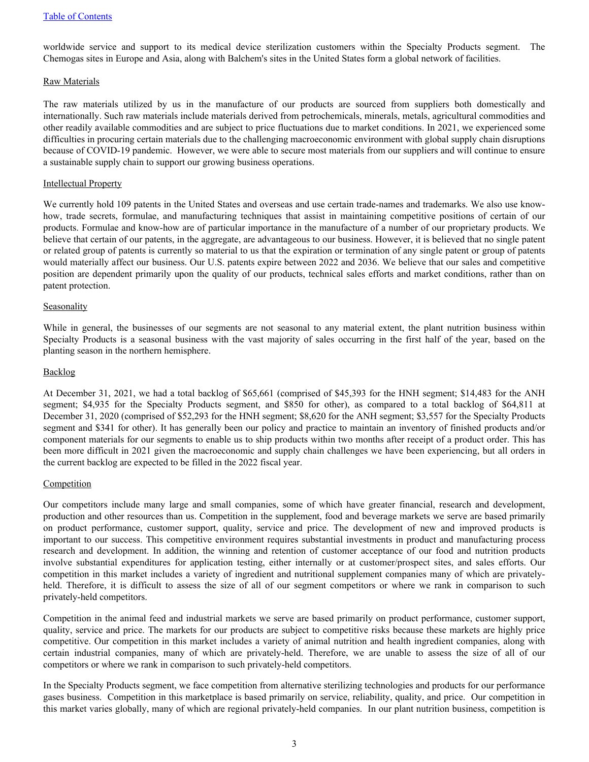worldwide service and support to its medical device sterilization customers within the Specialty Products segment. The Chemogas sites in Europe and Asia, along with Balchem's sites in the United States form a global network of facilities.

Raw Materials

The raw materials utilized by us in the manufacture of our products are sourced from suppliers both domestically and internationally. Such raw materials include materials derived from petrochemicals, minerals, metals, agricultural commodities and other readily available commodities and are subject to price fluctuations due to market conditions. In 2021, we experienced some difficulties in procuring certain materials due to the challenging macroeconomic environment with global supply chain disruptions because of COVID-19 pandemic. However, we were able to secure most materials from our suppliers and will continue to ensure a sustainable supply chain to support our growing business operations.

Intellectual Property

We currently hold 109 patents in the United States and overseas and use certain trade-names and trademarks. We also use know-how, trade secrets, formulae, and manufacturing techniques that assist in maintaining competitive positions of certain of our products. Formulae and know-how are of particular importance in the manufacture of a number of our proprietary products. We believe that certain of our patents, in the aggregate, are advantageous to our business. However, it is believed that no single patent or related group of patents is currently so material to us that the expiration or termination of any single patent or group of patents would materially affect our business. Our U.S. patents expire between 2022 and 2036. We believe that our sales and competitive position are dependent primarily upon the quality of our products, technical sales efforts and market conditions, rather than on patent protection.

Seasonality

While in general, the businesses of our segments are not seasonal to any material extent, the plant nutrition business within Specialty Products is a seasonal business with the vast majority of sales occurring in the first half of the year, based on the planting season in the northern hemisphere.

Backlog

At December 31, 2021, we had a total backlog of $65,661 (comprised of $45,393 for the HNH segment; $14,483 for the ANH segment; $4,935 for the Specialty Products segment, and $850 for other), as compared to a total backlog of $64,811 at December 31, 2020 (comprised of $52,293 for the HNH segment; $8,620 for the ANH segment; $3,557 for the Specialty Products segment and $341 for other). It has generally been our policy and practice to maintain an inventory of finished products and/or component materials for our segments to enable us to ship products within two months after receipt of a product order. This has been more difficult in 2021 given the macroeconomic and supply chain challenges we have been experiencing, but all orders in the current backlog are expected to be filled in the 2022 fiscal year.

Competition

Our competitors include many large and small companies, some of which have greater financial, research and development, production and other resources than us. Competition in the supplement, food and beverage markets we serve are based primarily on product performance, customer support, quality, service and price. The development of new and improved products is important to our success. This competitive environment requires substantial investments in product and manufacturing process research and development. In addition, the winning and retention of customer acceptance of our food and nutrition products involve substantial expenditures for application testing, either internally or at customer/prospect sites, and sales efforts. Our competition in this market includes a variety of ingredient and nutritional supplement companies many of which are privately-held. Therefore, it is difficult to assess the size of all of our segment competitors or where we rank in comparison to such privately-held competitors.

Competition in the animal feed and industrial markets we serve are based primarily on product performance, customer support, quality, service and price. The markets for our products are subject to competitive risks because these markets are highly price competitive. Our competition in this market includes a variety of animal nutrition and health ingredient companies, along with certain industrial companies, many of which are privately-held. Therefore, we are unable to assess the size of all of our competitors or where we rank in comparison to such privately-held competitors.

In the Specialty Products segment, we face competition from alternative sterilizing technologies and products for our performance gases business. Competition in this marketplace is based primarily on service, reliability, quality, and price. Our competition in this market varies globally, many of which are regional privately-held companies. In our plant nutrition business, competition is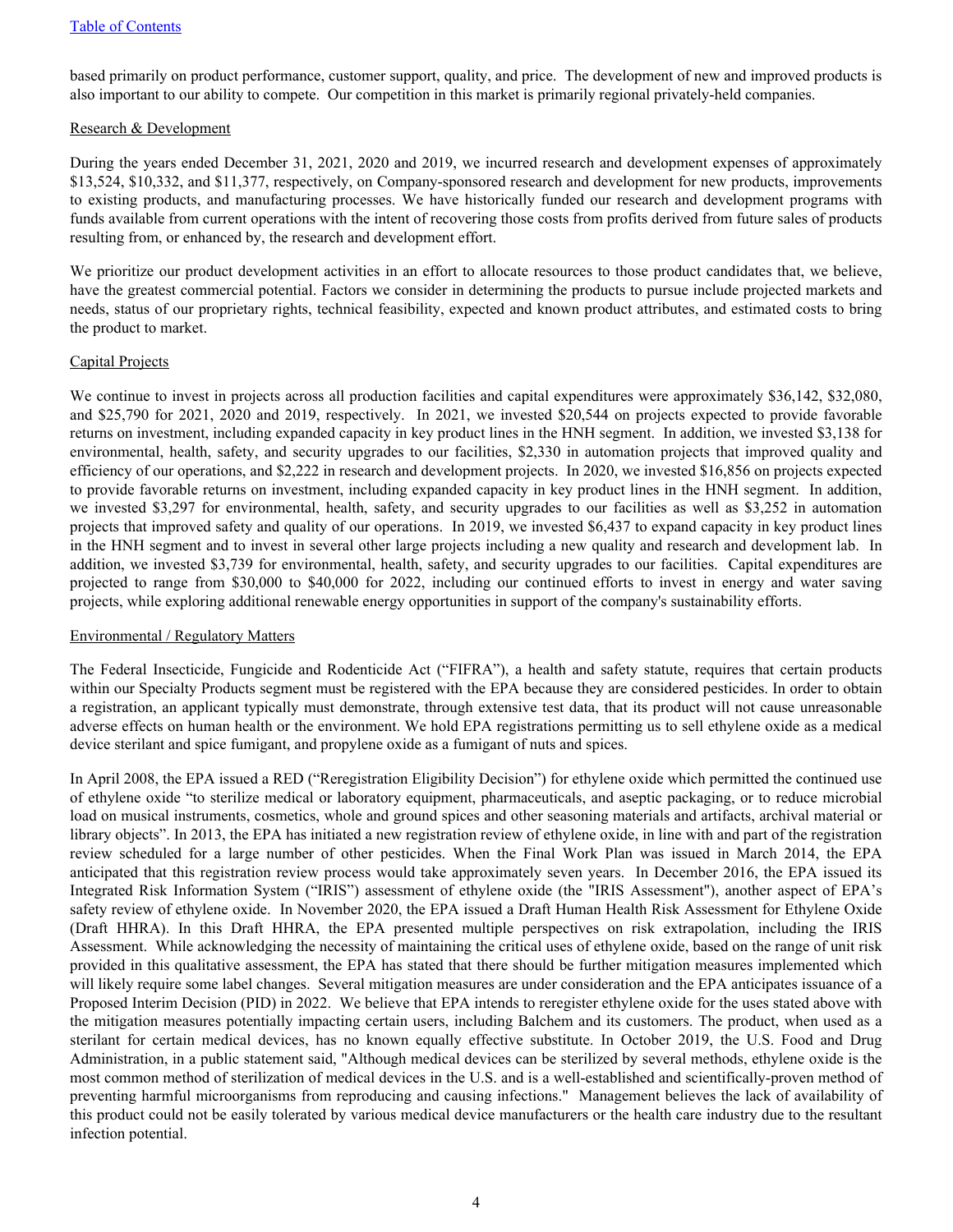based primarily on product performance, customer support, quality, and price. The development of new and improved products is also important to our ability to compete. Our competition in this market is primarily regional privately-held companies.

Research & Development

During the years ended December 31, 2021, 2020 and 2019, we incurred research and development expenses of approximately $13,524, $10,332, and $11,377, respectively, on Company-sponsored research and development for new products, improvements to existing products, and manufacturing processes. We have historically funded our research and development programs with funds available from current operations with the intent of recovering those costs from profits derived from future sales of products resulting from, or enhanced by, the research and development effort.

We prioritize our product development activities in an effort to allocate resources to those product candidates that, we believe, have the greatest commercial potential. Factors we consider in determining the products to pursue include projected markets and needs, status of our proprietary rights, technical feasibility, expected and known product attributes, and estimated costs to bring the product to market.

Capital Projects

We continue to invest in projects across all production facilities and capital expenditures were approximately $36,142, $32,080, and $25,790 for 2021, 2020 and 2019, respectively. In 2021, we invested $20,544 on projects expected to provide favorable returns on investment, including expanded capacity in key product lines in the HNH segment. In addition, we invested $3,138 for environmental, health, safety, and security upgrades to our facilities, $2,330 in automation projects that improved quality and efficiency of our operations, and $2,222 in research and development projects. In 2020, we invested $16,856 on projects expected to provide favorable returns on investment, including expanded capacity in key product lines in the HNH segment. In addition, we invested $3,297 for environmental, health, safety, and security upgrades to our facilities as well as $3,252 in automation projects that improved safety and quality of our operations. In 2019, we invested $6,437 to expand capacity in key product lines in the HNH segment and to invest in several other large projects including a new quality and research and development lab. In addition, we invested $3,739 for environmental, health, safety, and security upgrades to our facilities. Capital expenditures are projected to range from $30,000 to $40,000 for 2022, including our continued efforts to invest in energy and water saving projects, while exploring additional renewable energy opportunities in support of the company's sustainability efforts.

Environmental / Regulatory Matters

The Federal Insecticide, Fungicide and Rodenticide Act ("FIFRA"), a health and safety statute, requires that certain products within our Specialty Products segment must be registered with the EPA because they are considered pesticides. In order to obtain a registration, an applicant typically must demonstrate, through extensive test data, that its product will not cause unreasonable adverse effects on human health or the environment. We hold EPA registrations permitting us to sell ethylene oxide as a medical device sterilant and spice fumigant, and propylene oxide as a fumigant of nuts and spices.

In April 2008, the EPA issued a RED ("Reregistration Eligibility Decision") for ethylene oxide which permitted the continued use of ethylene oxide "to sterilize medical or laboratory equipment, pharmaceuticals, and aseptic packaging, or to reduce microbial load on musical instruments, cosmetics, whole and ground spices and other seasoning materials and artifacts, archival material or library objects". In 2013, the EPA has initiated a new registration review of ethylene oxide, in line with and part of the registration review scheduled for a large number of other pesticides. When the Final Work Plan was issued in March 2014, the EPA anticipated that this registration review process would take approximately seven years. In December 2016, the EPA issued its Integrated Risk Information System ("IRIS") assessment of ethylene oxide (the "IRIS Assessment"), another aspect of EPA's safety review of ethylene oxide. In November 2020, the EPA issued a Draft Human Health Risk Assessment for Ethylene Oxide (Draft HHRA). In this Draft HHRA, the EPA presented multiple perspectives on risk extrapolation, including the IRIS Assessment. While acknowledging the necessity of maintaining the critical uses of ethylene oxide, based on the range of unit risk provided in this qualitative assessment, the EPA has stated that there should be further mitigation measures implemented which will likely require some label changes. Several mitigation measures are under consideration and the EPA anticipates issuance of a Proposed Interim Decision (PID) in 2022. We believe that EPA intends to reregister ethylene oxide for the uses stated above with the mitigation measures potentially impacting certain users, including Balchem and its customers. The product, when used as a sterilant for certain medical devices, has no known equally effective substitute. In October 2019, the U.S. Food and Drug Administration, in a public statement said, "Although medical devices can be sterilized by several methods, ethylene oxide is the most common method of sterilization of medical devices in the U.S. and is a well-established and scientifically-proven method of preventing harmful microorganisms from reproducing and causing infections." Management believes the lack of availability of this product could not be easily tolerated by various medical device manufacturers or the health care industry due to the resultant infection potential.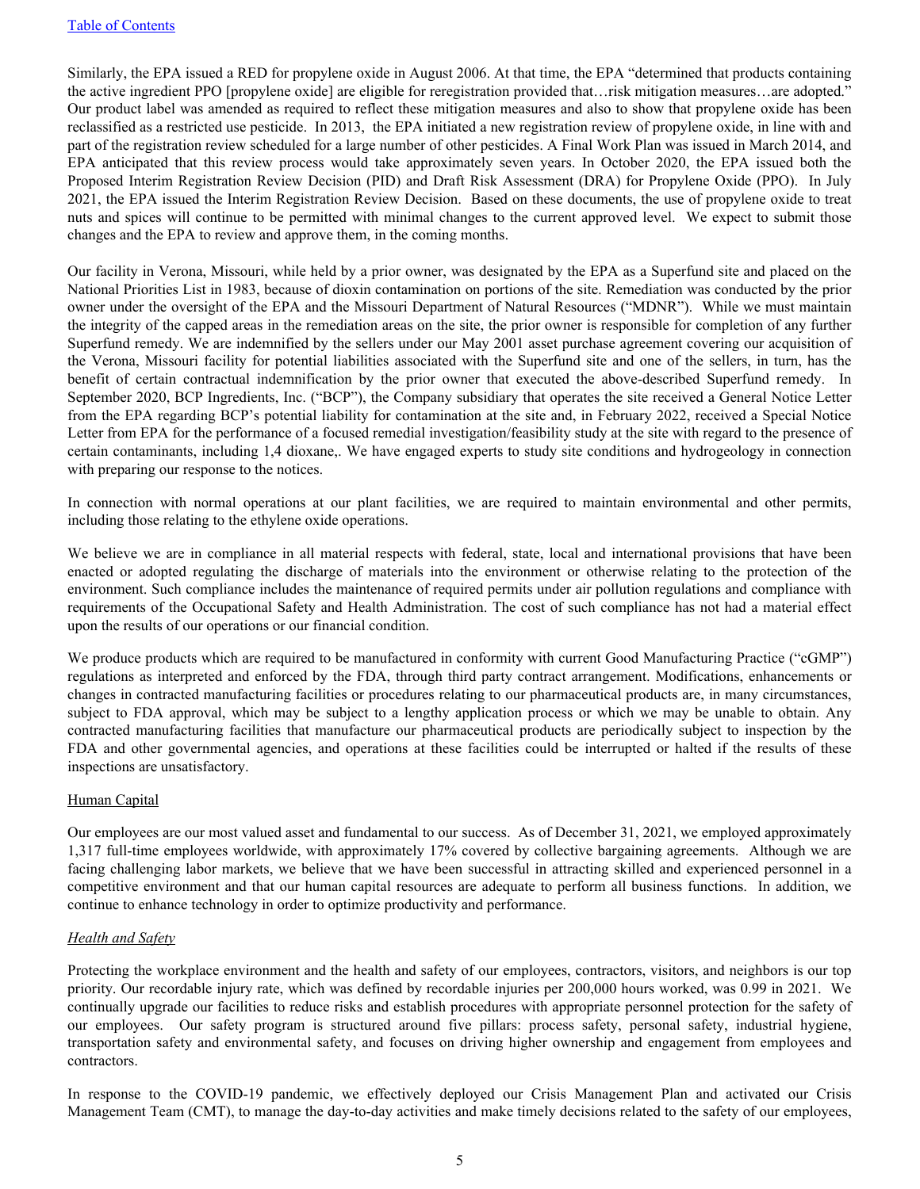Similarly, the EPA issued a RED for propylene oxide in August 2006. At that time, the EPA "determined that products containing the active ingredient PPO [propylene oxide] are eligible for reregistration provided that…risk mitigation measures…are adopted." Our product label was amended as required to reflect these mitigation measures and also to show that propylene oxide has been reclassified as a restricted use pesticide. In 2013, the EPA initiated a new registration review of propylene oxide, in line with and part of the registration review scheduled for a large number of other pesticides. A Final Work Plan was issued in March 2014, and EPA anticipated that this review process would take approximately seven years. In October 2020, the EPA issued both the Proposed Interim Registration Review Decision (PID) and Draft Risk Assessment (DRA) for Propylene Oxide (PPO). In July 2021, the EPA issued the Interim Registration Review Decision. Based on these documents, the use of propylene oxide to treat nuts and spices will continue to be permitted with minimal changes to the current approved level. We expect to submit those changes and the EPA to review and approve them, in the coming months.

Our facility in Verona, Missouri, while held by a prior owner, was designated by the EPA as a Superfund site and placed on the National Priorities List in 1983, because of dioxin contamination on portions of the site. Remediation was conducted by the prior owner under the oversight of the EPA and the Missouri Department of Natural Resources ("MDNR"). While we must maintain the integrity of the capped areas in the remediation areas on the site, the prior owner is responsible for completion of any further Superfund remedy. We are indemnified by the sellers under our May 2001 asset purchase agreement covering our acquisition of the Verona, Missouri facility for potential liabilities associated with the Superfund site and one of the sellers, in turn, has the benefit of certain contractual indemnification by the prior owner that executed the above-described Superfund remedy. In September 2020, BCP Ingredients, Inc. ("BCP"), the Company subsidiary that operates the site received a General Notice Letter from the EPA regarding BCP's potential liability for contamination at the site and, in February 2022, received a Special Notice Letter from EPA for the performance of a focused remedial investigation/feasibility study at the site with regard to the presence of certain contaminants, including 1,4 dioxane,. We have engaged experts to study site conditions and hydrogeology in connection with preparing our response to the notices.

In connection with normal operations at our plant facilities, we are required to maintain environmental and other permits, including those relating to the ethylene oxide operations.

We believe we are in compliance in all material respects with federal, state, local and international provisions that have been enacted or adopted regulating the discharge of materials into the environment or otherwise relating to the protection of the environment. Such compliance includes the maintenance of required permits under air pollution regulations and compliance with requirements of the Occupational Safety and Health Administration. The cost of such compliance has not had a material effect upon the results of our operations or our financial condition.

We produce products which are required to be manufactured in conformity with current Good Manufacturing Practice ("cGMP") regulations as interpreted and enforced by the FDA, through third party contract arrangement. Modifications, enhancements or changes in contracted manufacturing facilities or procedures relating to our pharmaceutical products are, in many circumstances, subject to FDA approval, which may be subject to a lengthy application process or which we may be unable to obtain. Any contracted manufacturing facilities that manufacture our pharmaceutical products are periodically subject to inspection by the FDA and other governmental agencies, and operations at these facilities could be interrupted or halted if the results of these inspections are unsatisfactory.

## Human Capital

Our employees are our most valued asset and fundamental to our success. As of December 31, 2021, we employed approximately 1,317 full-time employees worldwide, with approximately 17% covered by collective bargaining agreements. Although we are facing challenging labor markets, we believe that we have been successful in attracting skilled and experienced personnel in a competitive environment and that our human capital resources are adequate to perform all business functions. In addition, we continue to enhance technology in order to optimize productivity and performance.

### *Health and Safety*

Protecting the workplace environment and the health and safety of our employees, contractors, visitors, and neighbors is our top priority. Our recordable injury rate, which was defined by recordable injuries per 200,000 hours worked, was 0.99 in 2021. We continually upgrade our facilities to reduce risks and establish procedures with appropriate personnel protection for the safety of our employees. Our safety program is structured around five pillars: process safety, personal safety, industrial hygiene, transportation safety and environmental safety, and focuses on driving higher ownership and engagement from employees and contractors.

In response to the COVID-19 pandemic, we effectively deployed our Crisis Management Plan and activated our Crisis Management Team (CMT), to manage the day-to-day activities and make timely decisions related to the safety of our employees,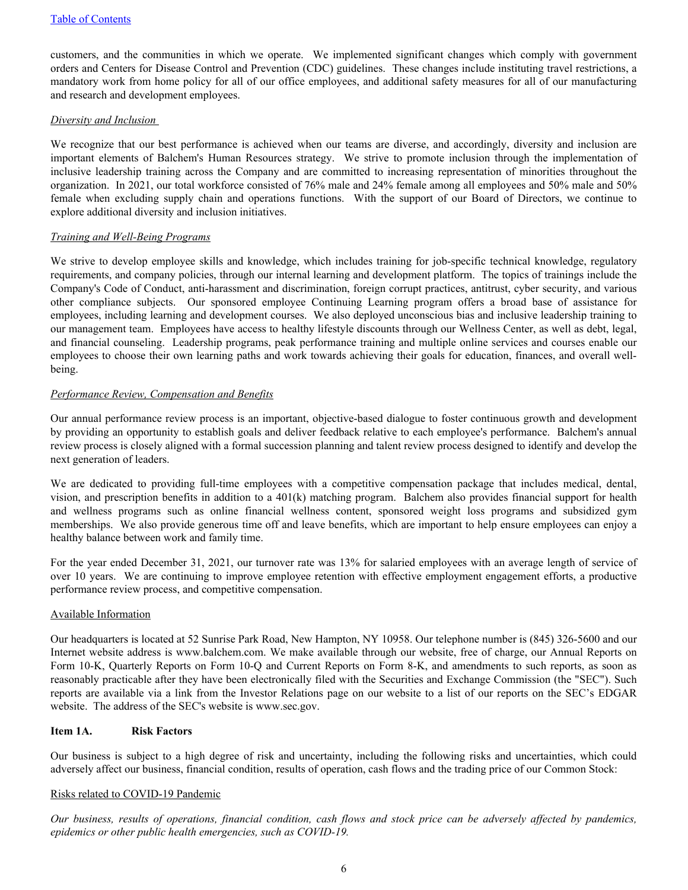customers, and the communities in which we operate. We implemented significant changes which comply with government orders and Centers for Disease Control and Prevention (CDC) guidelines. These changes include instituting travel restrictions, a mandatory work from home policy for all of our office employees, and additional safety measures for all of our manufacturing and research and development employees.

*Diversity and Inclusion*

We recognize that our best performance is achieved when our teams are diverse, and accordingly, diversity and inclusion are important elements of Balchem's Human Resources strategy. We strive to promote inclusion through the implementation of inclusive leadership training across the Company and are committed to increasing representation of minorities throughout the organization. In 2021, our total workforce consisted of 76% male and 24% female among all employees and 50% male and 50% female when excluding supply chain and operations functions. With the support of our Board of Directors, we continue to explore additional diversity and inclusion initiatives.

*Training and Well-Being Programs*

We strive to develop employee skills and knowledge, which includes training for job-specific technical knowledge, regulatory requirements, and company policies, through our internal learning and development platform. The topics of trainings include the Company's Code of Conduct, anti-harassment and discrimination, foreign corrupt practices, antitrust, cyber security, and various other compliance subjects. Our sponsored employee Continuing Learning program offers a broad base of assistance for employees, including learning and development courses. We also deployed unconscious bias and inclusive leadership training to our management team. Employees have access to healthy lifestyle discounts through our Wellness Center, as well as debt, legal, and financial counseling. Leadership programs, peak performance training and multiple online services and courses enable our employees to choose their own learning paths and work towards achieving their goals for education, finances, and overall well-being.

*Performance Review, Compensation and Benefits*

Our annual performance review process is an important, objective-based dialogue to foster continuous growth and development by providing an opportunity to establish goals and deliver feedback relative to each employee's performance. Balchem's annual review process is closely aligned with a formal succession planning and talent review process designed to identify and develop the next generation of leaders.

We are dedicated to providing full-time employees with a competitive compensation package that includes medical, dental, vision, and prescription benefits in addition to a 401(k) matching program. Balchem also provides financial support for health and wellness programs such as online financial wellness content, sponsored weight loss programs and subsidized gym memberships. We also provide generous time off and leave benefits, which are important to help ensure employees can enjoy a healthy balance between work and family time.

For the year ended December 31, 2021, our turnover rate was 13% for salaried employees with an average length of service of over 10 years. We are continuing to improve employee retention with effective employment engagement efforts, a productive performance review process, and competitive compensation.

Available Information

Our headquarters is located at 52 Sunrise Park Road, New Hampton, NY 10958. Our telephone number is (845) 326-5600 and our Internet website address is www.balchem.com. We make available through our website, free of charge, our Annual Reports on Form 10-K, Quarterly Reports on Form 10-Q and Current Reports on Form 8-K, and amendments to such reports, as soon as reasonably practicable after they have been electronically filed with the Securities and Exchange Commission (the "SEC"). Such reports are available via a link from the Investor Relations page on our website to a list of our reports on the SEC's EDGAR website. The address of the SEC's website is www.sec.gov.

## Item 1A. Risk Factors

Our business is subject to a high degree of risk and uncertainty, including the following risks and uncertainties, which could adversely affect our business, financial condition, results of operation, cash flows and the trading price of our Common Stock:

Risks related to COVID-19 Pandemic

*Our business, results of operations, financial condition, cash flows and stock price can be adversely affected by pandemics, epidemics or other public health emergencies, such as COVID-19.*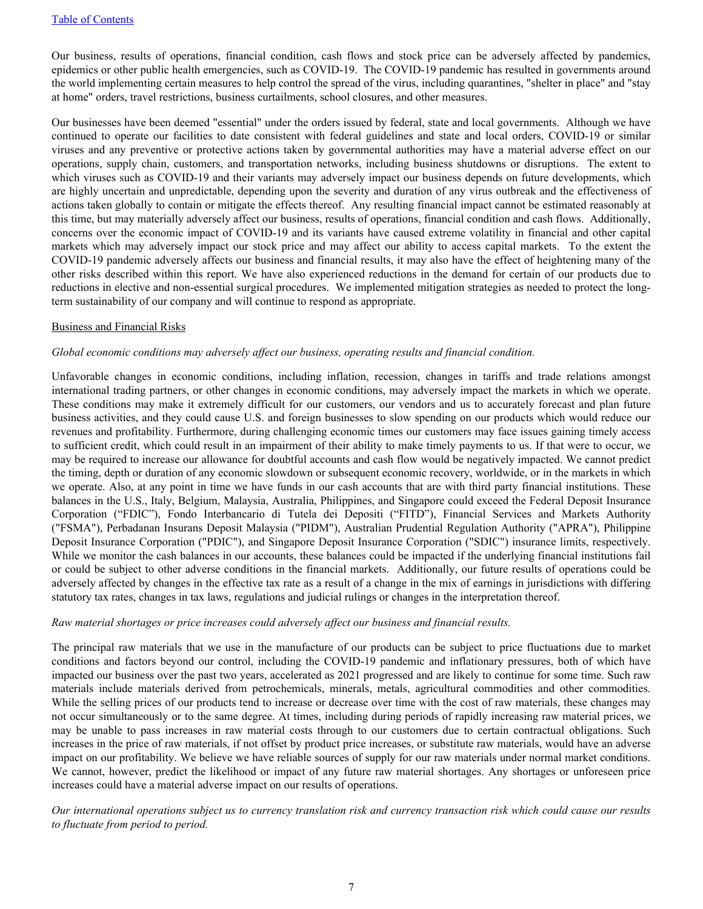Our business, results of operations, financial condition, cash flows and stock price can be adversely affected by pandemics, epidemics or other public health emergencies, such as COVID-19. The COVID-19 pandemic has resulted in governments around the world implementing certain measures to help control the spread of the virus, including quarantines, "shelter in place" and "stay at home" orders, travel restrictions, business curtailments, school closures, and other measures.

Our businesses have been deemed "essential" under the orders issued by federal, state and local governments. Although we have continued to operate our facilities to date consistent with federal guidelines and state and local orders, COVID-19 or similar viruses and any preventive or protective actions taken by governmental authorities may have a material adverse effect on our operations, supply chain, customers, and transportation networks, including business shutdowns or disruptions. The extent to which viruses such as COVID-19 and their variants may adversely impact our business depends on future developments, which are highly uncertain and unpredictable, depending upon the severity and duration of any virus outbreak and the effectiveness of actions taken globally to contain or mitigate the effects thereof. Any resulting financial impact cannot be estimated reasonably at this time, but may materially adversely affect our business, results of operations, financial condition and cash flows. Additionally, concerns over the economic impact of COVID-19 and its variants have caused extreme volatility in financial and other capital markets which may adversely impact our stock price and may affect our ability to access capital markets. To the extent the COVID-19 pandemic adversely affects our business and financial results, it may also have the effect of heightening many of the other risks described within this report. We have also experienced reductions in the demand for certain of our products due to reductions in elective and non-essential surgical procedures. We implemented mitigation strategies as needed to protect the long-term sustainability of our company and will continue to respond as appropriate.

Business and Financial Risks

*Global economic conditions may adversely affect our business, operating results and financial condition.*

Unfavorable changes in economic conditions, including inflation, recession, changes in tariffs and trade relations amongst international trading partners, or other changes in economic conditions, may adversely impact the markets in which we operate. These conditions may make it extremely difficult for our customers, our vendors and us to accurately forecast and plan future business activities, and they could cause U.S. and foreign businesses to slow spending on our products which would reduce our revenues and profitability. Furthermore, during challenging economic times our customers may face issues gaining timely access to sufficient credit, which could result in an impairment of their ability to make timely payments to us. If that were to occur, we may be required to increase our allowance for doubtful accounts and cash flow would be negatively impacted. We cannot predict the timing, depth or duration of any economic slowdown or subsequent economic recovery, worldwide, or in the markets in which we operate. Also, at any point in time we have funds in our cash accounts that are with third party financial institutions. These balances in the U.S., Italy, Belgium, Malaysia, Australia, Philippines, and Singapore could exceed the Federal Deposit Insurance Corporation ("FDIC"), Fondo Interbancario di Tutela dei Depositi ("FITD"), Financial Services and Markets Authority ("FSMA"), Perbadanan Insurans Deposit Malaysia ("PIDM"), Australian Prudential Regulation Authority ("APRA"), Philippine Deposit Insurance Corporation ("PDIC"), and Singapore Deposit Insurance Corporation ("SDIC") insurance limits, respectively. While we monitor the cash balances in our accounts, these balances could be impacted if the underlying financial institutions fail or could be subject to other adverse conditions in the financial markets. Additionally, our future results of operations could be adversely affected by changes in the effective tax rate as a result of a change in the mix of earnings in jurisdictions with differing statutory tax rates, changes in tax laws, regulations and judicial rulings or changes in the interpretation thereof.

*Raw material shortages or price increases could adversely affect our business and financial results.*

The principal raw materials that we use in the manufacture of our products can be subject to price fluctuations due to market conditions and factors beyond our control, including the COVID-19 pandemic and inflationary pressures, both of which have impacted our business over the past two years, accelerated as 2021 progressed and are likely to continue for some time. Such raw materials include materials derived from petrochemicals, minerals, metals, agricultural commodities and other commodities. While the selling prices of our products tend to increase or decrease over time with the cost of raw materials, these changes may not occur simultaneously or to the same degree. At times, including during periods of rapidly increasing raw material prices, we may be unable to pass increases in raw material costs through to our customers due to certain contractual obligations. Such increases in the price of raw materials, if not offset by product price increases, or substitute raw materials, would have an adverse impact on our profitability. We believe we have reliable sources of supply for our raw materials under normal market conditions. We cannot, however, predict the likelihood or impact of any future raw material shortages. Any shortages or unforeseen price increases could have a material adverse impact on our results of operations.

*Our international operations subject us to currency translation risk and currency transaction risk which could cause our results to fluctuate from period to period.*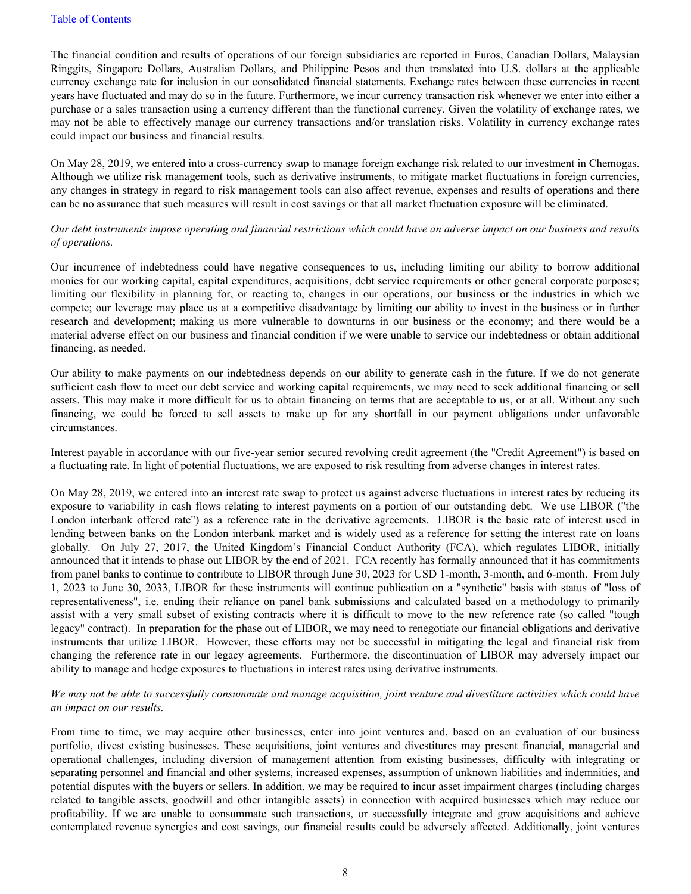The financial condition and results of operations of our foreign subsidiaries are reported in Euros, Canadian Dollars, Malaysian Ringgits, Singapore Dollars, Australian Dollars, and Philippine Pesos and then translated into U.S. dollars at the applicable currency exchange rate for inclusion in our consolidated financial statements. Exchange rates between these currencies in recent years have fluctuated and may do so in the future. Furthermore, we incur currency transaction risk whenever we enter into either a purchase or a sales transaction using a currency different than the functional currency. Given the volatility of exchange rates, we may not be able to effectively manage our currency transactions and/or translation risks. Volatility in currency exchange rates could impact our business and financial results.

On May 28, 2019, we entered into a cross-currency swap to manage foreign exchange risk related to our investment in Chemogas. Although we utilize risk management tools, such as derivative instruments, to mitigate market fluctuations in foreign currencies, any changes in strategy in regard to risk management tools can also affect revenue, expenses and results of operations and there can be no assurance that such measures will result in cost savings or that all market fluctuation exposure will be eliminated.

*Our debt instruments impose operating and financial restrictions which could have an adverse impact on our business and results of operations.*

Our incurrence of indebtedness could have negative consequences to us, including limiting our ability to borrow additional monies for our working capital, capital expenditures, acquisitions, debt service requirements or other general corporate purposes; limiting our flexibility in planning for, or reacting to, changes in our operations, our business or the industries in which we compete; our leverage may place us at a competitive disadvantage by limiting our ability to invest in the business or in further research and development; making us more vulnerable to downturns in our business or the economy; and there would be a material adverse effect on our business and financial condition if we were unable to service our indebtedness or obtain additional financing, as needed.

Our ability to make payments on our indebtedness depends on our ability to generate cash in the future. If we do not generate sufficient cash flow to meet our debt service and working capital requirements, we may need to seek additional financing or sell assets. This may make it more difficult for us to obtain financing on terms that are acceptable to us, or at all. Without any such financing, we could be forced to sell assets to make up for any shortfall in our payment obligations under unfavorable circumstances.

Interest payable in accordance with our five-year senior secured revolving credit agreement (the "Credit Agreement") is based on a fluctuating rate. In light of potential fluctuations, we are exposed to risk resulting from adverse changes in interest rates.

On May 28, 2019, we entered into an interest rate swap to protect us against adverse fluctuations in interest rates by reducing its exposure to variability in cash flows relating to interest payments on a portion of our outstanding debt. We use LIBOR ("the London interbank offered rate") as a reference rate in the derivative agreements. LIBOR is the basic rate of interest used in lending between banks on the London interbank market and is widely used as a reference for setting the interest rate on loans globally. On July 27, 2017, the United Kingdom's Financial Conduct Authority (FCA), which regulates LIBOR, initially announced that it intends to phase out LIBOR by the end of 2021. FCA recently has formally announced that it has commitments from panel banks to continue to contribute to LIBOR through June 30, 2023 for USD 1-month, 3-month, and 6-month. From July 1, 2023 to June 30, 2033, LIBOR for these instruments will continue publication on a "synthetic" basis with status of "loss of representativeness", i.e. ending their reliance on panel bank submissions and calculated based on a methodology to primarily assist with a very small subset of existing contracts where it is difficult to move to the new reference rate (so called "tough legacy" contract). In preparation for the phase out of LIBOR, we may need to renegotiate our financial obligations and derivative instruments that utilize LIBOR. However, these efforts may not be successful in mitigating the legal and financial risk from changing the reference rate in our legacy agreements. Furthermore, the discontinuation of LIBOR may adversely impact our ability to manage and hedge exposures to fluctuations in interest rates using derivative instruments.

*We may not be able to successfully consummate and manage acquisition, joint venture and divestiture activities which could have an impact on our results.*

From time to time, we may acquire other businesses, enter into joint ventures and, based on an evaluation of our business portfolio, divest existing businesses. These acquisitions, joint ventures and divestitures may present financial, managerial and operational challenges, including diversion of management attention from existing businesses, difficulty with integrating or separating personnel and financial and other systems, increased expenses, assumption of unknown liabilities and indemnities, and potential disputes with the buyers or sellers. In addition, we may be required to incur asset impairment charges (including charges related to tangible assets, goodwill and other intangible assets) in connection with acquired businesses which may reduce our profitability. If we are unable to consummate such transactions, or successfully integrate and grow acquisitions and achieve contemplated revenue synergies and cost savings, our financial results could be adversely affected. Additionally, joint ventures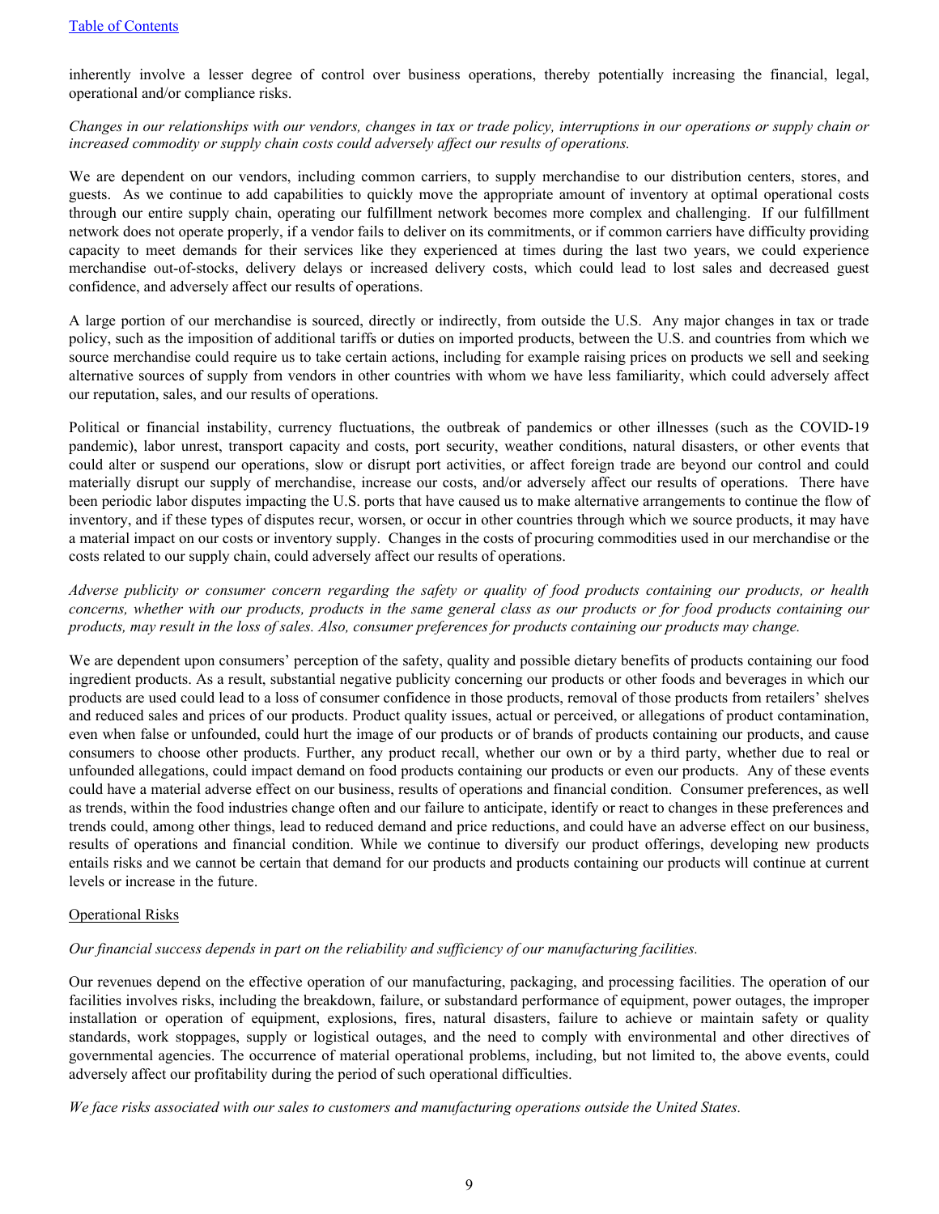inherently involve a lesser degree of control over business operations, thereby potentially increasing the financial, legal, operational and/or compliance risks.

*Changes in our relationships with our vendors, changes in tax or trade policy, interruptions in our operations or supply chain or increased commodity or supply chain costs could adversely affect our results of operations.*

We are dependent on our vendors, including common carriers, to supply merchandise to our distribution centers, stores, and guests. As we continue to add capabilities to quickly move the appropriate amount of inventory at optimal operational costs through our entire supply chain, operating our fulfillment network becomes more complex and challenging. If our fulfillment network does not operate properly, if a vendor fails to deliver on its commitments, or if common carriers have difficulty providing capacity to meet demands for their services like they experienced at times during the last two years, we could experience merchandise out-of-stocks, delivery delays or increased delivery costs, which could lead to lost sales and decreased guest confidence, and adversely affect our results of operations.

A large portion of our merchandise is sourced, directly or indirectly, from outside the U.S. Any major changes in tax or trade policy, such as the imposition of additional tariffs or duties on imported products, between the U.S. and countries from which we source merchandise could require us to take certain actions, including for example raising prices on products we sell and seeking alternative sources of supply from vendors in other countries with whom we have less familiarity, which could adversely affect our reputation, sales, and our results of operations.

Political or financial instability, currency fluctuations, the outbreak of pandemics or other illnesses (such as the COVID-19 pandemic), labor unrest, transport capacity and costs, port security, weather conditions, natural disasters, or other events that could alter or suspend our operations, slow or disrupt port activities, or affect foreign trade are beyond our control and could materially disrupt our supply of merchandise, increase our costs, and/or adversely affect our results of operations. There have been periodic labor disputes impacting the U.S. ports that have caused us to make alternative arrangements to continue the flow of inventory, and if these types of disputes recur, worsen, or occur in other countries through which we source products, it may have a material impact on our costs or inventory supply. Changes in the costs of procuring commodities used in our merchandise or the costs related to our supply chain, could adversely affect our results of operations.

*Adverse publicity or consumer concern regarding the safety or quality of food products containing our products, or health concerns, whether with our products, products in the same general class as our products or for food products containing our products, may result in the loss of sales. Also, consumer preferences for products containing our products may change.*

We are dependent upon consumers' perception of the safety, quality and possible dietary benefits of products containing our food ingredient products. As a result, substantial negative publicity concerning our products or other foods and beverages in which our products are used could lead to a loss of consumer confidence in those products, removal of those products from retailers' shelves and reduced sales and prices of our products. Product quality issues, actual or perceived, or allegations of product contamination, even when false or unfounded, could hurt the image of our products or of brands of products containing our products, and cause consumers to choose other products. Further, any product recall, whether our own or by a third party, whether due to real or unfounded allegations, could impact demand on food products containing our products or even our products. Any of these events could have a material adverse effect on our business, results of operations and financial condition. Consumer preferences, as well as trends, within the food industries change often and our failure to anticipate, identify or react to changes in these preferences and trends could, among other things, lead to reduced demand and price reductions, and could have an adverse effect on our business, results of operations and financial condition. While we continue to diversify our product offerings, developing new products entails risks and we cannot be certain that demand for our products and products containing our products will continue at current levels or increase in the future.

Operational Risks

*Our financial success depends in part on the reliability and sufficiency of our manufacturing facilities.*

Our revenues depend on the effective operation of our manufacturing, packaging, and processing facilities. The operation of our facilities involves risks, including the breakdown, failure, or substandard performance of equipment, power outages, the improper installation or operation of equipment, explosions, fires, natural disasters, failure to achieve or maintain safety or quality standards, work stoppages, supply or logistical outages, and the need to comply with environmental and other directives of governmental agencies. The occurrence of material operational problems, including, but not limited to, the above events, could adversely affect our profitability during the period of such operational difficulties.

*We face risks associated with our sales to customers and manufacturing operations outside the United States.*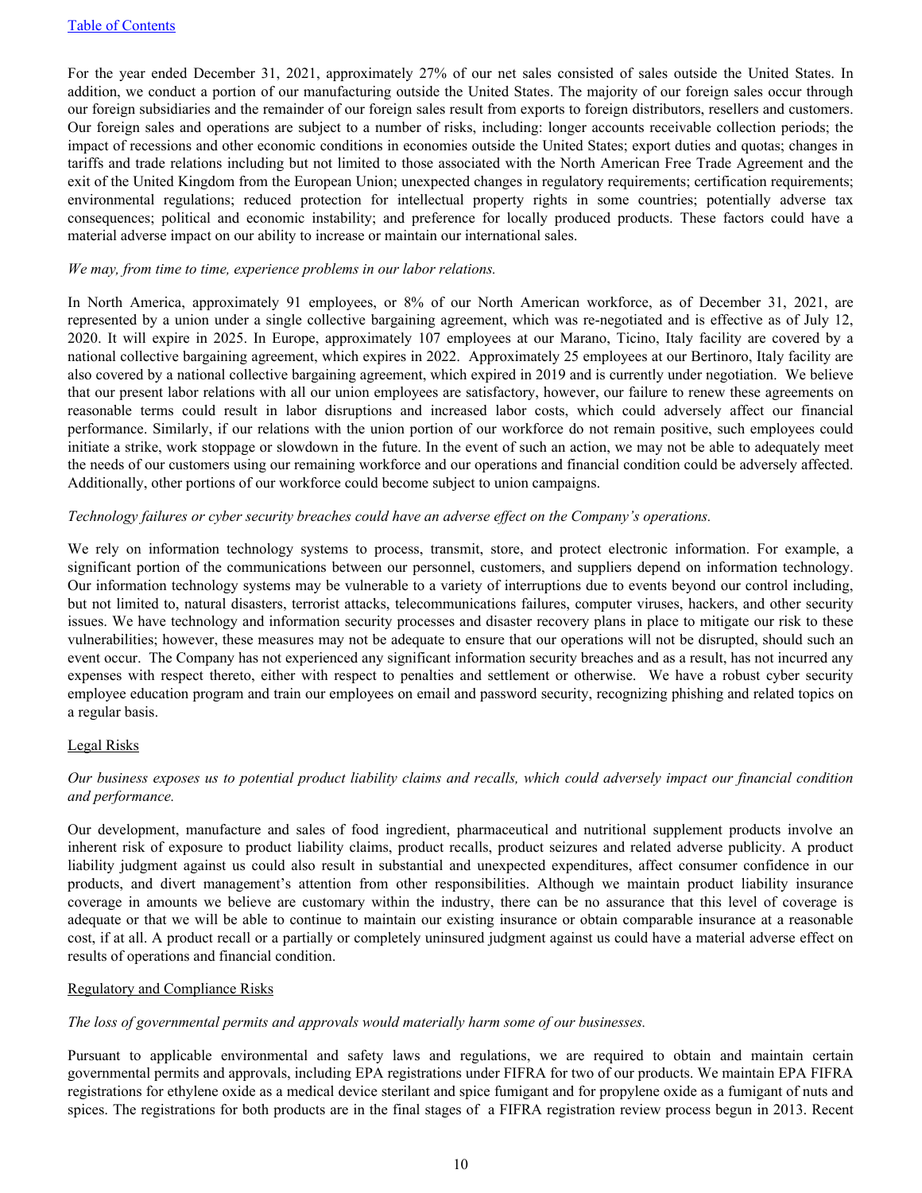For the year ended December 31, 2021, approximately 27% of our net sales consisted of sales outside the United States. In addition, we conduct a portion of our manufacturing outside the United States. The majority of our foreign sales occur through our foreign subsidiaries and the remainder of our foreign sales result from exports to foreign distributors, resellers and customers. Our foreign sales and operations are subject to a number of risks, including: longer accounts receivable collection periods; the impact of recessions and other economic conditions in economies outside the United States; export duties and quotas; changes in tariffs and trade relations including but not limited to those associated with the North American Free Trade Agreement and the exit of the United Kingdom from the European Union; unexpected changes in regulatory requirements; certification requirements; environmental regulations; reduced protection for intellectual property rights in some countries; potentially adverse tax consequences; political and economic instability; and preference for locally produced products. These factors could have a material adverse impact on our ability to increase or maintain our international sales.

*We may, from time to time, experience problems in our labor relations.*

In North America, approximately 91 employees, or 8% of our North American workforce, as of December 31, 2021, are represented by a union under a single collective bargaining agreement, which was re-negotiated and is effective as of July 12, 2020. It will expire in 2025. In Europe, approximately 107 employees at our Marano, Ticino, Italy facility are covered by a national collective bargaining agreement, which expires in 2022. Approximately 25 employees at our Bertinoro, Italy facility are also covered by a national collective bargaining agreement, which expired in 2019 and is currently under negotiation. We believe that our present labor relations with all our union employees are satisfactory, however, our failure to renew these agreements on reasonable terms could result in labor disruptions and increased labor costs, which could adversely affect our financial performance. Similarly, if our relations with the union portion of our workforce do not remain positive, such employees could initiate a strike, work stoppage or slowdown in the future. In the event of such an action, we may not be able to adequately meet the needs of our customers using our remaining workforce and our operations and financial condition could be adversely affected. Additionally, other portions of our workforce could become subject to union campaigns.

*Technology failures or cyber security breaches could have an adverse effect on the Company's operations.*

We rely on information technology systems to process, transmit, store, and protect electronic information. For example, a significant portion of the communications between our personnel, customers, and suppliers depend on information technology. Our information technology systems may be vulnerable to a variety of interruptions due to events beyond our control including, but not limited to, natural disasters, terrorist attacks, telecommunications failures, computer viruses, hackers, and other security issues. We have technology and information security processes and disaster recovery plans in place to mitigate our risk to these vulnerabilities; however, these measures may not be adequate to ensure that our operations will not be disrupted, should such an event occur. The Company has not experienced any significant information security breaches and as a result, has not incurred any expenses with respect thereto, either with respect to penalties and settlement or otherwise. We have a robust cyber security employee education program and train our employees on email and password security, recognizing phishing and related topics on a regular basis.

## Legal Risks

*Our business exposes us to potential product liability claims and recalls, which could adversely impact our financial condition and performance.*

Our development, manufacture and sales of food ingredient, pharmaceutical and nutritional supplement products involve an inherent risk of exposure to product liability claims, product recalls, product seizures and related adverse publicity. A product liability judgment against us could also result in substantial and unexpected expenditures, affect consumer confidence in our products, and divert management's attention from other responsibilities. Although we maintain product liability insurance coverage in amounts we believe are customary within the industry, there can be no assurance that this level of coverage is adequate or that we will be able to continue to maintain our existing insurance or obtain comparable insurance at a reasonable cost, if at all. A product recall or a partially or completely uninsured judgment against us could have a material adverse effect on results of operations and financial condition.

## Regulatory and Compliance Risks

*The loss of governmental permits and approvals would materially harm some of our businesses.*

Pursuant to applicable environmental and safety laws and regulations, we are required to obtain and maintain certain governmental permits and approvals, including EPA registrations under FIFRA for two of our products. We maintain EPA FIFRA registrations for ethylene oxide as a medical device sterilant and spice fumigant and for propylene oxide as a fumigant of nuts and spices. The registrations for both products are in the final stages of a FIFRA registration review process begun in 2013. Recent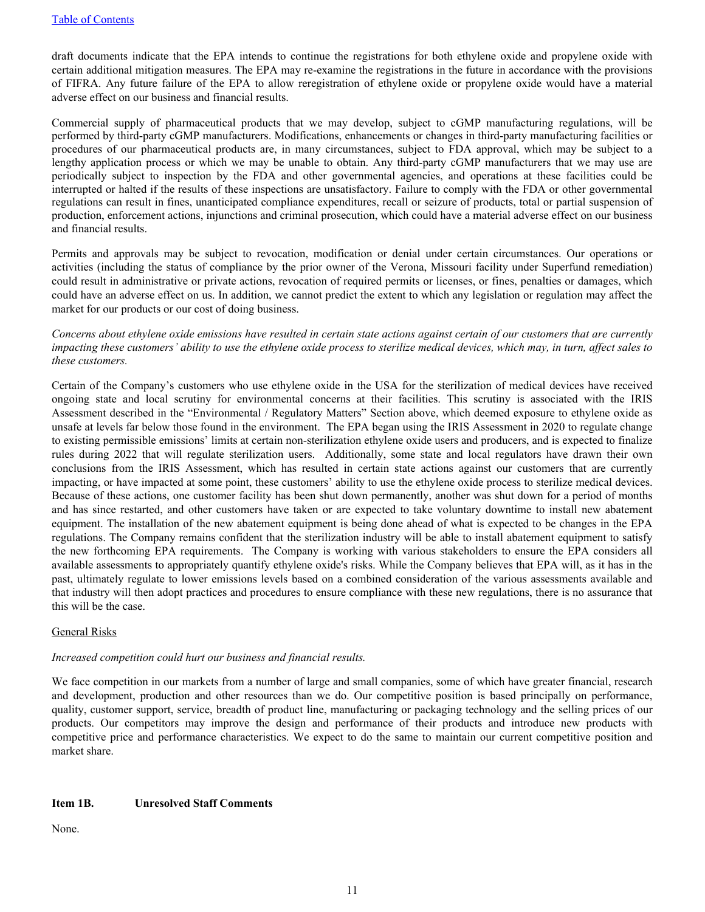draft documents indicate that the EPA intends to continue the registrations for both ethylene oxide and propylene oxide with certain additional mitigation measures. The EPA may re-examine the registrations in the future in accordance with the provisions of FIFRA. Any future failure of the EPA to allow reregistration of ethylene oxide or propylene oxide would have a material adverse effect on our business and financial results.

Commercial supply of pharmaceutical products that we may develop, subject to cGMP manufacturing regulations, will be performed by third-party cGMP manufacturers. Modifications, enhancements or changes in third-party manufacturing facilities or procedures of our pharmaceutical products are, in many circumstances, subject to FDA approval, which may be subject to a lengthy application process or which we may be unable to obtain. Any third-party cGMP manufacturers that we may use are periodically subject to inspection by the FDA and other governmental agencies, and operations at these facilities could be interrupted or halted if the results of these inspections are unsatisfactory. Failure to comply with the FDA or other governmental regulations can result in fines, unanticipated compliance expenditures, recall or seizure of products, total or partial suspension of production, enforcement actions, injunctions and criminal prosecution, which could have a material adverse effect on our business and financial results.

Permits and approvals may be subject to revocation, modification or denial under certain circumstances. Our operations or activities (including the status of compliance by the prior owner of the Verona, Missouri facility under Superfund remediation) could result in administrative or private actions, revocation of required permits or licenses, or fines, penalties or damages, which could have an adverse effect on us. In addition, we cannot predict the extent to which any legislation or regulation may affect the market for our products or our cost of doing business.

*Concerns about ethylene oxide emissions have resulted in certain state actions against certain of our customers that are currently impacting these customers' ability to use the ethylene oxide process to sterilize medical devices, which may, in turn, affect sales to these customers.*

Certain of the Company's customers who use ethylene oxide in the USA for the sterilization of medical devices have received ongoing state and local scrutiny for environmental concerns at their facilities. This scrutiny is associated with the IRIS Assessment described in the "Environmental / Regulatory Matters" Section above, which deemed exposure to ethylene oxide as unsafe at levels far below those found in the environment. The EPA began using the IRIS Assessment in 2020 to regulate change to existing permissible emissions' limits at certain non-sterilization ethylene oxide users and producers, and is expected to finalize rules during 2022 that will regulate sterilization users. Additionally, some state and local regulators have drawn their own conclusions from the IRIS Assessment, which has resulted in certain state actions against our customers that are currently impacting, or have impacted at some point, these customers' ability to use the ethylene oxide process to sterilize medical devices. Because of these actions, one customer facility has been shut down permanently, another was shut down for a period of months and has since restarted, and other customers have taken or are expected to take voluntary downtime to install new abatement equipment. The installation of the new abatement equipment is being done ahead of what is expected to be changes in the EPA regulations. The Company remains confident that the sterilization industry will be able to install abatement equipment to satisfy the new forthcoming EPA requirements. The Company is working with various stakeholders to ensure the EPA considers all available assessments to appropriately quantify ethylene oxide's risks. While the Company believes that EPA will, as it has in the past, ultimately regulate to lower emissions levels based on a combined consideration of the various assessments available and that industry will then adopt practices and procedures to ensure compliance with these new regulations, there is no assurance that this will be the case.

General Risks

*Increased competition could hurt our business and financial results.*

We face competition in our markets from a number of large and small companies, some of which have greater financial, research and development, production and other resources than we do. Our competitive position is based principally on performance, quality, customer support, service, breadth of product line, manufacturing or packaging technology and the selling prices of our products. Our competitors may improve the design and performance of their products and introduce new products with competitive price and performance characteristics. We expect to do the same to maintain our current competitive position and market share.

## Item 1B. Unresolved Staff Comments

None.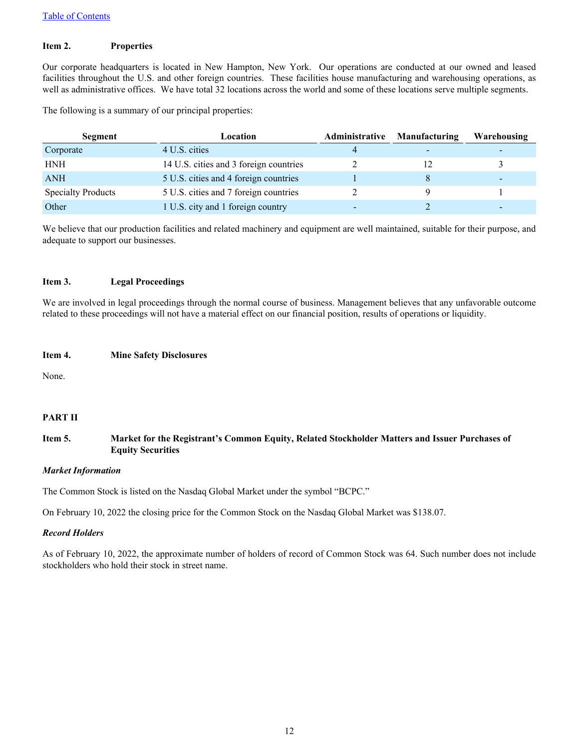[Table of Contents](#)

## Item 2. Properties

Our corporate headquarters is located in New Hampton, New York. Our operations are conducted at our owned and leased facilities throughout the U.S. and other foreign countries. These facilities house manufacturing and warehousing operations, as well as administrative offices. We have total 32 locations across the world and some of these locations serve multiple segments.

The following is a summary of our principal properties:

| Segment | Location | Administrative | Manufacturing | Warehousing |
|---|---|---|---|---|
| Corporate | 4 U.S. cities | 4 | - | - |
| HNH | 14 U.S. cities and 3 foreign countries | 2 | 12 | 3 |
| ANH | 5 U.S. cities and 4 foreign countries | 1 | 8 | - |
| Specialty Products | 5 U.S. cities and 7 foreign countries | 2 | 9 | 1 |
| Other | 1 U.S. city and 1 foreign country | - | 2 | - |

We believe that our production facilities and related machinery and equipment are well maintained, suitable for their purpose, and adequate to support our businesses.

## Item 3. Legal Proceedings

We are involved in legal proceedings through the normal course of business. Management believes that any unfavorable outcome related to these proceedings will not have a material effect on our financial position, results of operations or liquidity.

## Item 4. Mine Safety Disclosures

None.

# PART II

## Item 5. Market for the Registrant's Common Equity, Related Stockholder Matters and Issuer Purchases of Equity Securities

***Market Information***

The Common Stock is listed on the Nasdaq Global Market under the symbol "BCPC."

On February 10, 2022 the closing price for the Common Stock on the Nasdaq Global Market was $138.07.

***Record Holders***

As of February 10, 2022, the approximate number of holders of record of Common Stock was 64. Such number does not include stockholders who hold their stock in street name.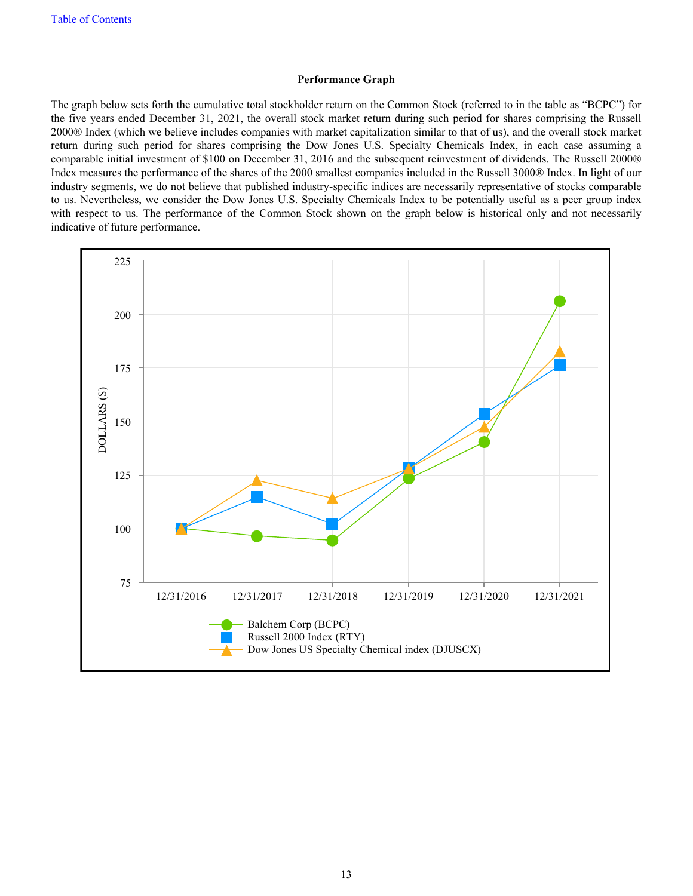### Performance Graph

The graph below sets forth the cumulative total stockholder return on the Common Stock (referred to in the table as "BCPC") for the five years ended December 31, 2021, the overall stock market return during such period for shares comprising the Russell 2000® Index (which we believe includes companies with market capitalization similar to that of us), and the overall stock market return during such period for shares comprising the Dow Jones U.S. Specialty Chemicals Index, in each case assuming a comparable initial investment of $100 on December 31, 2016 and the subsequent reinvestment of dividends. The Russell 2000® Index measures the performance of the shares of the 2000 smallest companies included in the Russell 3000® Index. In light of our industry segments, we do not believe that published industry-specific indices are necessarily representative of stocks comparable to us. Nevertheless, we consider the Dow Jones U.S. Specialty Chemicals Index to be potentially useful as a peer group index with respect to us. The performance of the Common Stock shown on the graph below is historical only and not necessarily indicative of future performance.

DOLLARS ($)

225, 200, 175, 150, 125, 100, 75

12/31/2016 12/31/2017 12/31/2018 12/31/2019 12/31/2020 12/31/2021

Balchem Corp (BCPC)
Russell 2000 Index (RTY)
Dow Jones US Specialty Chemical index (DJUSCX)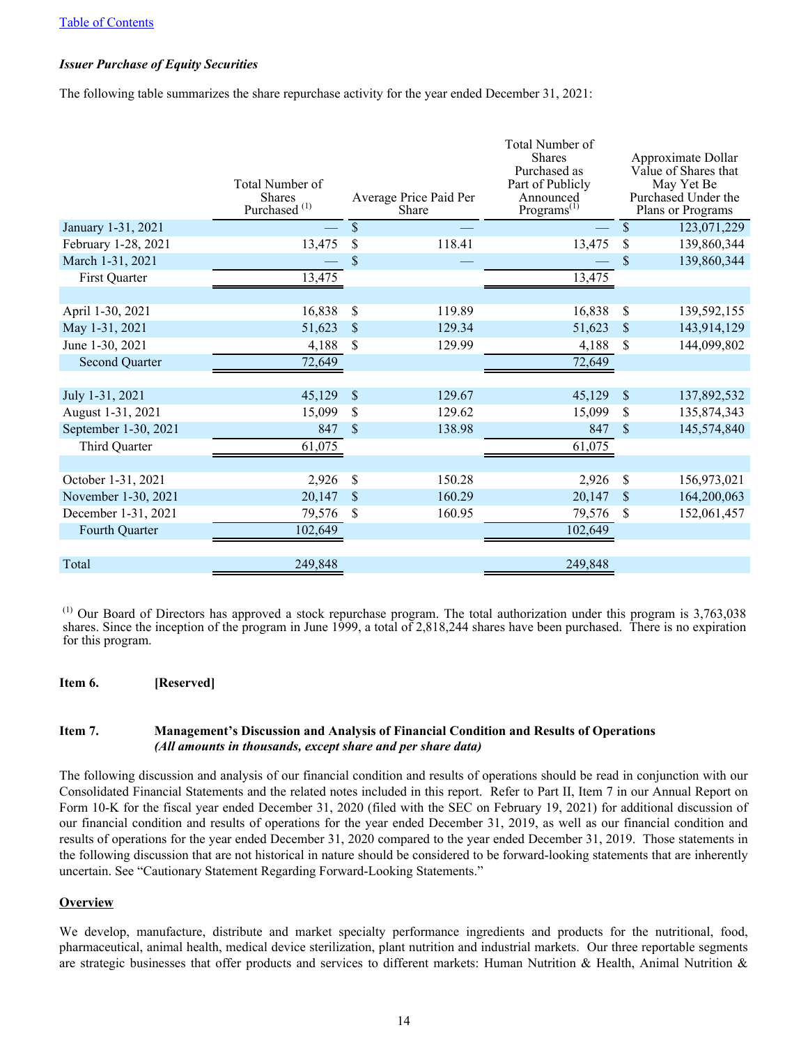*Issuer Purchase of Equity Securities*

The following table summarizes the share repurchase activity for the year ended December 31, 2021:

| | Total Number of Shares Purchased [(1)] | Average Price Paid Per Share | Total Number of Shares Purchased as Part of Publicly Announced Programs[(1)] | Approximate Dollar Value of Shares that May Yet Be Purchased Under the Plans or Programs |
|---|---|---|---|---|
| January 1-31, 2021 | — | $ — | — | $ 123,071,229 |
| February 1-28, 2021 | 13,475 | $ 118.41 | 13,475 | $ 139,860,344 |
| March 1-31, 2021 | — | $ — | — | $ 139,860,344 |
| First Quarter | 13,475 | | 13,475 | |
| | | | | |
| April 1-30, 2021 | 16,838 | $ 119.89 | 16,838 | $ 139,592,155 |
| May 1-31, 2021 | 51,623 | $ 129.34 | 51,623 | $ 143,914,129 |
| June 1-30, 2021 | 4,188 | $ 129.99 | 4,188 | $ 144,099,802 |
| Second Quarter | 72,649 | | 72,649 | |
| | | | | |
| July 1-31, 2021 | 45,129 | $ 129.67 | 45,129 | $ 137,892,532 |
| August 1-31, 2021 | 15,099 | $ 129.62 | 15,099 | $ 135,874,343 |
| September 1-30, 2021 | 847 | $ 138.98 | 847 | $ 145,574,840 |
| Third Quarter | 61,075 | | 61,075 | |
| | | | | |
| October 1-31, 2021 | 2,926 | $ 150.28 | 2,926 | $ 156,973,021 |
| November 1-30, 2021 | 20,147 | $ 160.29 | 20,147 | $ 164,200,063 |
| December 1-31, 2021 | 79,576 | $ 160.95 | 79,576 | $ 152,061,457 |
| Fourth Quarter | 102,649 | | 102,649 | |
| | | | | |
| Total | 249,848 | | 249,848 | |

[(1)] Our Board of Directors has approved a stock repurchase program. The total authorization under this program is 3,763,038 shares. Since the inception of the program in June 1999, a total of 2,818,244 shares have been purchased. There is no expiration for this program.

**Item 6. [Reserved]**

**Item 7. Management's Discussion and Analysis of Financial Condition and Results of Operations**
***(All amounts in thousands, except share and per share data)***

The following discussion and analysis of our financial condition and results of operations should be read in conjunction with our Consolidated Financial Statements and the related notes included in this report. Refer to Part II, Item 7 in our Annual Report on Form 10-K for the fiscal year ended December 31, 2020 (filed with the SEC on February 19, 2021) for additional discussion of our financial condition and results of operations for the year ended December 31, 2019, as well as our financial condition and results of operations for the year ended December 31, 2020 compared to the year ended December 31, 2019. Those statements in the following discussion that are not historical in nature should be considered to be forward-looking statements that are inherently uncertain. See "Cautionary Statement Regarding Forward-Looking Statements."

**Overview**

We develop, manufacture, distribute and market specialty performance ingredients and products for the nutritional, food, pharmaceutical, animal health, medical device sterilization, plant nutrition and industrial markets. Our three reportable segments are strategic businesses that offer products and services to different markets: Human Nutrition & Health, Animal Nutrition &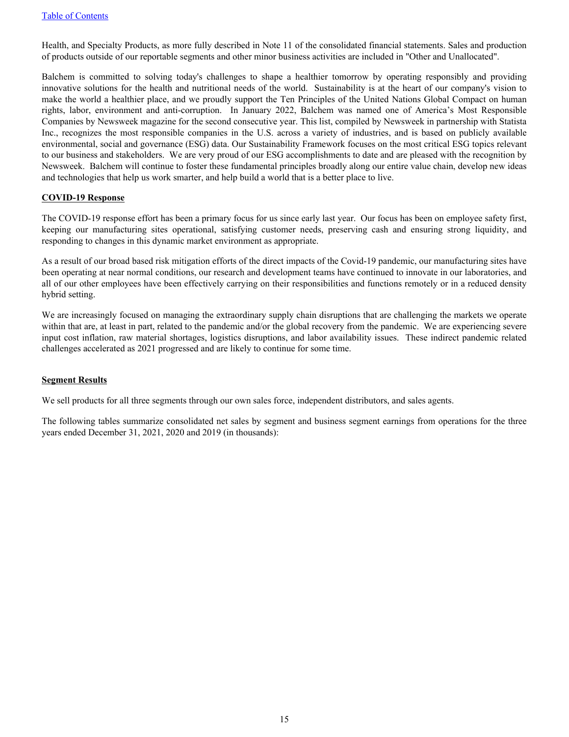Health, and Specialty Products, as more fully described in Note 11 of the consolidated financial statements. Sales and production of products outside of our reportable segments and other minor business activities are included in "Other and Unallocated".

Balchem is committed to solving today's challenges to shape a healthier tomorrow by operating responsibly and providing innovative solutions for the health and nutritional needs of the world. Sustainability is at the heart of our company's vision to make the world a healthier place, and we proudly support the Ten Principles of the United Nations Global Compact on human rights, labor, environment and anti-corruption. In January 2022, Balchem was named one of America's Most Responsible Companies by Newsweek magazine for the second consecutive year. This list, compiled by Newsweek in partnership with Statista Inc., recognizes the most responsible companies in the U.S. across a variety of industries, and is based on publicly available environmental, social and governance (ESG) data. Our Sustainability Framework focuses on the most critical ESG topics relevant to our business and stakeholders. We are very proud of our ESG accomplishments to date and are pleased with the recognition by Newsweek. Balchem will continue to foster these fundamental principles broadly along our entire value chain, develop new ideas and technologies that help us work smarter, and help build a world that is a better place to live.

**COVID-19 Response**

The COVID-19 response effort has been a primary focus for us since early last year. Our focus has been on employee safety first, keeping our manufacturing sites operational, satisfying customer needs, preserving cash and ensuring strong liquidity, and responding to changes in this dynamic market environment as appropriate.

As a result of our broad based risk mitigation efforts of the direct impacts of the Covid-19 pandemic, our manufacturing sites have been operating at near normal conditions, our research and development teams have continued to innovate in our laboratories, and all of our other employees have been effectively carrying on their responsibilities and functions remotely or in a reduced density hybrid setting.

We are increasingly focused on managing the extraordinary supply chain disruptions that are challenging the markets we operate within that are, at least in part, related to the pandemic and/or the global recovery from the pandemic. We are experiencing severe input cost inflation, raw material shortages, logistics disruptions, and labor availability issues. These indirect pandemic related challenges accelerated as 2021 progressed and are likely to continue for some time.

**Segment Results**

We sell products for all three segments through our own sales force, independent distributors, and sales agents.

The following tables summarize consolidated net sales by segment and business segment earnings from operations for the three years ended December 31, 2021, 2020 and 2019 (in thousands):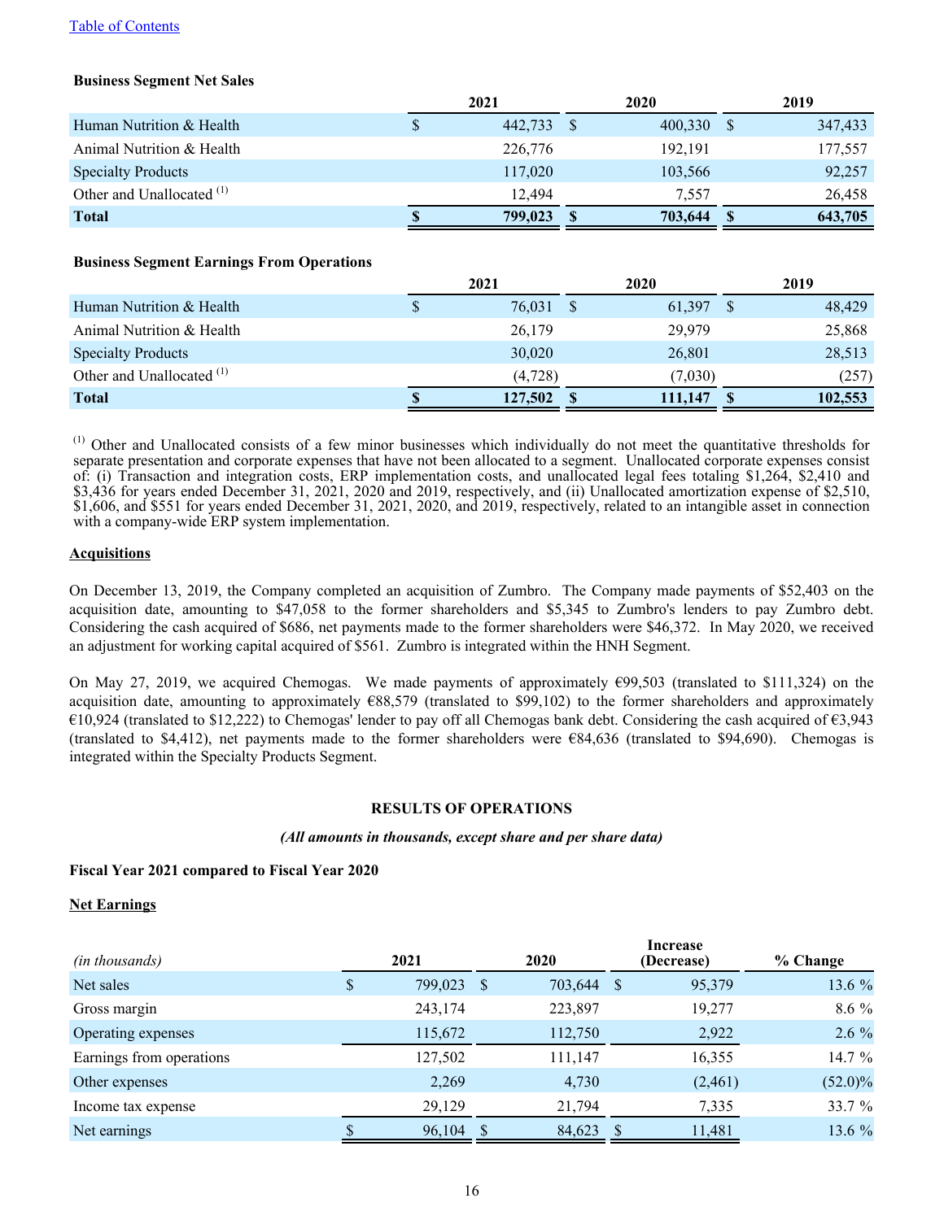**Business Segment Net Sales**

| | 2021 | 2020 | 2019 |
|---|---|---|---|
| Human Nutrition & Health | $ 442,733 | $ 400,330 | $ 347,433 |
| Animal Nutrition & Health | 226,776 | 192,191 | 177,557 |
| Specialty Products | 117,020 | 103,566 | 92,257 |
| Other and Unallocated [(1)] | 12,494 | 7,557 | 26,458 |
| **Total** | **$ 799,023** | **$ 703,644** | **$ 643,705** |

**Business Segment Earnings From Operations**

| | 2021 | 2020 | 2019 |
|---|---|---|---|
| Human Nutrition & Health | $ 76,031 | $ 61,397 | $ 48,429 |
| Animal Nutrition & Health | 26,179 | 29,979 | 25,868 |
| Specialty Products | 30,020 | 26,801 | 28,513 |
| Other and Unallocated [(1)] | (4,728) | (7,030) | (257) |
| **Total** | **$ 127,502** | **$ 111,147** | **$ 102,553** |

[(1)] Other and Unallocated consists of a few minor businesses which individually do not meet the quantitative thresholds for separate presentation and corporate expenses that have not been allocated to a segment. Unallocated corporate expenses consist of: (i) Transaction and integration costs, ERP implementation costs, and unallocated legal fees totaling $1,264, $2,410 and $3,436 for years ended December 31, 2021, 2020 and 2019, respectively, and (ii) Unallocated amortization expense of $2,510, $1,606, and $551 for years ended December 31, 2021, 2020, and 2019, respectively, related to an intangible asset in connection with a company-wide ERP system implementation.

**Acquisitions**

On December 13, 2019, the Company completed an acquisition of Zumbro. The Company made payments of $52,403 on the acquisition date, amounting to $47,058 to the former shareholders and $5,345 to Zumbro's lenders to pay Zumbro debt. Considering the cash acquired of $686, net payments made to the former shareholders were $46,372. In May 2020, we received an adjustment for working capital acquired of $561. Zumbro is integrated within the HNH Segment.

On May 27, 2019, we acquired Chemogas. We made payments of approximately €99,503 (translated to $111,324) on the acquisition date, amounting to approximately €88,579 (translated to $99,102) to the former shareholders and approximately €10,924 (translated to $12,222) to Chemogas' lender to pay off all Chemogas bank debt. Considering the cash acquired of €3,943 (translated to $4,412), net payments made to the former shareholders were €84,636 (translated to $94,690). Chemogas is integrated within the Specialty Products Segment.

## RESULTS OF OPERATIONS

*(All amounts in thousands, except share and per share data)*

**Fiscal Year 2021 compared to Fiscal Year 2020**

**Net Earnings**

| *(in thousands)* | 2021 | 2020 | Increase (Decrease) | % Change |
|---|---|---|---|---|
| Net sales | $ 799,023 | $ 703,644 | $ 95,379 | 13.6 % |
| Gross margin | 243,174 | 223,897 | 19,277 | 8.6 % |
| Operating expenses | 115,672 | 112,750 | 2,922 | 2.6 % |
| Earnings from operations | 127,502 | 111,147 | 16,355 | 14.7 % |
| Other expenses | 2,269 | 4,730 | (2,461) | (52.0)% |
| Income tax expense | 29,129 | 21,794 | 7,335 | 33.7 % |
| Net earnings | $ 96,104 | $ 84,623 | $ 11,481 | 13.6 % |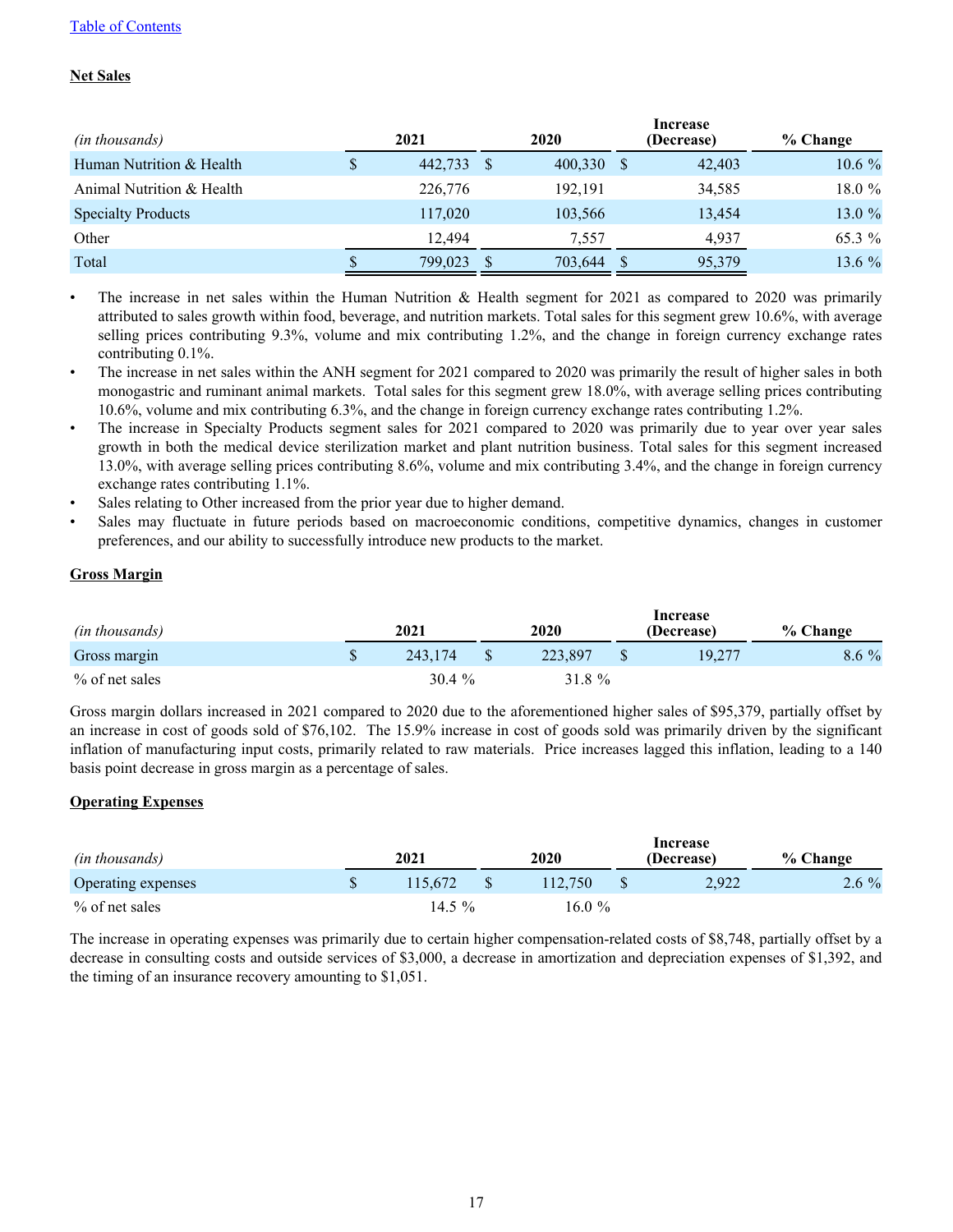**Net Sales**

| *(in thousands)* | 2021 | 2020 | Increase (Decrease) | % Change |
|---|---|---|---|---|
| Human Nutrition & Health | $ 442,733 | $ 400,330 | $ 42,403 | 10.6 % |
| Animal Nutrition & Health | 226,776 | 192,191 | 34,585 | 18.0 % |
| Specialty Products | 117,020 | 103,566 | 13,454 | 13.0 % |
| Other | 12,494 | 7,557 | 4,937 | 65.3 % |
| Total | $ 799,023 | $ 703,644 | $ 95,379 | 13.6 % |

- The increase in net sales within the Human Nutrition & Health segment for 2021 as compared to 2020 was primarily attributed to sales growth within food, beverage, and nutrition markets. Total sales for this segment grew 10.6%, with average selling prices contributing 9.3%, volume and mix contributing 1.2%, and the change in foreign currency exchange rates contributing 0.1%.
- The increase in net sales within the ANH segment for 2021 compared to 2020 was primarily the result of higher sales in both monogastric and ruminant animal markets. Total sales for this segment grew 18.0%, with average selling prices contributing 10.6%, volume and mix contributing 6.3%, and the change in foreign currency exchange rates contributing 1.2%.
- The increase in Specialty Products segment sales for 2021 compared to 2020 was primarily due to year over year sales growth in both the medical device sterilization market and plant nutrition business. Total sales for this segment increased 13.0%, with average selling prices contributing 8.6%, volume and mix contributing 3.4%, and the change in foreign currency exchange rates contributing 1.1%.
- Sales relating to Other increased from the prior year due to higher demand.
- Sales may fluctuate in future periods based on macroeconomic conditions, competitive dynamics, changes in customer preferences, and our ability to successfully introduce new products to the market.

**Gross Margin**

| *(in thousands)* | 2021 | 2020 | Increase (Decrease) | % Change |
|---|---|---|---|---|
| Gross margin | $ 243,174 | $ 223,897 | $ 19,277 | 8.6 % |
| % of net sales | 30.4 % | 31.8 % | | |

Gross margin dollars increased in 2021 compared to 2020 due to the aforementioned higher sales of $95,379, partially offset by an increase in cost of goods sold of $76,102. The 15.9% increase in cost of goods sold was primarily driven by the significant inflation of manufacturing input costs, primarily related to raw materials. Price increases lagged this inflation, leading to a 140 basis point decrease in gross margin as a percentage of sales.

**Operating Expenses**

| *(in thousands)* | 2021 | 2020 | Increase (Decrease) | % Change |
|---|---|---|---|---|
| Operating expenses | $ 115,672 | $ 112,750 | $ 2,922 | 2.6 % |
| % of net sales | 14.5 % | 16.0 % | | |

The increase in operating expenses was primarily due to certain higher compensation-related costs of $8,748, partially offset by a decrease in consulting costs and outside services of $3,000, a decrease in amortization and depreciation expenses of $1,392, and the timing of an insurance recovery amounting to $1,051.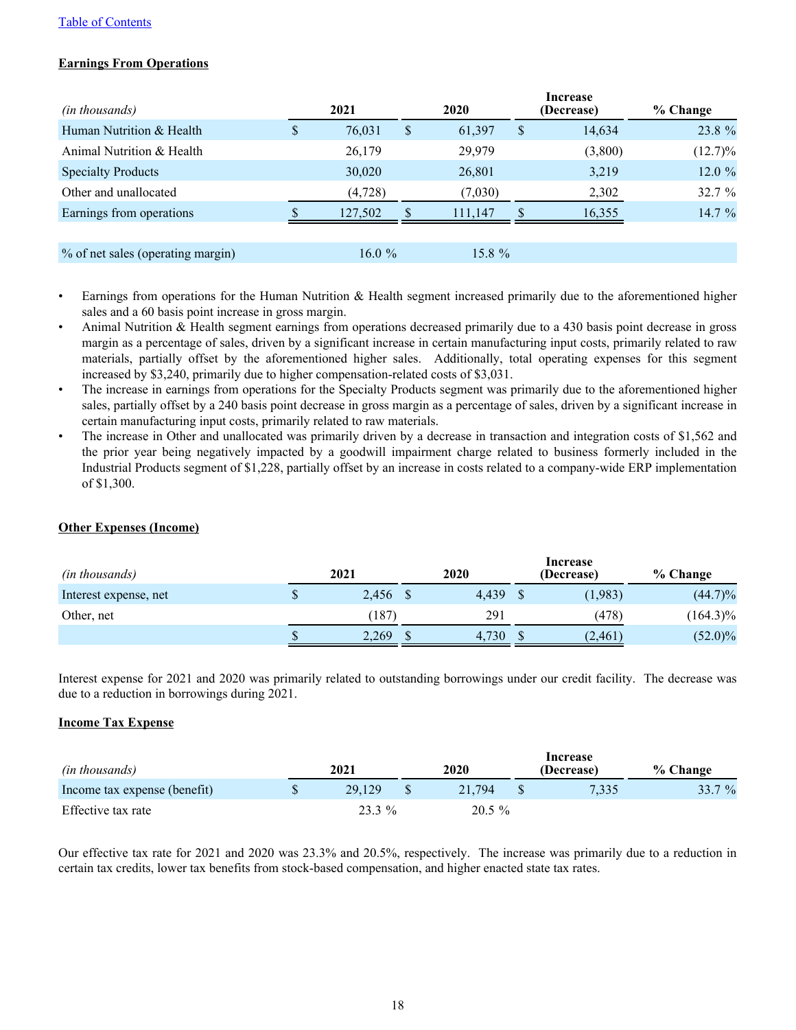[Table of Contents]

**Earnings From Operations**

| *(in thousands)* | 2021 | 2020 | Increase (Decrease) | % Change |
|---|---|---|---|---|
| Human Nutrition & Health | $ 76,031 | $ 61,397 | $ 14,634 | 23.8 % |
| Animal Nutrition & Health | 26,179 | 29,979 | (3,800) | (12.7)% |
| Specialty Products | 30,020 | 26,801 | 3,219 | 12.0 % |
| Other and unallocated | (4,728) | (7,030) | 2,302 | 32.7 % |
| Earnings from operations | $ 127,502 | $ 111,147 | $ 16,355 | 14.7 % |
| | | | | |
| % of net sales (operating margin) | 16.0 % | 15.8 % | | |

- Earnings from operations for the Human Nutrition & Health segment increased primarily due to the aforementioned higher sales and a 60 basis point increase in gross margin.
- Animal Nutrition & Health segment earnings from operations decreased primarily due to a 430 basis point decrease in gross margin as a percentage of sales, driven by a significant increase in certain manufacturing input costs, primarily related to raw materials, partially offset by the aforementioned higher sales. Additionally, total operating expenses for this segment increased by $3,240, primarily due to higher compensation-related costs of $3,031.
- The increase in earnings from operations for the Specialty Products segment was primarily due to the aforementioned higher sales, partially offset by a 240 basis point decrease in gross margin as a percentage of sales, driven by a significant increase in certain manufacturing input costs, primarily related to raw materials.
- The increase in Other and unallocated was primarily driven by a decrease in transaction and integration costs of $1,562 and the prior year being negatively impacted by a goodwill impairment charge related to business formerly included in the Industrial Products segment of $1,228, partially offset by an increase in costs related to a company-wide ERP implementation of $1,300.

**Other Expenses (Income)**

| *(in thousands)* | 2021 | 2020 | Increase (Decrease) | % Change |
|---|---|---|---|---|
| Interest expense, net | $ 2,456 | $ 4,439 | $ (1,983) | (44.7)% |
| Other, net | (187) | 291 | (478) | (164.3)% |
| | $ 2,269 | $ 4,730 | $ (2,461) | (52.0)% |

Interest expense for 2021 and 2020 was primarily related to outstanding borrowings under our credit facility. The decrease was due to a reduction in borrowings during 2021.

**Income Tax Expense**

| *(in thousands)* | 2021 | 2020 | Increase (Decrease) | % Change |
|---|---|---|---|---|
| Income tax expense (benefit) | $ 29,129 | $ 21,794 | $ 7,335 | 33.7 % |
| Effective tax rate | 23.3 % | 20.5 % | | |

Our effective tax rate for 2021 and 2020 was 23.3% and 20.5%, respectively. The increase was primarily due to a reduction in certain tax credits, lower tax benefits from stock-based compensation, and higher enacted state tax rates.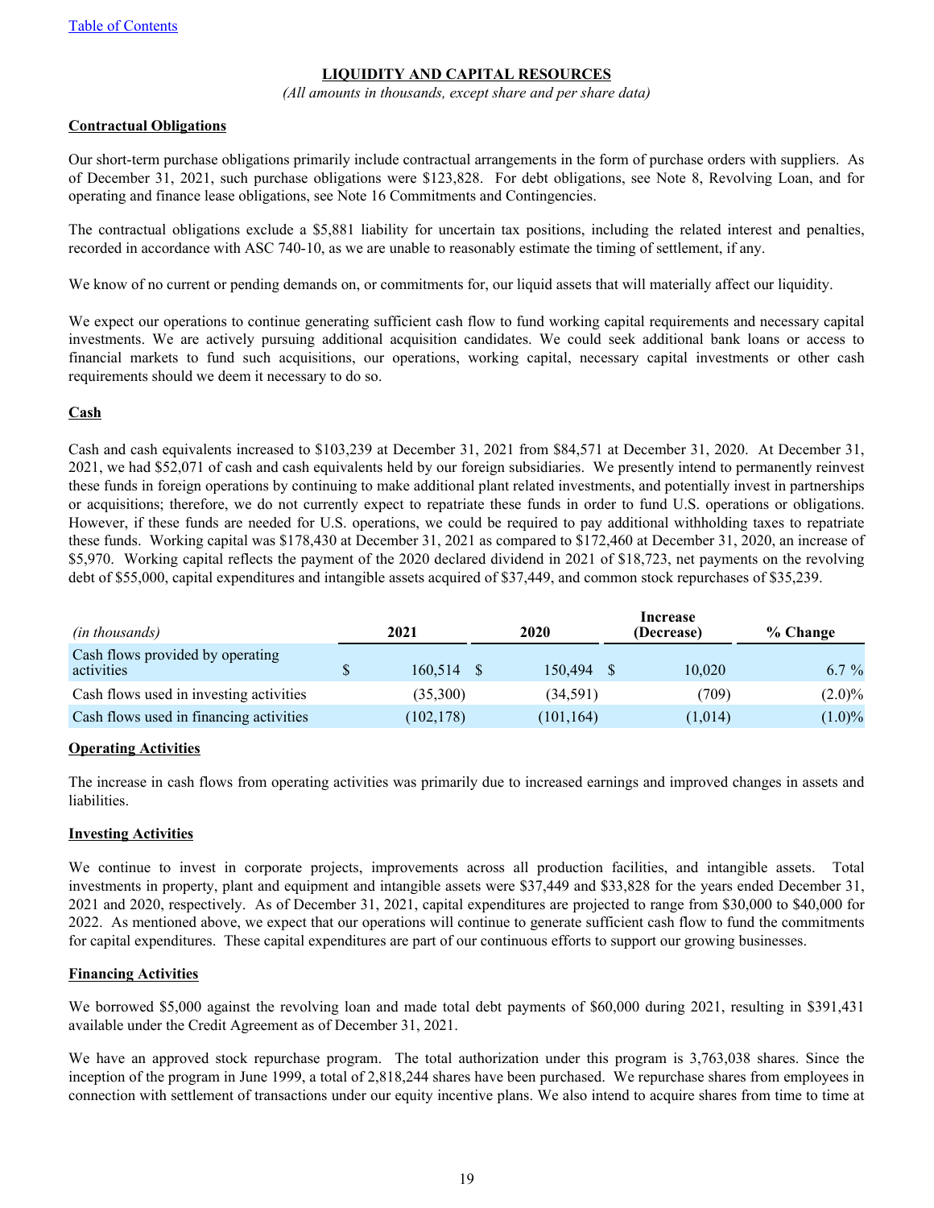[Table of Contents](#)

## LIQUIDITY AND CAPITAL RESOURCES

*(All amounts in thousands, except share and per share data)*

### Contractual Obligations

Our short-term purchase obligations primarily include contractual arrangements in the form of purchase orders with suppliers. As of December 31, 2021, such purchase obligations were $123,828. For debt obligations, see Note 8, Revolving Loan, and for operating and finance lease obligations, see Note 16 Commitments and Contingencies.

The contractual obligations exclude a $5,881 liability for uncertain tax positions, including the related interest and penalties, recorded in accordance with ASC 740-10, as we are unable to reasonably estimate the timing of settlement, if any.

We know of no current or pending demands on, or commitments for, our liquid assets that will materially affect our liquidity.

We expect our operations to continue generating sufficient cash flow to fund working capital requirements and necessary capital investments. We are actively pursuing additional acquisition candidates. We could seek additional bank loans or access to financial markets to fund such acquisitions, our operations, working capital, necessary capital investments or other cash requirements should we deem it necessary to do so.

### Cash

Cash and cash equivalents increased to $103,239 at December 31, 2021 from $84,571 at December 31, 2020. At December 31, 2021, we had $52,071 of cash and cash equivalents held by our foreign subsidiaries. We presently intend to permanently reinvest these funds in foreign operations by continuing to make additional plant related investments, and potentially invest in partnerships or acquisitions; therefore, we do not currently expect to repatriate these funds in order to fund U.S. operations or obligations. However, if these funds are needed for U.S. operations, we could be required to pay additional withholding taxes to repatriate these funds. Working capital was $178,430 at December 31, 2021 as compared to $172,460 at December 31, 2020, an increase of $5,970. Working capital reflects the payment of the 2020 declared dividend in 2021 of $18,723, net payments on the revolving debt of $55,000, capital expenditures and intangible assets acquired of $37,449, and common stock repurchases of $35,239.

| *(in thousands)* | 2021 | 2020 | Increase (Decrease) | % Change |
|---|---|---|---|---|
| Cash flows provided by operating activities | $ 160,514 | $ 150,494 | $ 10,020 | 6.7 % |
| Cash flows used in investing activities | (35,300) | (34,591) | (709) | (2.0)% |
| Cash flows used in financing activities | (102,178) | (101,164) | (1,014) | (1.0)% |

### Operating Activities

The increase in cash flows from operating activities was primarily due to increased earnings and improved changes in assets and liabilities.

### Investing Activities

We continue to invest in corporate projects, improvements across all production facilities, and intangible assets. Total investments in property, plant and equipment and intangible assets were $37,449 and $33,828 for the years ended December 31, 2021 and 2020, respectively. As of December 31, 2021, capital expenditures are projected to range from $30,000 to $40,000 for 2022. As mentioned above, we expect that our operations will continue to generate sufficient cash flow to fund the commitments for capital expenditures. These capital expenditures are part of our continuous efforts to support our growing businesses.

### Financing Activities

We borrowed $5,000 against the revolving loan and made total debt payments of $60,000 during 2021, resulting in $391,431 available under the Credit Agreement as of December 31, 2021.

We have an approved stock repurchase program. The total authorization under this program is 3,763,038 shares. Since the inception of the program in June 1999, a total of 2,818,244 shares have been purchased. We repurchase shares from employees in connection with settlement of transactions under our equity incentive plans. We also intend to acquire shares from time to time at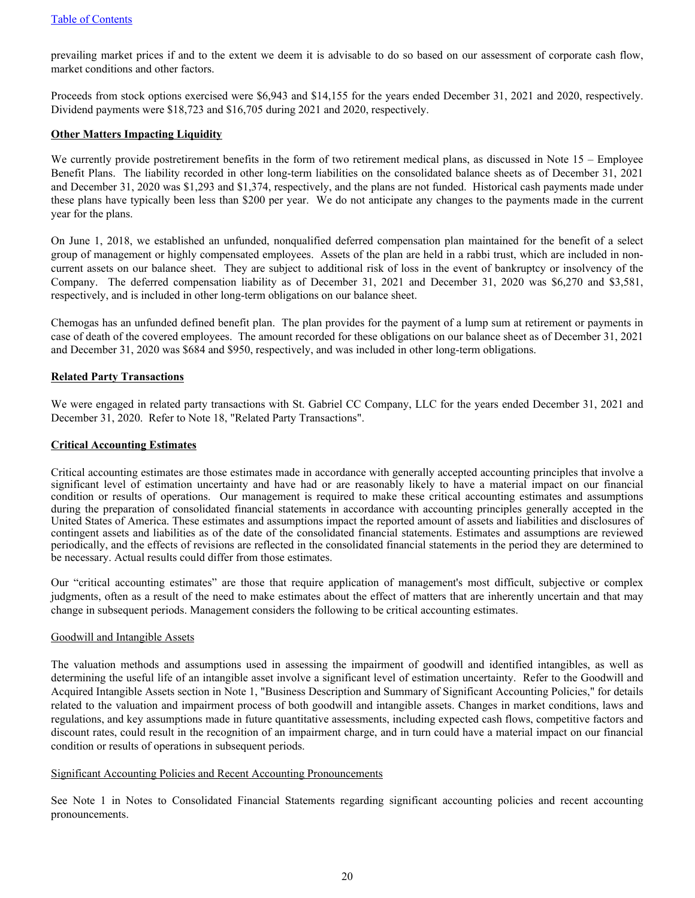prevailing market prices if and to the extent we deem it is advisable to do so based on our assessment of corporate cash flow, market conditions and other factors.

Proceeds from stock options exercised were $6,943 and $14,155 for the years ended December 31, 2021 and 2020, respectively. Dividend payments were $18,723 and $16,705 during 2021 and 2020, respectively.

**Other Matters Impacting Liquidity**

We currently provide postretirement benefits in the form of two retirement medical plans, as discussed in Note 15 – Employee Benefit Plans. The liability recorded in other long-term liabilities on the consolidated balance sheets as of December 31, 2021 and December 31, 2020 was $1,293 and $1,374, respectively, and the plans are not funded. Historical cash payments made under these plans have typically been less than $200 per year. We do not anticipate any changes to the payments made in the current year for the plans.

On June 1, 2018, we established an unfunded, nonqualified deferred compensation plan maintained for the benefit of a select group of management or highly compensated employees. Assets of the plan are held in a rabbi trust, which are included in non-current assets on our balance sheet. They are subject to additional risk of loss in the event of bankruptcy or insolvency of the Company. The deferred compensation liability as of December 31, 2021 and December 31, 2020 was $6,270 and $3,581, respectively, and is included in other long-term obligations on our balance sheet.

Chemogas has an unfunded defined benefit plan. The plan provides for the payment of a lump sum at retirement or payments in case of death of the covered employees. The amount recorded for these obligations on our balance sheet as of December 31, 2021 and December 31, 2020 was $684 and $950, respectively, and was included in other long-term obligations.

**Related Party Transactions**

We were engaged in related party transactions with St. Gabriel CC Company, LLC for the years ended December 31, 2021 and December 31, 2020. Refer to Note 18, "Related Party Transactions".

**Critical Accounting Estimates**

Critical accounting estimates are those estimates made in accordance with generally accepted accounting principles that involve a significant level of estimation uncertainty and have had or are reasonably likely to have a material impact on our financial condition or results of operations. Our management is required to make these critical accounting estimates and assumptions during the preparation of consolidated financial statements in accordance with accounting principles generally accepted in the United States of America. These estimates and assumptions impact the reported amount of assets and liabilities and disclosures of contingent assets and liabilities as of the date of the consolidated financial statements. Estimates and assumptions are reviewed periodically, and the effects of revisions are reflected in the consolidated financial statements in the period they are determined to be necessary. Actual results could differ from those estimates.

Our "critical accounting estimates" are those that require application of management's most difficult, subjective or complex judgments, often as a result of the need to make estimates about the effect of matters that are inherently uncertain and that may change in subsequent periods. Management considers the following to be critical accounting estimates.

Goodwill and Intangible Assets

The valuation methods and assumptions used in assessing the impairment of goodwill and identified intangibles, as well as determining the useful life of an intangible asset involve a significant level of estimation uncertainty. Refer to the Goodwill and Acquired Intangible Assets section in Note 1, "Business Description and Summary of Significant Accounting Policies," for details related to the valuation and impairment process of both goodwill and intangible assets. Changes in market conditions, laws and regulations, and key assumptions made in future quantitative assessments, including expected cash flows, competitive factors and discount rates, could result in the recognition of an impairment charge, and in turn could have a material impact on our financial condition or results of operations in subsequent periods.

Significant Accounting Policies and Recent Accounting Pronouncements

See Note 1 in Notes to Consolidated Financial Statements regarding significant accounting policies and recent accounting pronouncements.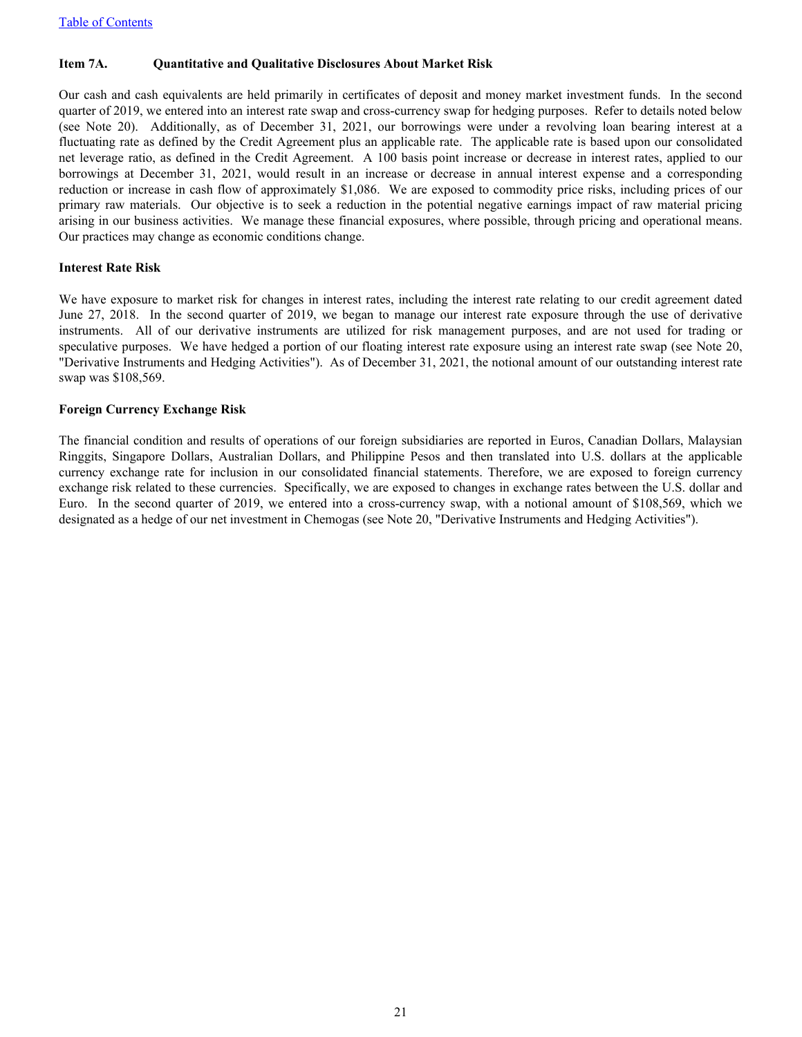## Item 7A. Quantitative and Qualitative Disclosures About Market Risk

Our cash and cash equivalents are held primarily in certificates of deposit and money market investment funds. In the second quarter of 2019, we entered into an interest rate swap and cross-currency swap for hedging purposes. Refer to details noted below (see Note 20). Additionally, as of December 31, 2021, our borrowings were under a revolving loan bearing interest at a fluctuating rate as defined by the Credit Agreement plus an applicable rate. The applicable rate is based upon our consolidated net leverage ratio, as defined in the Credit Agreement. A 100 basis point increase or decrease in interest rates, applied to our borrowings at December 31, 2021, would result in an increase or decrease in annual interest expense and a corresponding reduction or increase in cash flow of approximately $1,086. We are exposed to commodity price risks, including prices of our primary raw materials. Our objective is to seek a reduction in the potential negative earnings impact of raw material pricing arising in our business activities. We manage these financial exposures, where possible, through pricing and operational means. Our practices may change as economic conditions change.

### Interest Rate Risk

We have exposure to market risk for changes in interest rates, including the interest rate relating to our credit agreement dated June 27, 2018. In the second quarter of 2019, we began to manage our interest rate exposure through the use of derivative instruments. All of our derivative instruments are utilized for risk management purposes, and are not used for trading or speculative purposes. We have hedged a portion of our floating interest rate exposure using an interest rate swap (see Note 20, "Derivative Instruments and Hedging Activities"). As of December 31, 2021, the notional amount of our outstanding interest rate swap was $108,569.

### Foreign Currency Exchange Risk

The financial condition and results of operations of our foreign subsidiaries are reported in Euros, Canadian Dollars, Malaysian Ringgits, Singapore Dollars, Australian Dollars, and Philippine Pesos and then translated into U.S. dollars at the applicable currency exchange rate for inclusion in our consolidated financial statements. Therefore, we are exposed to foreign currency exchange risk related to these currencies. Specifically, we are exposed to changes in exchange rates between the U.S. dollar and Euro. In the second quarter of 2019, we entered into a cross-currency swap, with a notional amount of $108,569, which we designated as a hedge of our net investment in Chemogas (see Note 20, "Derivative Instruments and Hedging Activities").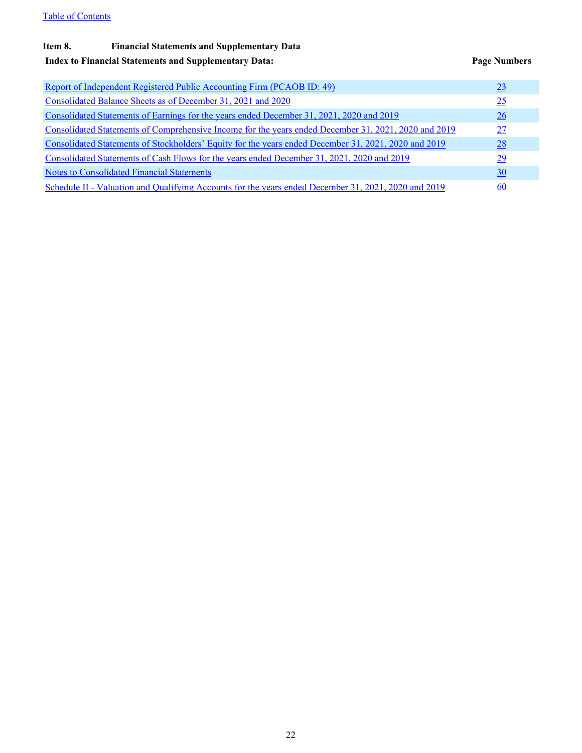Table of Contents

**Item 8. Financial Statements and Supplementary Data**

**Index to Financial Statements and Supplementary Data:**

| | Page Numbers |
|---|---|
| Report of Independent Registered Public Accounting Firm (PCAOB ID: 49) | 23 |
| Consolidated Balance Sheets as of December 31, 2021 and 2020 | 25 |
| Consolidated Statements of Earnings for the years ended December 31, 2021, 2020 and 2019 | 26 |
| Consolidated Statements of Comprehensive Income for the years ended December 31, 2021, 2020 and 2019 | 27 |
| Consolidated Statements of Stockholders' Equity for the years ended December 31, 2021, 2020 and 2019 | 28 |
| Consolidated Statements of Cash Flows for the years ended December 31, 2021, 2020 and 2019 | 29 |
| Notes to Consolidated Financial Statements | 30 |
| Schedule II - Valuation and Qualifying Accounts for the years ended December 31, 2021, 2020 and 2019 | 60 |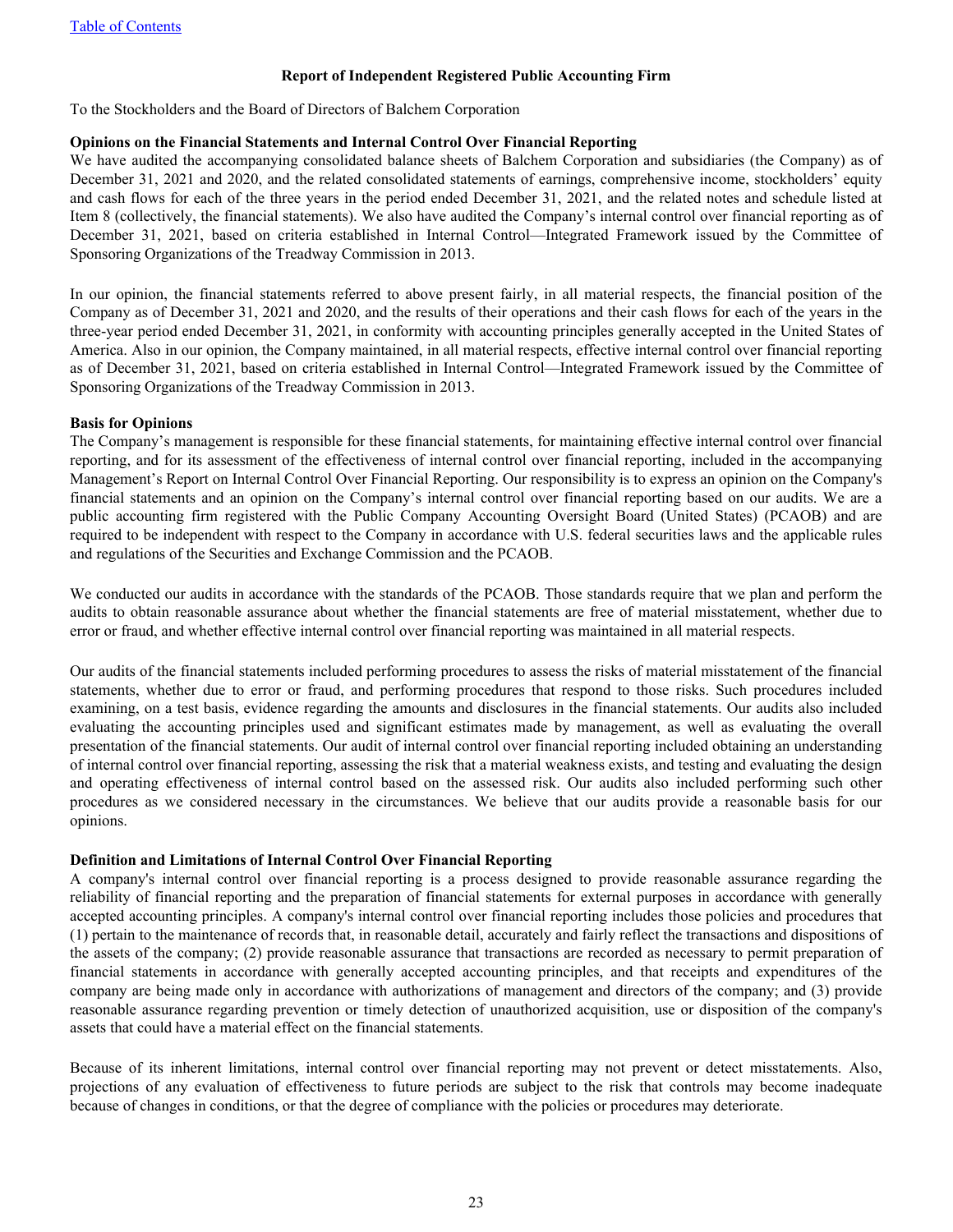[Table of Contents](#)

## Report of Independent Registered Public Accounting Firm

To the Stockholders and the Board of Directors of Balchem Corporation

### Opinions on the Financial Statements and Internal Control Over Financial Reporting

We have audited the accompanying consolidated balance sheets of Balchem Corporation and subsidiaries (the Company) as of December 31, 2021 and 2020, and the related consolidated statements of earnings, comprehensive income, stockholders' equity and cash flows for each of the three years in the period ended December 31, 2021, and the related notes and schedule listed at Item 8 (collectively, the financial statements). We also have audited the Company's internal control over financial reporting as of December 31, 2021, based on criteria established in Internal Control—Integrated Framework issued by the Committee of Sponsoring Organizations of the Treadway Commission in 2013.

In our opinion, the financial statements referred to above present fairly, in all material respects, the financial position of the Company as of December 31, 2021 and 2020, and the results of their operations and their cash flows for each of the years in the three-year period ended December 31, 2021, in conformity with accounting principles generally accepted in the United States of America. Also in our opinion, the Company maintained, in all material respects, effective internal control over financial reporting as of December 31, 2021, based on criteria established in Internal Control—Integrated Framework issued by the Committee of Sponsoring Organizations of the Treadway Commission in 2013.

### Basis for Opinions

The Company's management is responsible for these financial statements, for maintaining effective internal control over financial reporting, and for its assessment of the effectiveness of internal control over financial reporting, included in the accompanying Management's Report on Internal Control Over Financial Reporting. Our responsibility is to express an opinion on the Company's financial statements and an opinion on the Company's internal control over financial reporting based on our audits. We are a public accounting firm registered with the Public Company Accounting Oversight Board (United States) (PCAOB) and are required to be independent with respect to the Company in accordance with U.S. federal securities laws and the applicable rules and regulations of the Securities and Exchange Commission and the PCAOB.

We conducted our audits in accordance with the standards of the PCAOB. Those standards require that we plan and perform the audits to obtain reasonable assurance about whether the financial statements are free of material misstatement, whether due to error or fraud, and whether effective internal control over financial reporting was maintained in all material respects.

Our audits of the financial statements included performing procedures to assess the risks of material misstatement of the financial statements, whether due to error or fraud, and performing procedures that respond to those risks. Such procedures included examining, on a test basis, evidence regarding the amounts and disclosures in the financial statements. Our audits also included evaluating the accounting principles used and significant estimates made by management, as well as evaluating the overall presentation of the financial statements. Our audit of internal control over financial reporting included obtaining an understanding of internal control over financial reporting, assessing the risk that a material weakness exists, and testing and evaluating the design and operating effectiveness of internal control based on the assessed risk. Our audits also included performing such other procedures as we considered necessary in the circumstances. We believe that our audits provide a reasonable basis for our opinions.

### Definition and Limitations of Internal Control Over Financial Reporting

A company's internal control over financial reporting is a process designed to provide reasonable assurance regarding the reliability of financial reporting and the preparation of financial statements for external purposes in accordance with generally accepted accounting principles. A company's internal control over financial reporting includes those policies and procedures that (1) pertain to the maintenance of records that, in reasonable detail, accurately and fairly reflect the transactions and dispositions of the assets of the company; (2) provide reasonable assurance that transactions are recorded as necessary to permit preparation of financial statements in accordance with generally accepted accounting principles, and that receipts and expenditures of the company are being made only in accordance with authorizations of management and directors of the company; and (3) provide reasonable assurance regarding prevention or timely detection of unauthorized acquisition, use or disposition of the company's assets that could have a material effect on the financial statements.

Because of its inherent limitations, internal control over financial reporting may not prevent or detect misstatements. Also, projections of any evaluation of effectiveness to future periods are subject to the risk that controls may become inadequate because of changes in conditions, or that the degree of compliance with the policies or procedures may deteriorate.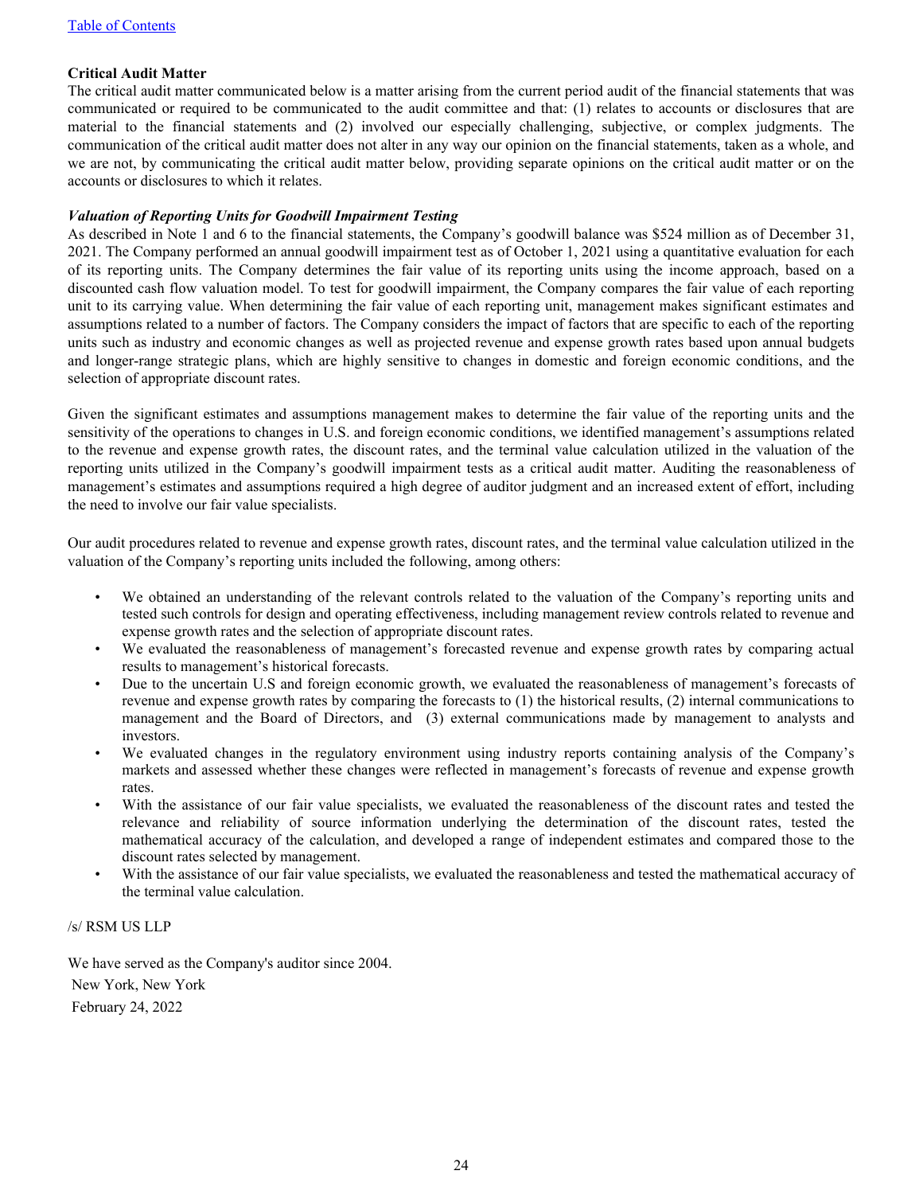[Table of Contents]

**Critical Audit Matter**

The critical audit matter communicated below is a matter arising from the current period audit of the financial statements that was communicated or required to be communicated to the audit committee and that: (1) relates to accounts or disclosures that are material to the financial statements and (2) involved our especially challenging, subjective, or complex judgments. The communication of the critical audit matter does not alter in any way our opinion on the financial statements, taken as a whole, and we are not, by communicating the critical audit matter below, providing separate opinions on the critical audit matter or on the accounts or disclosures to which it relates.

***Valuation of Reporting Units for Goodwill Impairment Testing***

As described in Note 1 and 6 to the financial statements, the Company's goodwill balance was $524 million as of December 31, 2021. The Company performed an annual goodwill impairment test as of October 1, 2021 using a quantitative evaluation for each of its reporting units. The Company determines the fair value of its reporting units using the income approach, based on a discounted cash flow valuation model. To test for goodwill impairment, the Company compares the fair value of each reporting unit to its carrying value. When determining the fair value of each reporting unit, management makes significant estimates and assumptions related to a number of factors. The Company considers the impact of factors that are specific to each of the reporting units such as industry and economic changes as well as projected revenue and expense growth rates based upon annual budgets and longer-range strategic plans, which are highly sensitive to changes in domestic and foreign economic conditions, and the selection of appropriate discount rates.

Given the significant estimates and assumptions management makes to determine the fair value of the reporting units and the sensitivity of the operations to changes in U.S. and foreign economic conditions, we identified management's assumptions related to the revenue and expense growth rates, the discount rates, and the terminal value calculation utilized in the valuation of the reporting units utilized in the Company's goodwill impairment tests as a critical audit matter. Auditing the reasonableness of management's estimates and assumptions required a high degree of auditor judgment and an increased extent of effort, including the need to involve our fair value specialists.

Our audit procedures related to revenue and expense growth rates, discount rates, and the terminal value calculation utilized in the valuation of the Company's reporting units included the following, among others:

- We obtained an understanding of the relevant controls related to the valuation of the Company's reporting units and tested such controls for design and operating effectiveness, including management review controls related to revenue and expense growth rates and the selection of appropriate discount rates.
- We evaluated the reasonableness of management's forecasted revenue and expense growth rates by comparing actual results to management's historical forecasts.
- Due to the uncertain U.S and foreign economic growth, we evaluated the reasonableness of management's forecasts of revenue and expense growth rates by comparing the forecasts to (1) the historical results, (2) internal communications to management and the Board of Directors, and (3) external communications made by management to analysts and investors.
- We evaluated changes in the regulatory environment using industry reports containing analysis of the Company's markets and assessed whether these changes were reflected in management's forecasts of revenue and expense growth rates.
- With the assistance of our fair value specialists, we evaluated the reasonableness of the discount rates and tested the relevance and reliability of source information underlying the determination of the discount rates, tested the mathematical accuracy of the calculation, and developed a range of independent estimates and compared those to the discount rates selected by management.
- With the assistance of our fair value specialists, we evaluated the reasonableness and tested the mathematical accuracy of the terminal value calculation.

/s/ RSM US LLP

We have served as the Company's auditor since 2004.

New York, New York

February 24, 2022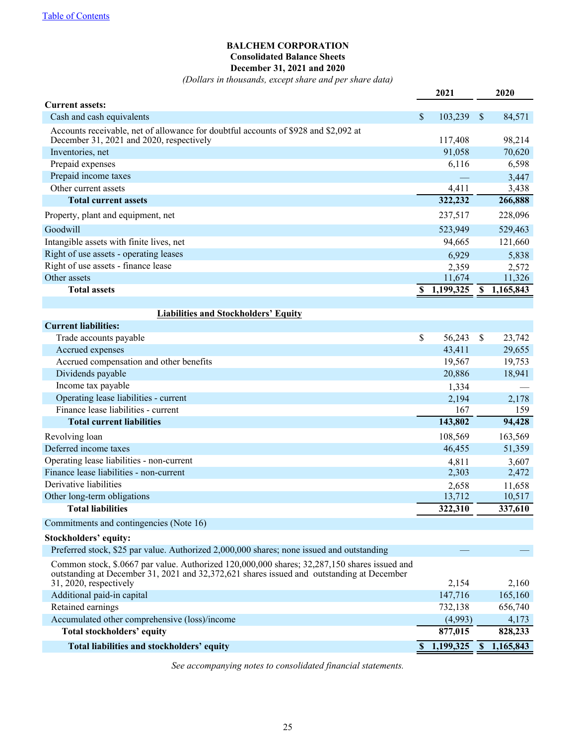[Table of Contents]

**BALCHEM CORPORATION**
**Consolidated Balance Sheets**
**December 31, 2021 and 2020**
*(Dollars in thousands, except share and per share data)*

| | 2021 | 2020 |
|---|---|---|
| **Current assets:** | | |
| Cash and cash equivalents | $ 103,239 | $ 84,571 |
| Accounts receivable, net of allowance for doubtful accounts of $928 and $2,092 at December 31, 2021 and 2020, respectively | 117,408 | 98,214 |
| Inventories, net | 91,058 | 70,620 |
| Prepaid expenses | 6,116 | 6,598 |
| Prepaid income taxes | — | 3,447 |
| Other current assets | 4,411 | 3,438 |
| **Total current assets** | **322,232** | **266,888** |
| Property, plant and equipment, net | 237,517 | 228,096 |
| Goodwill | 523,949 | 529,463 |
| Intangible assets with finite lives, net | 94,665 | 121,660 |
| Right of use assets - operating leases | 6,929 | 5,838 |
| Right of use assets - finance lease | 2,359 | 2,572 |
| Other assets | 11,674 | 11,326 |
| **Total assets** | **$ 1,199,325** | **$ 1,165,843** |
| | | |
| **Liabilities and Stockholders' Equity** | | |
| **Current liabilities:** | | |
| Trade accounts payable | $ 56,243 | $ 23,742 |
| Accrued expenses | 43,411 | 29,655 |
| Accrued compensation and other benefits | 19,567 | 19,753 |
| Dividends payable | 20,886 | 18,941 |
| Income tax payable | 1,334 | — |
| Operating lease liabilities - current | 2,194 | 2,178 |
| Finance lease liabilities - current | 167 | 159 |
| **Total current liabilities** | **143,802** | **94,428** |
| Revolving loan | 108,569 | 163,569 |
| Deferred income taxes | 46,455 | 51,359 |
| Operating lease liabilities - non-current | 4,811 | 3,607 |
| Finance lease liabilities - non-current | 2,303 | 2,472 |
| Derivative liabilities | 2,658 | 11,658 |
| Other long-term obligations | 13,712 | 10,517 |
| **Total liabilities** | **322,310** | **337,610** |
| Commitments and contingencies (Note 16) | | |
| **Stockholders' equity:** | | |
| Preferred stock, $25 par value. Authorized 2,000,000 shares; none issued and outstanding | — | — |
| Common stock, $.0667 par value. Authorized 120,000,000 shares; 32,287,150 shares issued and outstanding at December 31, 2021 and 32,372,621 shares issued and outstanding at December 31, 2020, respectively | 2,154 | 2,160 |
| Additional paid-in capital | 147,716 | 165,160 |
| Retained earnings | 732,138 | 656,740 |
| Accumulated other comprehensive (loss)/income | (4,993) | 4,173 |
| **Total stockholders' equity** | **877,015** | **828,233** |
| **Total liabilities and stockholders' equity** | **$ 1,199,325** | **$ 1,165,843** |

*See accompanying notes to consolidated financial statements.*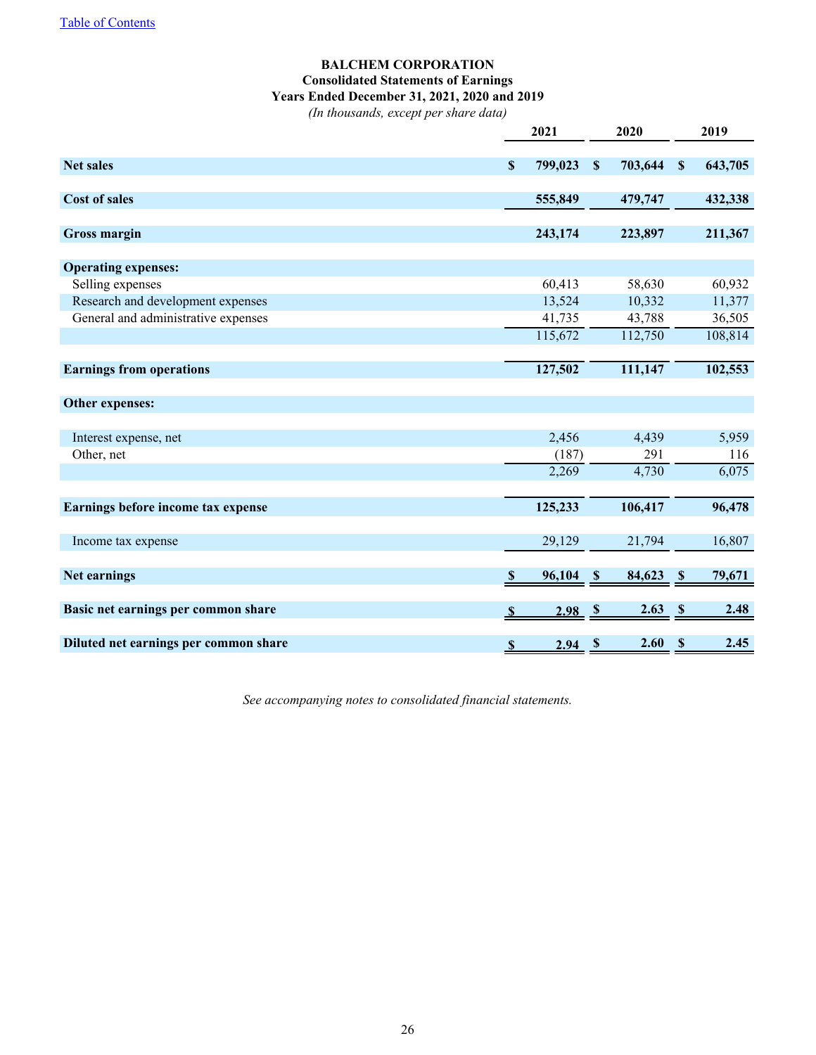[Table of Contents](#)

**BALCHEM CORPORATION**
**Consolidated Statements of Earnings**
**Years Ended December 31, 2021, 2020 and 2019**
*(In thousands, except per share data)*

| | 2021 | 2020 | 2019 |
|---|---|---|---|
| **Net sales** | **$ 799,023** | **$ 703,644** | **$ 643,705** |
| **Cost of sales** | **555,849** | **479,747** | **432,338** |
| **Gross margin** | **243,174** | **223,897** | **211,367** |
| **Operating expenses:** | | | |
| Selling expenses | 60,413 | 58,630 | 60,932 |
| Research and development expenses | 13,524 | 10,332 | 11,377 |
| General and administrative expenses | 41,735 | 43,788 | 36,505 |
| | 115,672 | 112,750 | 108,814 |
| **Earnings from operations** | **127,502** | **111,147** | **102,553** |
| **Other expenses:** | | | |
| Interest expense, net | 2,456 | 4,439 | 5,959 |
| Other, net | (187) | 291 | 116 |
| | 2,269 | 4,730 | 6,075 |
| **Earnings before income tax expense** | **125,233** | **106,417** | **96,478** |
| Income tax expense | 29,129 | 21,794 | 16,807 |
| **Net earnings** | **$ 96,104** | **$ 84,623** | **$ 79,671** |
| **Basic net earnings per common share** | **$ 2.98** | **$ 2.63** | **$ 2.48** |
| **Diluted net earnings per common share** | **$ 2.94** | **$ 2.60** | **$ 2.45** |

*See accompanying notes to consolidated financial statements.*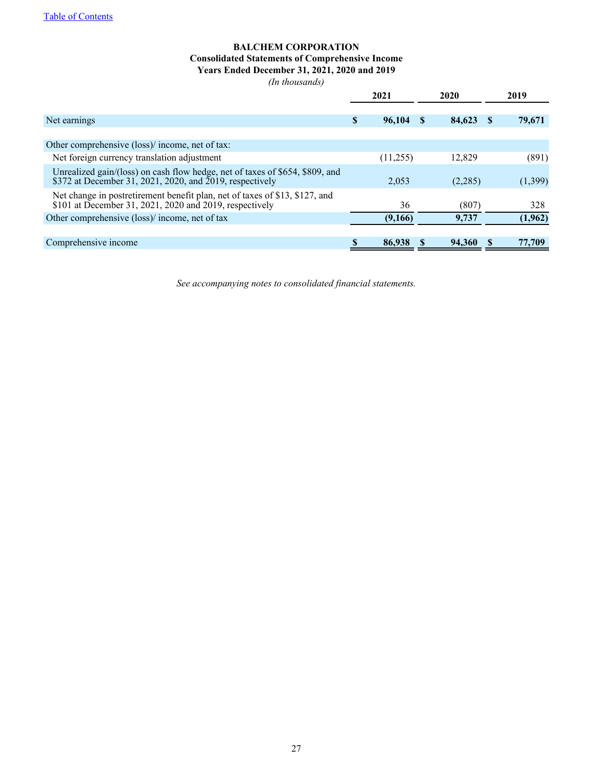**BALCHEM CORPORATION**
**Consolidated Statements of Comprehensive Income**
**Years Ended December 31, 2021, 2020 and 2019**
*(In thousands)*

| | 2021 | 2020 | 2019 |
|---|---|---|---|
| Net earnings | $ 96,104 | $ 84,623 | $ 79,671 |
| | | | |
| Other comprehensive (loss)/ income, net of tax: | | | |
| Net foreign currency translation adjustment | (11,255) | 12,829 | (891) |
| Unrealized gain/(loss) on cash flow hedge, net of taxes of $654, $809, and $372 at December 31, 2021, 2020, and 2019, respectively | 2,053 | (2,285) | (1,399) |
| Net change in postretirement benefit plan, net of taxes of $13, $127, and $101 at December 31, 2021, 2020 and 2019, respectively | 36 | (807) | 328 |
| Other comprehensive (loss)/ income, net of tax | **(9,166)** | **9,737** | **(1,962)** |
| | | | |
| Comprehensive income | **$ 86,938** | **$ 94,360** | **$ 77,709** |

*See accompanying notes to consolidated financial statements.*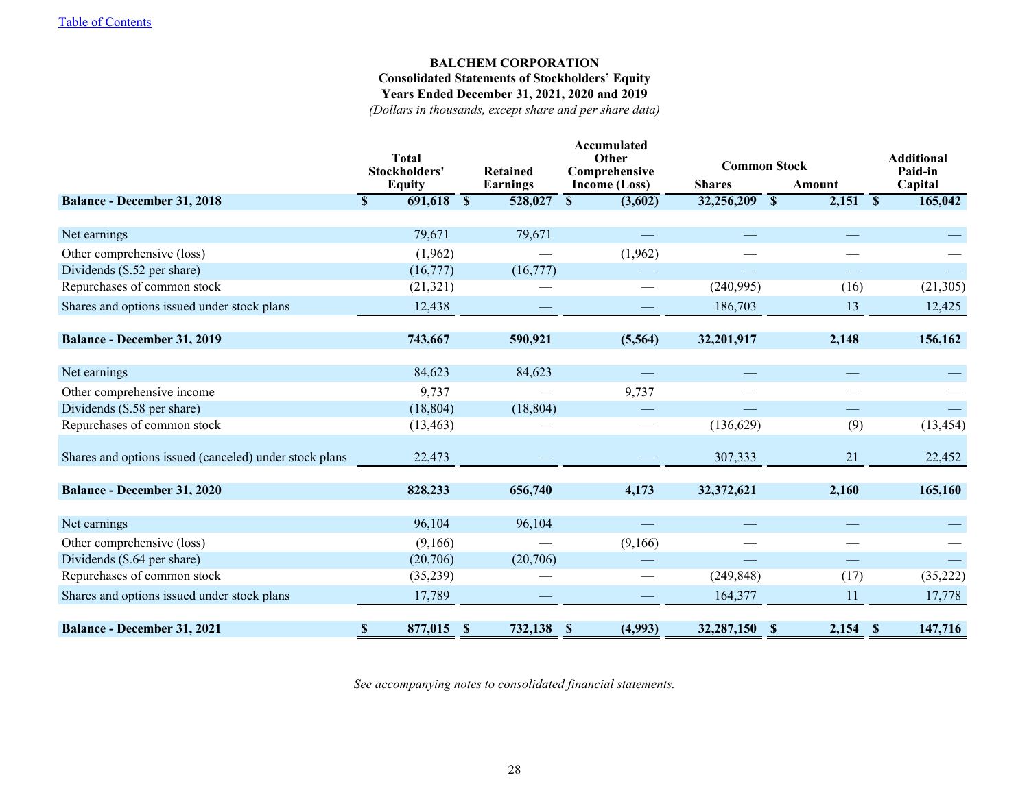[Table of Contents](#)

**BALCHEM CORPORATION**
**Consolidated Statements of Stockholders' Equity**
**Years Ended December 31, 2021, 2020 and 2019**
*(Dollars in thousands, except share and per share data)*

| | Total Stockholders' Equity | Retained Earnings | Accumulated Other Comprehensive Income (Loss) | Common Stock | | Additional Paid-in Capital |
|---|---|---|---|---|---|---|
| | | | | Shares | Amount | |
| **Balance - December 31, 2018** | **$ 691,618** | **$ 528,027** | **$ (3,602)** | **32,256,209** | **$ 2,151** | **$ 165,042** |
| Net earnings | 79,671 | 79,671 | — | — | — | — |
| Other comprehensive (loss) | (1,962) | — | (1,962) | — | — | — |
| Dividends ($.52 per share) | (16,777) | (16,777) | — | — | — | — |
| Repurchases of common stock | (21,321) | — | — | (240,995) | (16) | (21,305) |
| Shares and options issued under stock plans | 12,438 | — | — | 186,703 | 13 | 12,425 |
| **Balance - December 31, 2019** | **743,667** | **590,921** | **(5,564)** | **32,201,917** | **2,148** | **156,162** |
| Net earnings | 84,623 | 84,623 | — | — | — | — |
| Other comprehensive income | 9,737 | — | 9,737 | — | — | — |
| Dividends ($.58 per share) | (18,804) | (18,804) | — | — | — | — |
| Repurchases of common stock | (13,463) | — | — | (136,629) | (9) | (13,454) |
| Shares and options issued (canceled) under stock plans | 22,473 | — | — | 307,333 | 21 | 22,452 |
| **Balance - December 31, 2020** | **828,233** | **656,740** | **4,173** | **32,372,621** | **2,160** | **165,160** |
| Net earnings | 96,104 | 96,104 | — | — | — | — |
| Other comprehensive (loss) | (9,166) | — | (9,166) | — | — | — |
| Dividends ($.64 per share) | (20,706) | (20,706) | — | — | — | — |
| Repurchases of common stock | (35,239) | — | — | (249,848) | (17) | (35,222) |
| Shares and options issued under stock plans | 17,789 | — | — | 164,377 | 11 | 17,778 |
| **Balance - December 31, 2021** | **$ 877,015** | **$ 732,138** | **$ (4,993)** | **32,287,150** | **$ 2,154** | **$ 147,716** |

*See accompanying notes to consolidated financial statements.*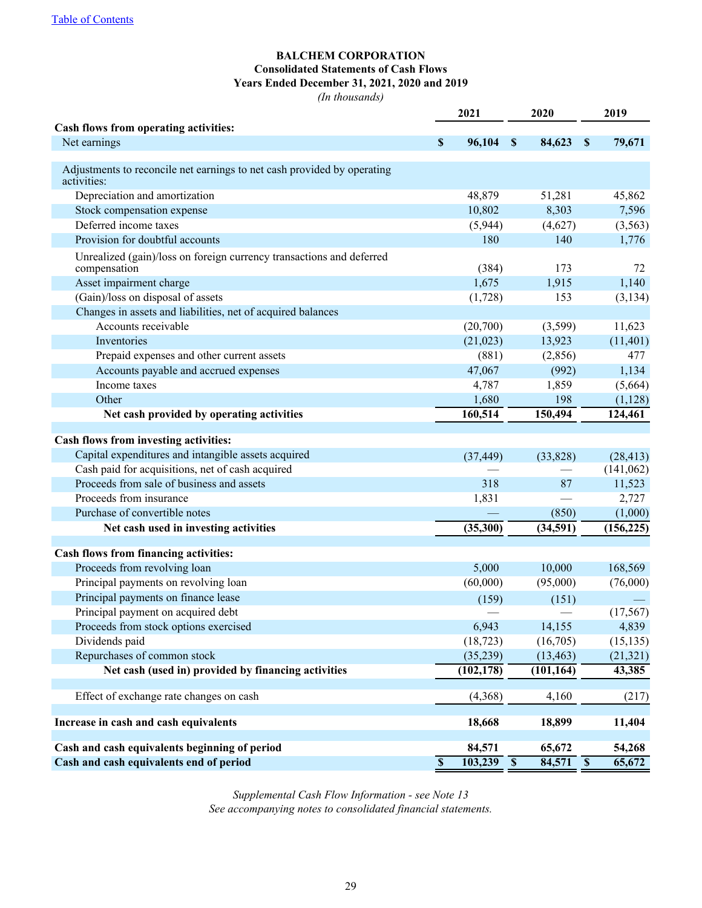**BALCHEM CORPORATION**
**Consolidated Statements of Cash Flows**
**Years Ended December 31, 2021, 2020 and 2019**
*(In thousands)*

| | 2021 | 2020 | 2019 |
|---|---|---|---|
| **Cash flows from operating activities:** | | | |
| Net earnings | **$ 96,104** | **$ 84,623** | **$ 79,671** |
| Adjustments to reconcile net earnings to net cash provided by operating activities: | | | |
| Depreciation and amortization | 48,879 | 51,281 | 45,862 |
| Stock compensation expense | 10,802 | 8,303 | 7,596 |
| Deferred income taxes | (5,944) | (4,627) | (3,563) |
| Provision for doubtful accounts | 180 | 140 | 1,776 |
| Unrealized (gain)/loss on foreign currency transactions and deferred compensation | (384) | 173 | 72 |
| Asset impairment charge | 1,675 | 1,915 | 1,140 |
| (Gain)/loss on disposal of assets | (1,728) | 153 | (3,134) |
| Changes in assets and liabilities, net of acquired balances | | | |
| Accounts receivable | (20,700) | (3,599) | 11,623 |
| Inventories | (21,023) | 13,923 | (11,401) |
| Prepaid expenses and other current assets | (881) | (2,856) | 477 |
| Accounts payable and accrued expenses | 47,067 | (992) | 1,134 |
| Income taxes | 4,787 | 1,859 | (5,664) |
| Other | 1,680 | 198 | (1,128) |
| **Net cash provided by operating activities** | **160,514** | **150,494** | **124,461** |
| **Cash flows from investing activities:** | | | |
| Capital expenditures and intangible assets acquired | (37,449) | (33,828) | (28,413) |
| Cash paid for acquisitions, net of cash acquired | — | — | (141,062) |
| Proceeds from sale of business and assets | 318 | 87 | 11,523 |
| Proceeds from insurance | 1,831 | — | 2,727 |
| Purchase of convertible notes | — | (850) | (1,000) |
| **Net cash used in investing activities** | **(35,300)** | **(34,591)** | **(156,225)** |
| **Cash flows from financing activities:** | | | |
| Proceeds from revolving loan | 5,000 | 10,000 | 168,569 |
| Principal payments on revolving loan | (60,000) | (95,000) | (76,000) |
| Principal payments on finance lease | (159) | (151) | — |
| Principal payment on acquired debt | — | — | (17,567) |
| Proceeds from stock options exercised | 6,943 | 14,155 | 4,839 |
| Dividends paid | (18,723) | (16,705) | (15,135) |
| Repurchases of common stock | (35,239) | (13,463) | (21,321) |
| **Net cash (used in) provided by financing activities** | **(102,178)** | **(101,164)** | **43,385** |
| Effect of exchange rate changes on cash | (4,368) | 4,160 | (217) |
| **Increase in cash and cash equivalents** | **18,668** | **18,899** | **11,404** |
| **Cash and cash equivalents beginning of period** | **84,571** | **65,672** | **54,268** |
| **Cash and cash equivalents end of period** | **$ 103,239** | **$ 84,571** | **$ 65,672** |

*Supplemental Cash Flow Information - see Note 13*
*See accompanying notes to consolidated financial statements.*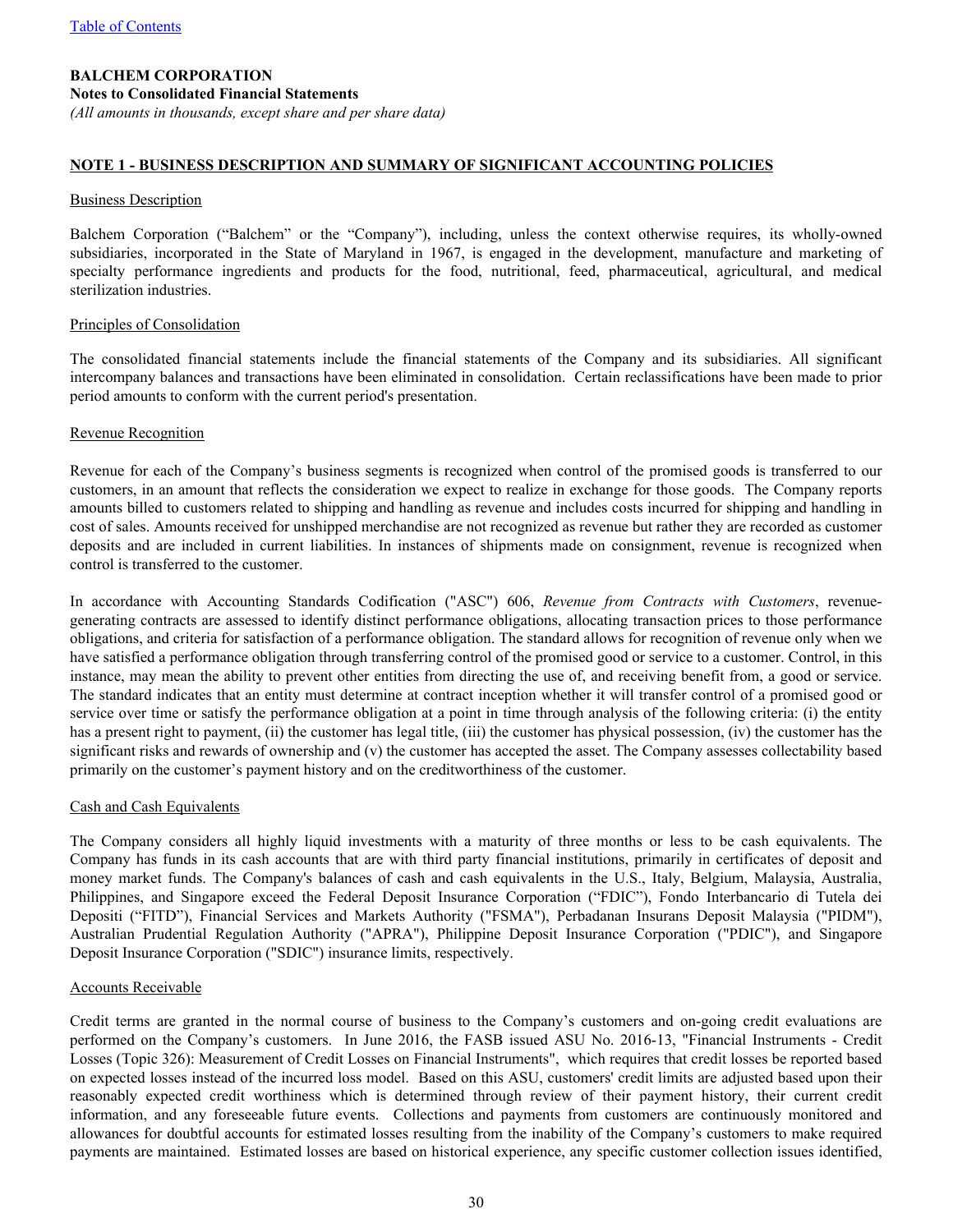**BALCHEM CORPORATION**
**Notes to Consolidated Financial Statements**
*(All amounts in thousands, except share and per share data)*

## NOTE 1 - BUSINESS DESCRIPTION AND SUMMARY OF SIGNIFICANT ACCOUNTING POLICIES

### Business Description

Balchem Corporation ("Balchem" or the "Company"), including, unless the context otherwise requires, its wholly-owned subsidiaries, incorporated in the State of Maryland in 1967, is engaged in the development, manufacture and marketing of specialty performance ingredients and products for the food, nutritional, feed, pharmaceutical, agricultural, and medical sterilization industries.

### Principles of Consolidation

The consolidated financial statements include the financial statements of the Company and its subsidiaries. All significant intercompany balances and transactions have been eliminated in consolidation. Certain reclassifications have been made to prior period amounts to conform with the current period's presentation.

### Revenue Recognition

Revenue for each of the Company's business segments is recognized when control of the promised goods is transferred to our customers, in an amount that reflects the consideration we expect to realize in exchange for those goods. The Company reports amounts billed to customers related to shipping and handling as revenue and includes costs incurred for shipping and handling in cost of sales. Amounts received for unshipped merchandise are not recognized as revenue but rather they are recorded as customer deposits and are included in current liabilities. In instances of shipments made on consignment, revenue is recognized when control is transferred to the customer.

In accordance with Accounting Standards Codification ("ASC") 606, *Revenue from Contracts with Customers*, revenue-generating contracts are assessed to identify distinct performance obligations, allocating transaction prices to those performance obligations, and criteria for satisfaction of a performance obligation. The standard allows for recognition of revenue only when we have satisfied a performance obligation through transferring control of the promised good or service to a customer. Control, in this instance, may mean the ability to prevent other entities from directing the use of, and receiving benefit from, a good or service. The standard indicates that an entity must determine at contract inception whether it will transfer control of a promised good or service over time or satisfy the performance obligation at a point in time through analysis of the following criteria: (i) the entity has a present right to payment, (ii) the customer has legal title, (iii) the customer has physical possession, (iv) the customer has the significant risks and rewards of ownership and (v) the customer has accepted the asset. The Company assesses collectability based primarily on the customer's payment history and on the creditworthiness of the customer.

### Cash and Cash Equivalents

The Company considers all highly liquid investments with a maturity of three months or less to be cash equivalents. The Company has funds in its cash accounts that are with third party financial institutions, primarily in certificates of deposit and money market funds. The Company's balances of cash and cash equivalents in the U.S., Italy, Belgium, Malaysia, Australia, Philippines, and Singapore exceed the Federal Deposit Insurance Corporation ("FDIC"), Fondo Interbancario di Tutela dei Depositi ("FITD"), Financial Services and Markets Authority ("FSMA"), Perbadanan Insurans Deposit Malaysia ("PIDM"), Australian Prudential Regulation Authority ("APRA"), Philippine Deposit Insurance Corporation ("PDIC"), and Singapore Deposit Insurance Corporation ("SDIC") insurance limits, respectively.

### Accounts Receivable

Credit terms are granted in the normal course of business to the Company's customers and on-going credit evaluations are performed on the Company's customers. In June 2016, the FASB issued ASU No. 2016-13, "Financial Instruments - Credit Losses (Topic 326): Measurement of Credit Losses on Financial Instruments", which requires that credit losses be reported based on expected losses instead of the incurred loss model. Based on this ASU, customers' credit limits are adjusted based upon their reasonably expected credit worthiness which is determined through review of their payment history, their current credit information, and any foreseeable future events. Collections and payments from customers are continuously monitored and allowances for doubtful accounts for estimated losses resulting from the inability of the Company's customers to make required payments are maintained. Estimated losses are based on historical experience, any specific customer collection issues identified,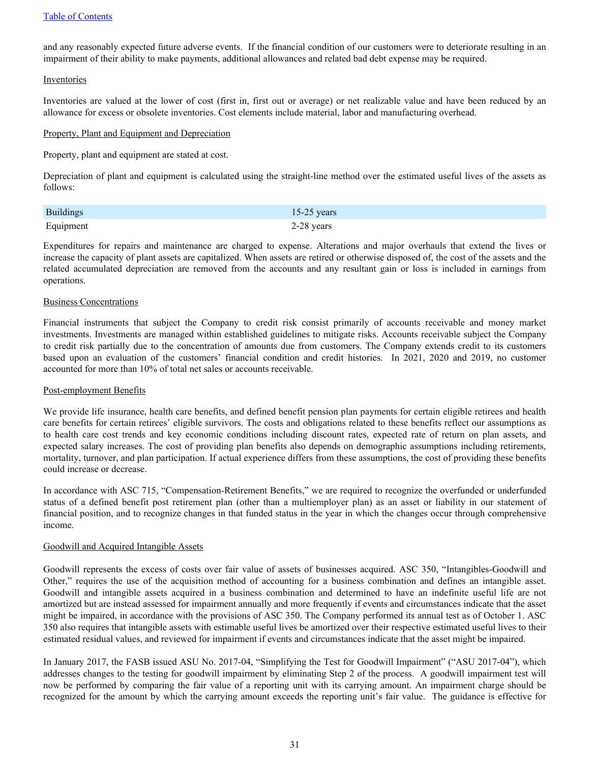and any reasonably expected future adverse events. If the financial condition of our customers were to deteriorate resulting in an impairment of their ability to make payments, additional allowances and related bad debt expense may be required.

Inventories

Inventories are valued at the lower of cost (first in, first out or average) or net realizable value and have been reduced by an allowance for excess or obsolete inventories. Cost elements include material, labor and manufacturing overhead.

Property, Plant and Equipment and Depreciation

Property, plant and equipment are stated at cost.

Depreciation of plant and equipment is calculated using the straight-line method over the estimated useful lives of the assets as follows:

| | |
|---|---|
| Buildings | 15-25 years |
| Equipment | 2-28 years |

Expenditures for repairs and maintenance are charged to expense. Alterations and major overhauls that extend the lives or increase the capacity of plant assets are capitalized. When assets are retired or otherwise disposed of, the cost of the assets and the related accumulated depreciation are removed from the accounts and any resultant gain or loss is included in earnings from operations.

Business Concentrations

Financial instruments that subject the Company to credit risk consist primarily of accounts receivable and money market investments. Investments are managed within established guidelines to mitigate risks. Accounts receivable subject the Company to credit risk partially due to the concentration of amounts due from customers. The Company extends credit to its customers based upon an evaluation of the customers' financial condition and credit histories. In 2021, 2020 and 2019, no customer accounted for more than 10% of total net sales or accounts receivable.

Post-employment Benefits

We provide life insurance, health care benefits, and defined benefit pension plan payments for certain eligible retirees and health care benefits for certain retirees' eligible survivors. The costs and obligations related to these benefits reflect our assumptions as to health care cost trends and key economic conditions including discount rates, expected rate of return on plan assets, and expected salary increases. The cost of providing plan benefits also depends on demographic assumptions including retirements, mortality, turnover, and plan participation. If actual experience differs from these assumptions, the cost of providing these benefits could increase or decrease.

In accordance with ASC 715, "Compensation-Retirement Benefits," we are required to recognize the overfunded or underfunded status of a defined benefit post retirement plan (other than a multiemployer plan) as an asset or liability in our statement of financial position, and to recognize changes in that funded status in the year in which the changes occur through comprehensive income.

Goodwill and Acquired Intangible Assets

Goodwill represents the excess of costs over fair value of assets of businesses acquired. ASC 350, "Intangibles-Goodwill and Other," requires the use of the acquisition method of accounting for a business combination and defines an intangible asset. Goodwill and intangible assets acquired in a business combination and determined to have an indefinite useful life are not amortized but are instead assessed for impairment annually and more frequently if events and circumstances indicate that the asset might be impaired, in accordance with the provisions of ASC 350. The Company performed its annual test as of October 1. ASC 350 also requires that intangible assets with estimable useful lives be amortized over their respective estimated useful lives to their estimated residual values, and reviewed for impairment if events and circumstances indicate that the asset might be impaired.

In January 2017, the FASB issued ASU No. 2017-04, "Simplifying the Test for Goodwill Impairment" ("ASU 2017-04"), which addresses changes to the testing for goodwill impairment by eliminating Step 2 of the process. A goodwill impairment test will now be performed by comparing the fair value of a reporting unit with its carrying amount. An impairment charge should be recognized for the amount by which the carrying amount exceeds the reporting unit's fair value. The guidance is effective for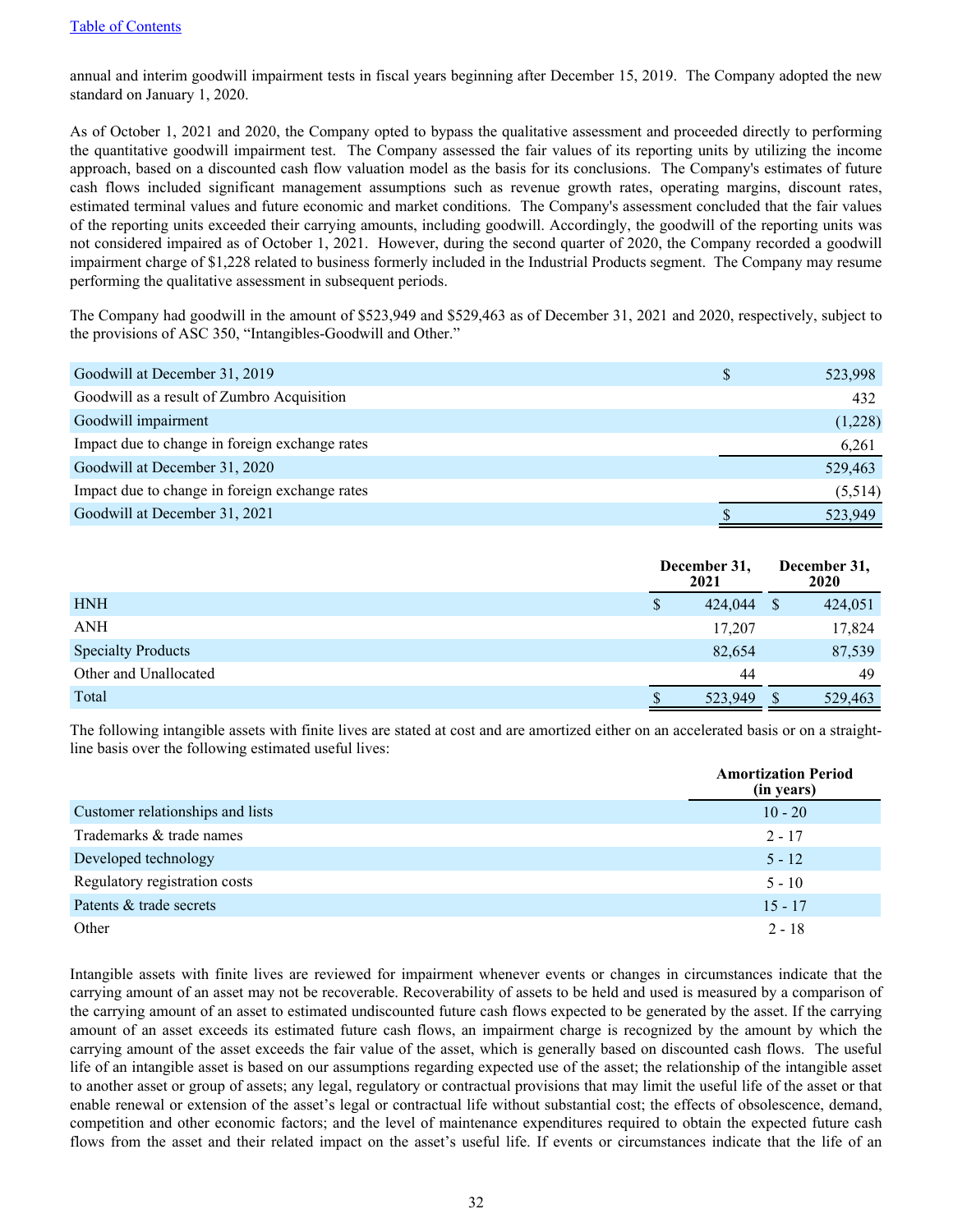annual and interim goodwill impairment tests in fiscal years beginning after December 15, 2019. The Company adopted the new standard on January 1, 2020.

As of October 1, 2021 and 2020, the Company opted to bypass the qualitative assessment and proceeded directly to performing the quantitative goodwill impairment test. The Company assessed the fair values of its reporting units by utilizing the income approach, based on a discounted cash flow valuation model as the basis for its conclusions. The Company's estimates of future cash flows included significant management assumptions such as revenue growth rates, operating margins, discount rates, estimated terminal values and future economic and market conditions. The Company's assessment concluded that the fair values of the reporting units exceeded their carrying amounts, including goodwill. Accordingly, the goodwill of the reporting units was not considered impaired as of October 1, 2021. However, during the second quarter of 2020, the Company recorded a goodwill impairment charge of $1,228 related to business formerly included in the Industrial Products segment. The Company may resume performing the qualitative assessment in subsequent periods.

The Company had goodwill in the amount of $523,949 and $529,463 as of December 31, 2021 and 2020, respectively, subject to the provisions of ASC 350, "Intangibles-Goodwill and Other."

| | |
|---|---|
| Goodwill at December 31, 2019 | $ 523,998 |
| Goodwill as a result of Zumbro Acquisition | 432 |
| Goodwill impairment | (1,228) |
| Impact due to change in foreign exchange rates | 6,261 |
| Goodwill at December 31, 2020 | 529,463 |
| Impact due to change in foreign exchange rates | (5,514) |
| Goodwill at December 31, 2021 | $ 523,949 |

| | December 31, 2021 | December 31, 2020 |
|---|---|---|
| HNH | $ 424,044 | $ 424,051 |
| ANH | 17,207 | 17,824 |
| Specialty Products | 82,654 | 87,539 |
| Other and Unallocated | 44 | 49 |
| Total | $ 523,949 | $ 529,463 |

The following intangible assets with finite lives are stated at cost and are amortized either on an accelerated basis or on a straight-line basis over the following estimated useful lives:

| | Amortization Period (in years) |
|---|---|
| Customer relationships and lists | 10 - 20 |
| Trademarks & trade names | 2 - 17 |
| Developed technology | 5 - 12 |
| Regulatory registration costs | 5 - 10 |
| Patents & trade secrets | 15 - 17 |
| Other | 2 - 18 |

Intangible assets with finite lives are reviewed for impairment whenever events or changes in circumstances indicate that the carrying amount of an asset may not be recoverable. Recoverability of assets to be held and used is measured by a comparison of the carrying amount of an asset to estimated undiscounted future cash flows expected to be generated by the asset. If the carrying amount of an asset exceeds its estimated future cash flows, an impairment charge is recognized by the amount by which the carrying amount of the asset exceeds the fair value of the asset, which is generally based on discounted cash flows. The useful life of an intangible asset is based on our assumptions regarding expected use of the asset; the relationship of the intangible asset to another asset or group of assets; any legal, regulatory or contractual provisions that may limit the useful life of the asset or that enable renewal or extension of the asset's legal or contractual life without substantial cost; the effects of obsolescence, demand, competition and other economic factors; and the level of maintenance expenditures required to obtain the expected future cash flows from the asset and their related impact on the asset's useful life. If events or circumstances indicate that the life of an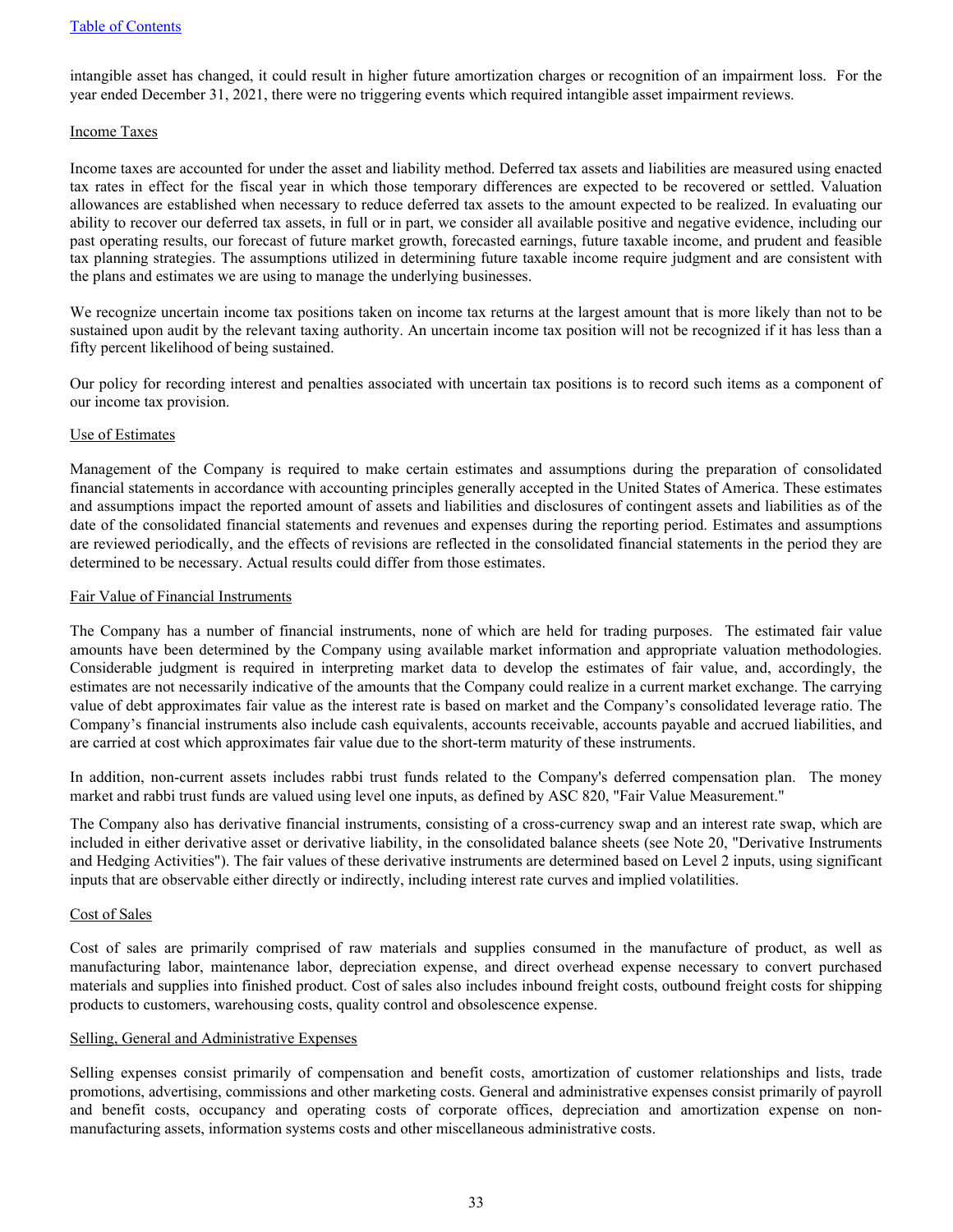intangible asset has changed, it could result in higher future amortization charges or recognition of an impairment loss. For the year ended December 31, 2021, there were no triggering events which required intangible asset impairment reviews.

Income Taxes

Income taxes are accounted for under the asset and liability method. Deferred tax assets and liabilities are measured using enacted tax rates in effect for the fiscal year in which those temporary differences are expected to be recovered or settled. Valuation allowances are established when necessary to reduce deferred tax assets to the amount expected to be realized. In evaluating our ability to recover our deferred tax assets, in full or in part, we consider all available positive and negative evidence, including our past operating results, our forecast of future market growth, forecasted earnings, future taxable income, and prudent and feasible tax planning strategies. The assumptions utilized in determining future taxable income require judgment and are consistent with the plans and estimates we are using to manage the underlying businesses.

We recognize uncertain income tax positions taken on income tax returns at the largest amount that is more likely than not to be sustained upon audit by the relevant taxing authority. An uncertain income tax position will not be recognized if it has less than a fifty percent likelihood of being sustained.

Our policy for recording interest and penalties associated with uncertain tax positions is to record such items as a component of our income tax provision.

Use of Estimates

Management of the Company is required to make certain estimates and assumptions during the preparation of consolidated financial statements in accordance with accounting principles generally accepted in the United States of America. These estimates and assumptions impact the reported amount of assets and liabilities and disclosures of contingent assets and liabilities as of the date of the consolidated financial statements and revenues and expenses during the reporting period. Estimates and assumptions are reviewed periodically, and the effects of revisions are reflected in the consolidated financial statements in the period they are determined to be necessary. Actual results could differ from those estimates.

Fair Value of Financial Instruments

The Company has a number of financial instruments, none of which are held for trading purposes. The estimated fair value amounts have been determined by the Company using available market information and appropriate valuation methodologies. Considerable judgment is required in interpreting market data to develop the estimates of fair value, and, accordingly, the estimates are not necessarily indicative of the amounts that the Company could realize in a current market exchange. The carrying value of debt approximates fair value as the interest rate is based on market and the Company's consolidated leverage ratio. The Company's financial instruments also include cash equivalents, accounts receivable, accounts payable and accrued liabilities, and are carried at cost which approximates fair value due to the short-term maturity of these instruments.

In addition, non-current assets includes rabbi trust funds related to the Company's deferred compensation plan. The money market and rabbi trust funds are valued using level one inputs, as defined by ASC 820, "Fair Value Measurement."

The Company also has derivative financial instruments, consisting of a cross-currency swap and an interest rate swap, which are included in either derivative asset or derivative liability, in the consolidated balance sheets (see Note 20, "Derivative Instruments and Hedging Activities"). The fair values of these derivative instruments are determined based on Level 2 inputs, using significant inputs that are observable either directly or indirectly, including interest rate curves and implied volatilities.

Cost of Sales

Cost of sales are primarily comprised of raw materials and supplies consumed in the manufacture of product, as well as manufacturing labor, maintenance labor, depreciation expense, and direct overhead expense necessary to convert purchased materials and supplies into finished product. Cost of sales also includes inbound freight costs, outbound freight costs for shipping products to customers, warehousing costs, quality control and obsolescence expense.

Selling, General and Administrative Expenses

Selling expenses consist primarily of compensation and benefit costs, amortization of customer relationships and lists, trade promotions, advertising, commissions and other marketing costs. General and administrative expenses consist primarily of payroll and benefit costs, occupancy and operating costs of corporate offices, depreciation and amortization expense on non-manufacturing assets, information systems costs and other miscellaneous administrative costs.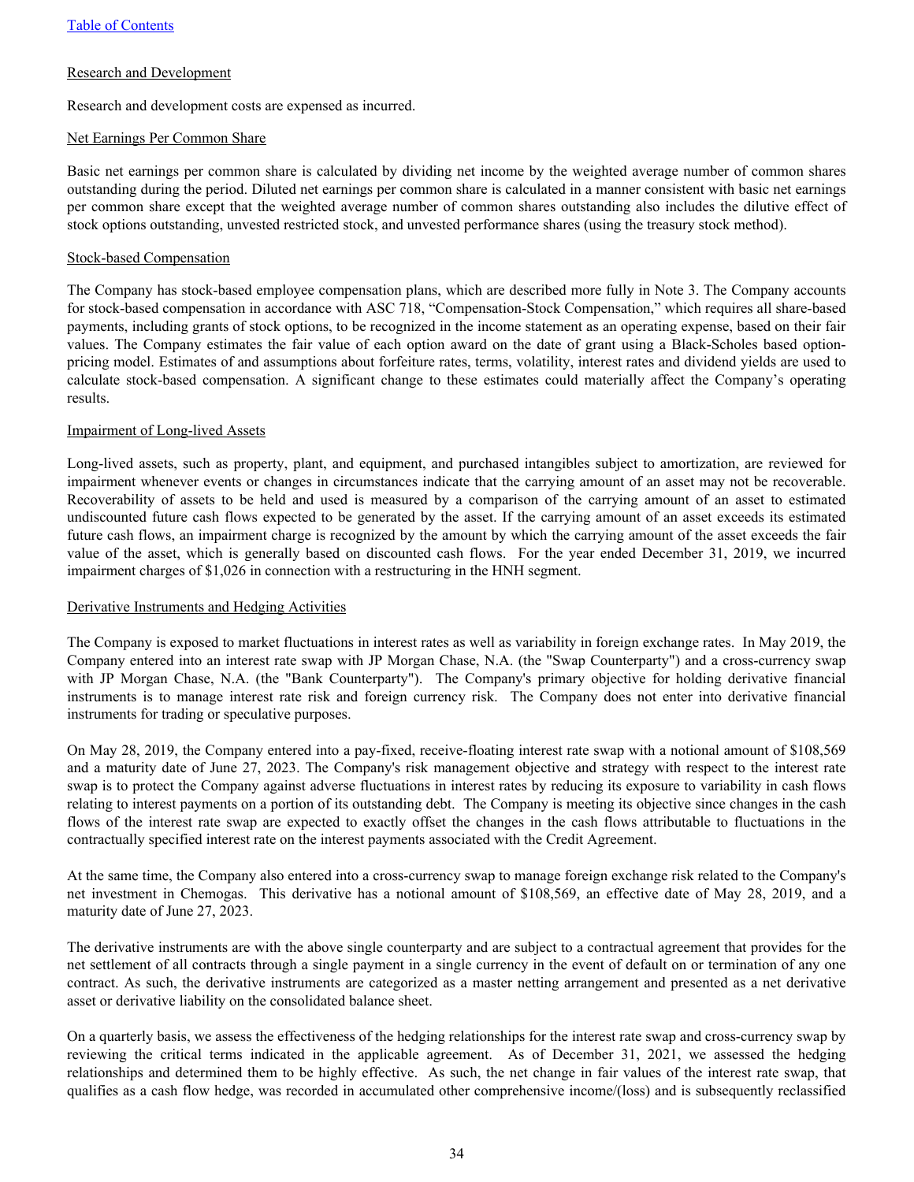Research and Development

Research and development costs are expensed as incurred.

Net Earnings Per Common Share

Basic net earnings per common share is calculated by dividing net income by the weighted average number of common shares outstanding during the period. Diluted net earnings per common share is calculated in a manner consistent with basic net earnings per common share except that the weighted average number of common shares outstanding also includes the dilutive effect of stock options outstanding, unvested restricted stock, and unvested performance shares (using the treasury stock method).

Stock-based Compensation

The Company has stock-based employee compensation plans, which are described more fully in Note 3. The Company accounts for stock-based compensation in accordance with ASC 718, "Compensation-Stock Compensation," which requires all share-based payments, including grants of stock options, to be recognized in the income statement as an operating expense, based on their fair values. The Company estimates the fair value of each option award on the date of grant using a Black-Scholes based option-pricing model. Estimates of and assumptions about forfeiture rates, terms, volatility, interest rates and dividend yields are used to calculate stock-based compensation. A significant change to these estimates could materially affect the Company's operating results.

Impairment of Long-lived Assets

Long-lived assets, such as property, plant, and equipment, and purchased intangibles subject to amortization, are reviewed for impairment whenever events or changes in circumstances indicate that the carrying amount of an asset may not be recoverable. Recoverability of assets to be held and used is measured by a comparison of the carrying amount of an asset to estimated undiscounted future cash flows expected to be generated by the asset. If the carrying amount of an asset exceeds its estimated future cash flows, an impairment charge is recognized by the amount by which the carrying amount of the asset exceeds the fair value of the asset, which is generally based on discounted cash flows. For the year ended December 31, 2019, we incurred impairment charges of $1,026 in connection with a restructuring in the HNH segment.

Derivative Instruments and Hedging Activities

The Company is exposed to market fluctuations in interest rates as well as variability in foreign exchange rates. In May 2019, the Company entered into an interest rate swap with JP Morgan Chase, N.A. (the "Swap Counterparty") and a cross-currency swap with JP Morgan Chase, N.A. (the "Bank Counterparty"). The Company's primary objective for holding derivative financial instruments is to manage interest rate risk and foreign currency risk. The Company does not enter into derivative financial instruments for trading or speculative purposes.

On May 28, 2019, the Company entered into a pay-fixed, receive-floating interest rate swap with a notional amount of $108,569 and a maturity date of June 27, 2023. The Company's risk management objective and strategy with respect to the interest rate swap is to protect the Company against adverse fluctuations in interest rates by reducing its exposure to variability in cash flows relating to interest payments on a portion of its outstanding debt. The Company is meeting its objective since changes in the cash flows of the interest rate swap are expected to exactly offset the changes in the cash flows attributable to fluctuations in the contractually specified interest rate on the interest payments associated with the Credit Agreement.

At the same time, the Company also entered into a cross-currency swap to manage foreign exchange risk related to the Company's net investment in Chemogas. This derivative has a notional amount of $108,569, an effective date of May 28, 2019, and a maturity date of June 27, 2023.

The derivative instruments are with the above single counterparty and are subject to a contractual agreement that provides for the net settlement of all contracts through a single payment in a single currency in the event of default on or termination of any one contract. As such, the derivative instruments are categorized as a master netting arrangement and presented as a net derivative asset or derivative liability on the consolidated balance sheet.

On a quarterly basis, we assess the effectiveness of the hedging relationships for the interest rate swap and cross-currency swap by reviewing the critical terms indicated in the applicable agreement. As of December 31, 2021, we assessed the hedging relationships and determined them to be highly effective. As such, the net change in fair values of the interest rate swap, that qualifies as a cash flow hedge, was recorded in accumulated other comprehensive income/(loss) and is subsequently reclassified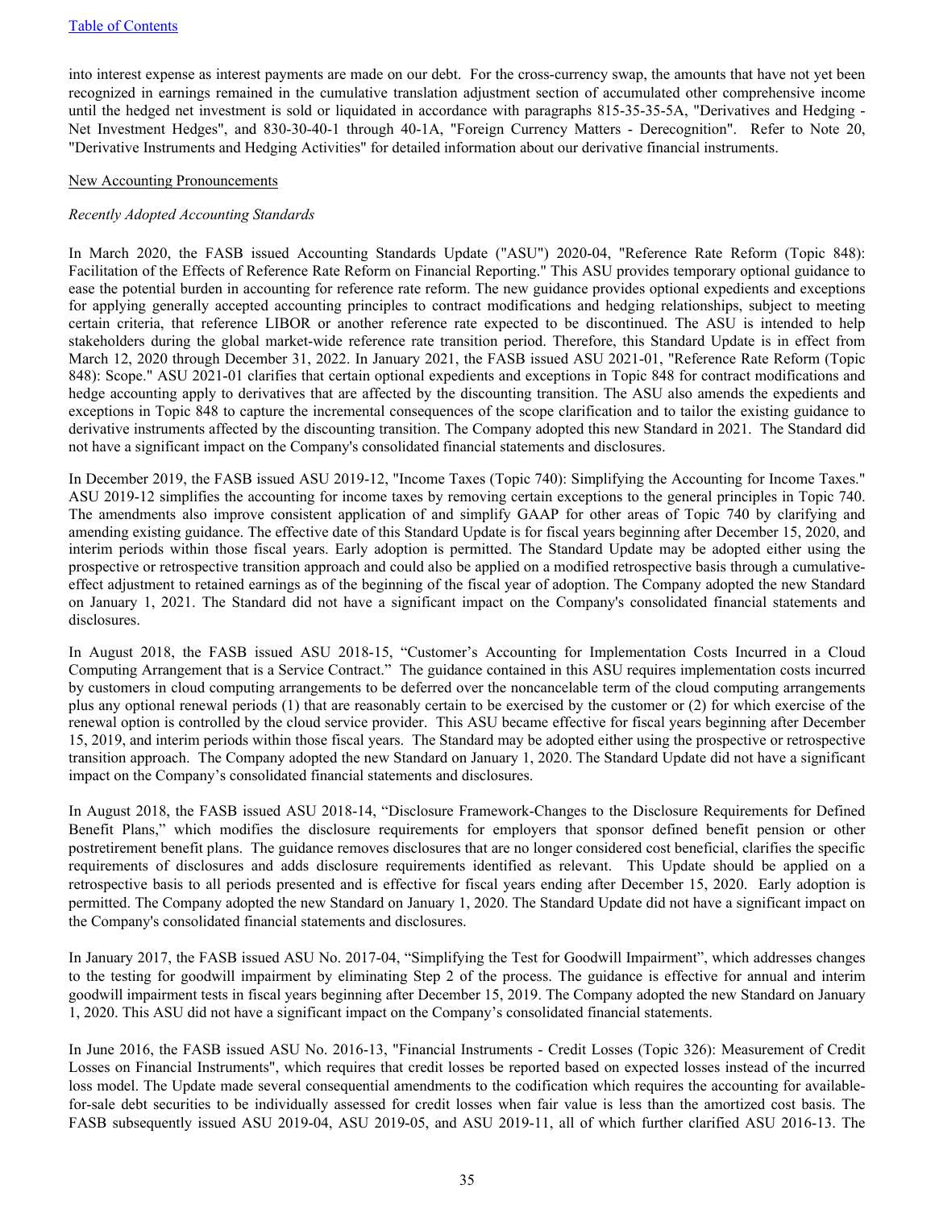into interest expense as interest payments are made on our debt. For the cross-currency swap, the amounts that have not yet been recognized in earnings remained in the cumulative translation adjustment section of accumulated other comprehensive income until the hedged net investment is sold or liquidated in accordance with paragraphs 815-35-35-5A, "Derivatives and Hedging - Net Investment Hedges", and 830-30-40-1 through 40-1A, "Foreign Currency Matters - Derecognition". Refer to Note 20, "Derivative Instruments and Hedging Activities" for detailed information about our derivative financial instruments.

New Accounting Pronouncements

*Recently Adopted Accounting Standards*

In March 2020, the FASB issued Accounting Standards Update ("ASU") 2020-04, "Reference Rate Reform (Topic 848): Facilitation of the Effects of Reference Rate Reform on Financial Reporting." This ASU provides temporary optional guidance to ease the potential burden in accounting for reference rate reform. The new guidance provides optional expedients and exceptions for applying generally accepted accounting principles to contract modifications and hedging relationships, subject to meeting certain criteria, that reference LIBOR or another reference rate expected to be discontinued. The ASU is intended to help stakeholders during the global market-wide reference rate transition period. Therefore, this Standard Update is in effect from March 12, 2020 through December 31, 2022. In January 2021, the FASB issued ASU 2021-01, "Reference Rate Reform (Topic 848): Scope." ASU 2021-01 clarifies that certain optional expedients and exceptions in Topic 848 for contract modifications and hedge accounting apply to derivatives that are affected by the discounting transition. The ASU also amends the expedients and exceptions in Topic 848 to capture the incremental consequences of the scope clarification and to tailor the existing guidance to derivative instruments affected by the discounting transition. The Company adopted this new Standard in 2021. The Standard did not have a significant impact on the Company's consolidated financial statements and disclosures.

In December 2019, the FASB issued ASU 2019-12, "Income Taxes (Topic 740): Simplifying the Accounting for Income Taxes." ASU 2019-12 simplifies the accounting for income taxes by removing certain exceptions to the general principles in Topic 740. The amendments also improve consistent application of and simplify GAAP for other areas of Topic 740 by clarifying and amending existing guidance. The effective date of this Standard Update is for fiscal years beginning after December 15, 2020, and interim periods within those fiscal years. Early adoption is permitted. The Standard Update may be adopted either using the prospective or retrospective transition approach and could also be applied on a modified retrospective basis through a cumulative-effect adjustment to retained earnings as of the beginning of the fiscal year of adoption. The Company adopted the new Standard on January 1, 2021. The Standard did not have a significant impact on the Company's consolidated financial statements and disclosures.

In August 2018, the FASB issued ASU 2018-15, "Customer's Accounting for Implementation Costs Incurred in a Cloud Computing Arrangement that is a Service Contract." The guidance contained in this ASU requires implementation costs incurred by customers in cloud computing arrangements to be deferred over the noncancelable term of the cloud computing arrangements plus any optional renewal periods (1) that are reasonably certain to be exercised by the customer or (2) for which exercise of the renewal option is controlled by the cloud service provider. This ASU became effective for fiscal years beginning after December 15, 2019, and interim periods within those fiscal years. The Standard may be adopted either using the prospective or retrospective transition approach. The Company adopted the new Standard on January 1, 2020. The Standard Update did not have a significant impact on the Company's consolidated financial statements and disclosures.

In August 2018, the FASB issued ASU 2018-14, "Disclosure Framework-Changes to the Disclosure Requirements for Defined Benefit Plans," which modifies the disclosure requirements for employers that sponsor defined benefit pension or other postretirement benefit plans. The guidance removes disclosures that are no longer considered cost beneficial, clarifies the specific requirements of disclosures and adds disclosure requirements identified as relevant. This Update should be applied on a retrospective basis to all periods presented and is effective for fiscal years ending after December 15, 2020. Early adoption is permitted. The Company adopted the new Standard on January 1, 2020. The Standard Update did not have a significant impact on the Company's consolidated financial statements and disclosures.

In January 2017, the FASB issued ASU No. 2017-04, "Simplifying the Test for Goodwill Impairment", which addresses changes to the testing for goodwill impairment by eliminating Step 2 of the process. The guidance is effective for annual and interim goodwill impairment tests in fiscal years beginning after December 15, 2019. The Company adopted the new Standard on January 1, 2020. This ASU did not have a significant impact on the Company's consolidated financial statements.

In June 2016, the FASB issued ASU No. 2016-13, "Financial Instruments - Credit Losses (Topic 326): Measurement of Credit Losses on Financial Instruments", which requires that credit losses be reported based on expected losses instead of the incurred loss model. The Update made several consequential amendments to the codification which requires the accounting for available-for-sale debt securities to be individually assessed for credit losses when fair value is less than the amortized cost basis. The FASB subsequently issued ASU 2019-04, ASU 2019-05, and ASU 2019-11, all of which further clarified ASU 2016-13. The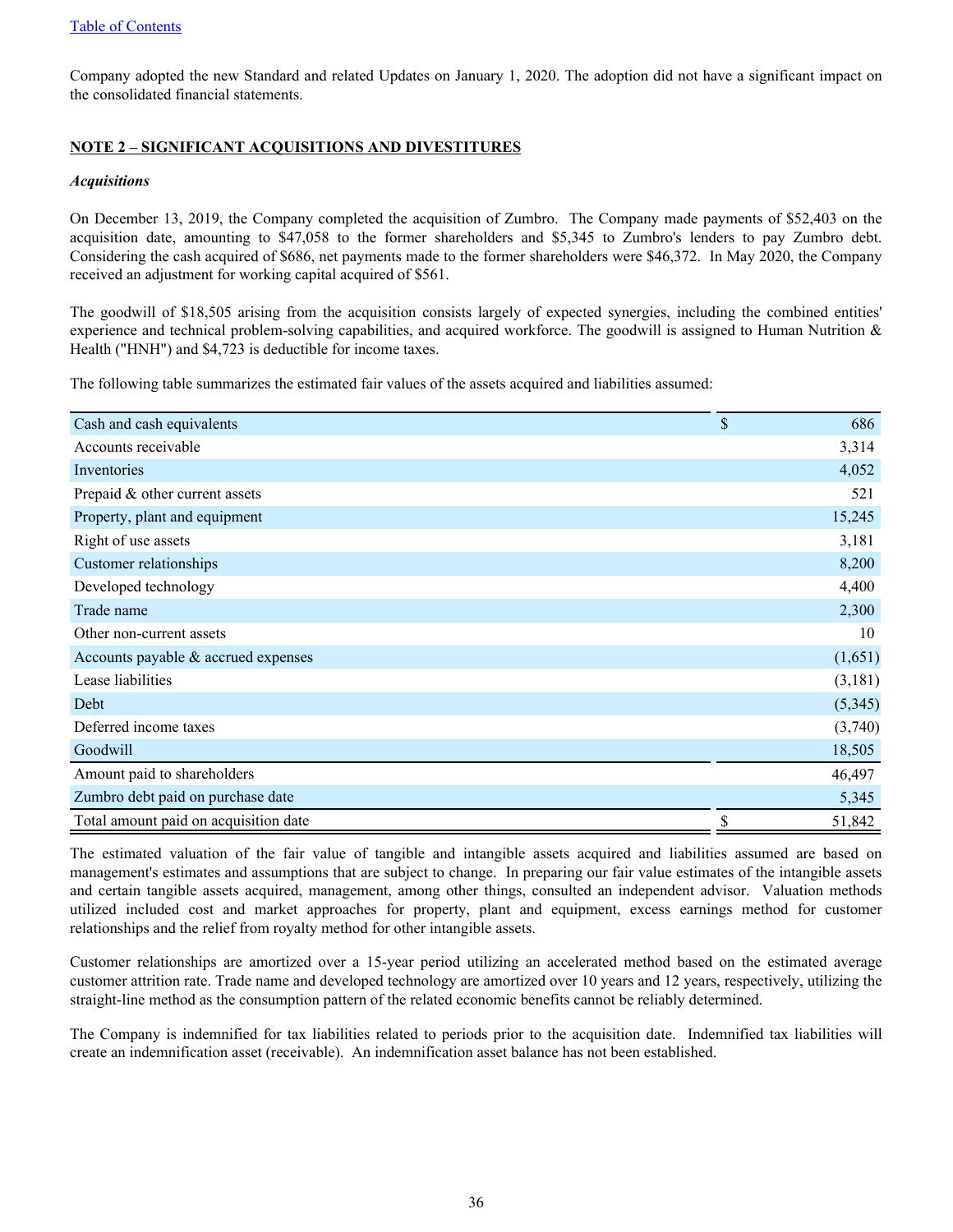Company adopted the new Standard and related Updates on January 1, 2020. The adoption did not have a significant impact on the consolidated financial statements.

## NOTE 2 – SIGNIFICANT ACQUISITIONS AND DIVESTITURES

### *Acquisitions*

On December 13, 2019, the Company completed the acquisition of Zumbro. The Company made payments of $52,403 on the acquisition date, amounting to $47,058 to the former shareholders and $5,345 to Zumbro's lenders to pay Zumbro debt. Considering the cash acquired of $686, net payments made to the former shareholders were $46,372. In May 2020, the Company received an adjustment for working capital acquired of $561.

The goodwill of $18,505 arising from the acquisition consists largely of expected synergies, including the combined entities' experience and technical problem-solving capabilities, and acquired workforce. The goodwill is assigned to Human Nutrition & Health ("HNH") and $4,723 is deductible for income taxes.

The following table summarizes the estimated fair values of the assets acquired and liabilities assumed:

| | |
|---|---|
| Cash and cash equivalents | $ 686 |
| Accounts receivable | 3,314 |
| Inventories | 4,052 |
| Prepaid & other current assets | 521 |
| Property, plant and equipment | 15,245 |
| Right of use assets | 3,181 |
| Customer relationships | 8,200 |
| Developed technology | 4,400 |
| Trade name | 2,300 |
| Other non-current assets | 10 |
| Accounts payable & accrued expenses | (1,651) |
| Lease liabilities | (3,181) |
| Debt | (5,345) |
| Deferred income taxes | (3,740) |
| Goodwill | 18,505 |
| Amount paid to shareholders | 46,497 |
| Zumbro debt paid on purchase date | 5,345 |
| Total amount paid on acquisition date | $ 51,842 |

The estimated valuation of the fair value of tangible and intangible assets acquired and liabilities assumed are based on management's estimates and assumptions that are subject to change. In preparing our fair value estimates of the intangible assets and certain tangible assets acquired, management, among other things, consulted an independent advisor. Valuation methods utilized included cost and market approaches for property, plant and equipment, excess earnings method for customer relationships and the relief from royalty method for other intangible assets.

Customer relationships are amortized over a 15-year period utilizing an accelerated method based on the estimated average customer attrition rate. Trade name and developed technology are amortized over 10 years and 12 years, respectively, utilizing the straight-line method as the consumption pattern of the related economic benefits cannot be reliably determined.

The Company is indemnified for tax liabilities related to periods prior to the acquisition date. Indemnified tax liabilities will create an indemnification asset (receivable). An indemnification asset balance has not been established.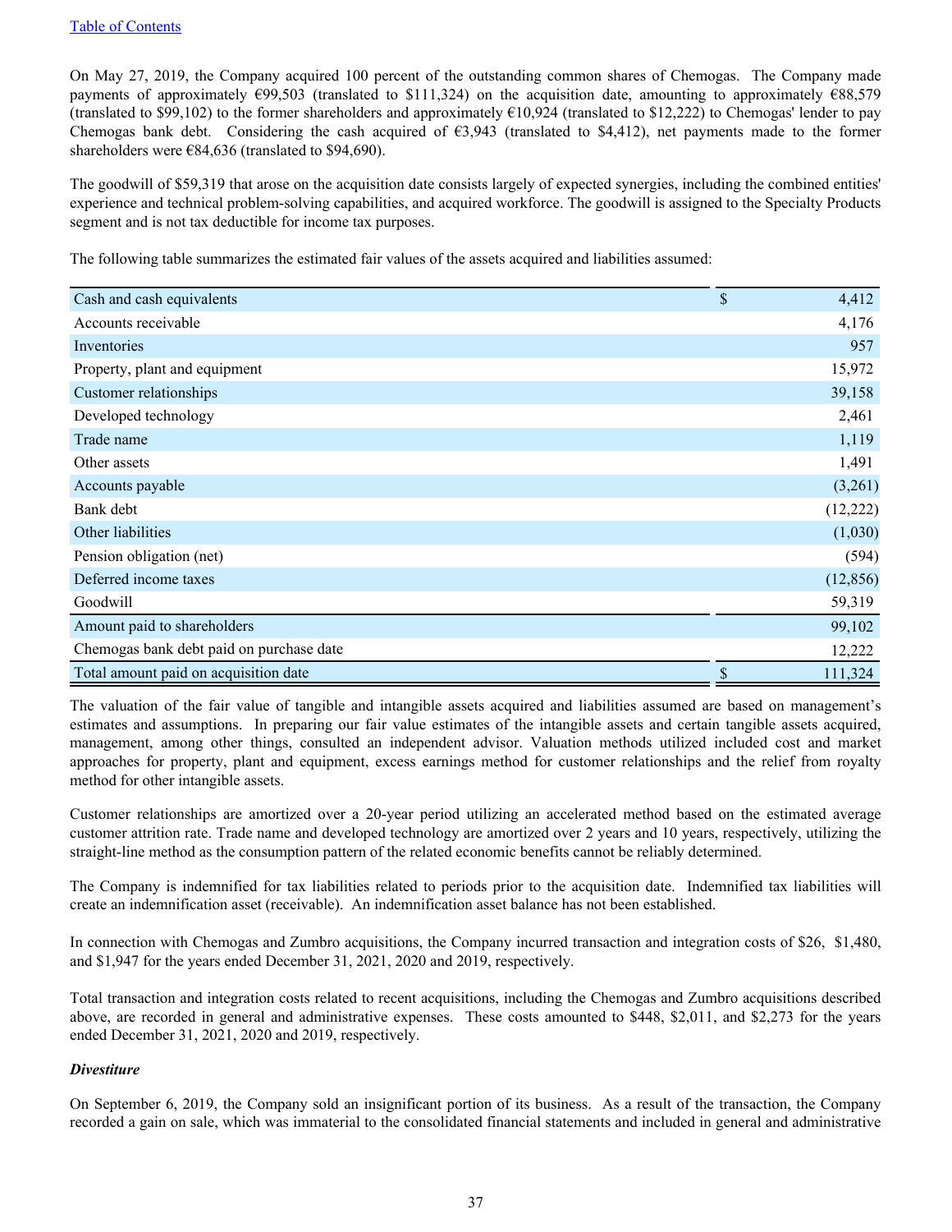[Table of Contents](#)

On May 27, 2019, the Company acquired 100 percent of the outstanding common shares of Chemogas. The Company made payments of approximately €99,503 (translated to $111,324) on the acquisition date, amounting to approximately €88,579 (translated to $99,102) to the former shareholders and approximately €10,924 (translated to $12,222) to Chemogas' lender to pay Chemogas bank debt. Considering the cash acquired of €3,943 (translated to $4,412), net payments made to the former shareholders were €84,636 (translated to $94,690).

The goodwill of $59,319 that arose on the acquisition date consists largely of expected synergies, including the combined entities' experience and technical problem-solving capabilities, and acquired workforce. The goodwill is assigned to the Specialty Products segment and is not tax deductible for income tax purposes.

The following table summarizes the estimated fair values of the assets acquired and liabilities assumed:

| | |
|---|---|
| Cash and cash equivalents | $ 4,412 |
| Accounts receivable | 4,176 |
| Inventories | 957 |
| Property, plant and equipment | 15,972 |
| Customer relationships | 39,158 |
| Developed technology | 2,461 |
| Trade name | 1,119 |
| Other assets | 1,491 |
| Accounts payable | (3,261) |
| Bank debt | (12,222) |
| Other liabilities | (1,030) |
| Pension obligation (net) | (594) |
| Deferred income taxes | (12,856) |
| Goodwill | 59,319 |
| Amount paid to shareholders | 99,102 |
| Chemogas bank debt paid on purchase date | 12,222 |
| Total amount paid on acquisition date | $ 111,324 |

The valuation of the fair value of tangible and intangible assets acquired and liabilities assumed are based on management's estimates and assumptions. In preparing our fair value estimates of the intangible assets and certain tangible assets acquired, management, among other things, consulted an independent advisor. Valuation methods utilized included cost and market approaches for property, plant and equipment, excess earnings method for customer relationships and the relief from royalty method for other intangible assets.

Customer relationships are amortized over a 20-year period utilizing an accelerated method based on the estimated average customer attrition rate. Trade name and developed technology are amortized over 2 years and 10 years, respectively, utilizing the straight-line method as the consumption pattern of the related economic benefits cannot be reliably determined.

The Company is indemnified for tax liabilities related to periods prior to the acquisition date. Indemnified tax liabilities will create an indemnification asset (receivable). An indemnification asset balance has not been established.

In connection with Chemogas and Zumbro acquisitions, the Company incurred transaction and integration costs of $26, $1,480, and $1,947 for the years ended December 31, 2021, 2020 and 2019, respectively.

Total transaction and integration costs related to recent acquisitions, including the Chemogas and Zumbro acquisitions described above, are recorded in general and administrative expenses. These costs amounted to $448, $2,011, and $2,273 for the years ended December 31, 2021, 2020 and 2019, respectively.

***Divestiture***

On September 6, 2019, the Company sold an insignificant portion of its business. As a result of the transaction, the Company recorded a gain on sale, which was immaterial to the consolidated financial statements and included in general and administrative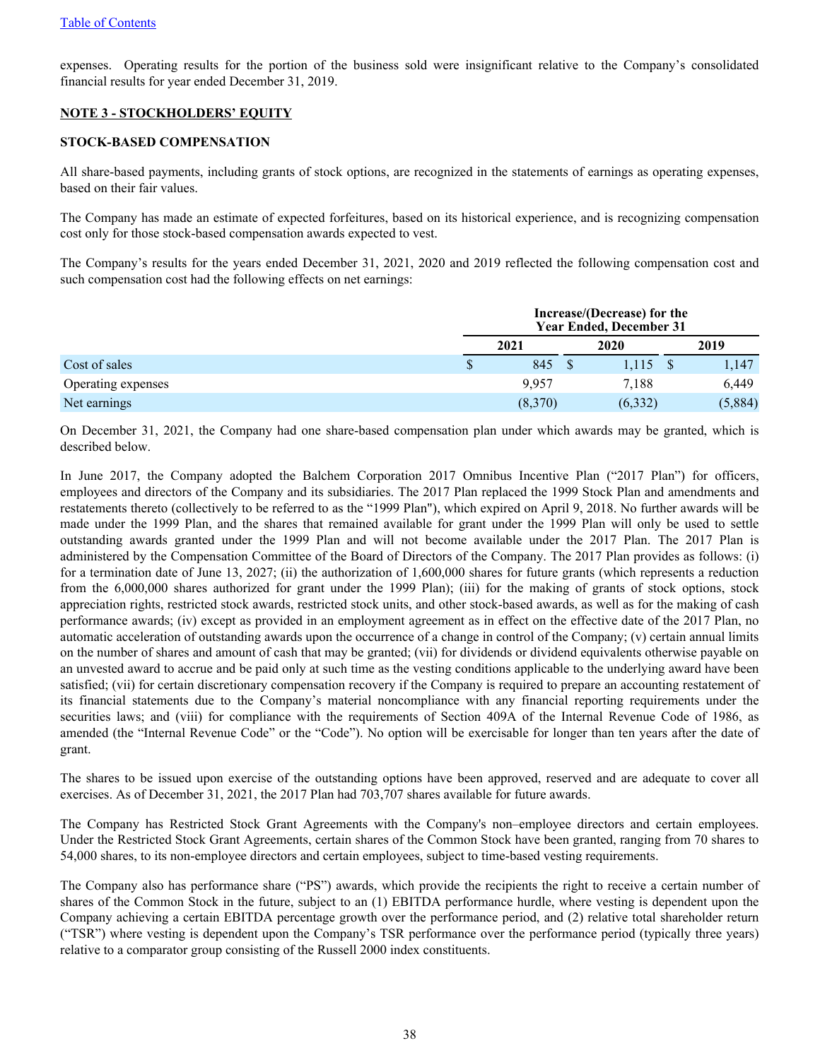expenses. Operating results for the portion of the business sold were insignificant relative to the Company's consolidated financial results for year ended December 31, 2019.

## NOTE 3 - STOCKHOLDERS' EQUITY

### STOCK-BASED COMPENSATION

All share-based payments, including grants of stock options, are recognized in the statements of earnings as operating expenses, based on their fair values.

The Company has made an estimate of expected forfeitures, based on its historical experience, and is recognizing compensation cost only for those stock-based compensation awards expected to vest.

The Company's results for the years ended December 31, 2021, 2020 and 2019 reflected the following compensation cost and such compensation cost had the following effects on net earnings:

| | Increase/(Decrease) for the Year Ended, December 31 | | |
|---|---|---|---|
| | 2021 | 2020 | 2019 |
| Cost of sales | $ 845 | $ 1,115 | $ 1,147 |
| Operating expenses | 9,957 | 7,188 | 6,449 |
| Net earnings | (8,370) | (6,332) | (5,884) |

On December 31, 2021, the Company had one share-based compensation plan under which awards may be granted, which is described below.

In June 2017, the Company adopted the Balchem Corporation 2017 Omnibus Incentive Plan ("2017 Plan") for officers, employees and directors of the Company and its subsidiaries. The 2017 Plan replaced the 1999 Stock Plan and amendments and restatements thereto (collectively to be referred to as the "1999 Plan"), which expired on April 9, 2018. No further awards will be made under the 1999 Plan, and the shares that remained available for grant under the 1999 Plan will only be used to settle outstanding awards granted under the 1999 Plan and will not become available under the 2017 Plan. The 2017 Plan is administered by the Compensation Committee of the Board of Directors of the Company. The 2017 Plan provides as follows: (i) for a termination date of June 13, 2027; (ii) the authorization of 1,600,000 shares for future grants (which represents a reduction from the 6,000,000 shares authorized for grant under the 1999 Plan); (iii) for the making of grants of stock options, stock appreciation rights, restricted stock awards, restricted stock units, and other stock-based awards, as well as for the making of cash performance awards; (iv) except as provided in an employment agreement as in effect on the effective date of the 2017 Plan, no automatic acceleration of outstanding awards upon the occurrence of a change in control of the Company; (v) certain annual limits on the number of shares and amount of cash that may be granted; (vii) for dividends or dividend equivalents otherwise payable on an unvested award to accrue and be paid only at such time as the vesting conditions applicable to the underlying award have been satisfied; (vii) for certain discretionary compensation recovery if the Company is required to prepare an accounting restatement of its financial statements due to the Company's material noncompliance with any financial reporting requirements under the securities laws; and (viii) for compliance with the requirements of Section 409A of the Internal Revenue Code of 1986, as amended (the "Internal Revenue Code" or the "Code"). No option will be exercisable for longer than ten years after the date of grant.

The shares to be issued upon exercise of the outstanding options have been approved, reserved and are adequate to cover all exercises. As of December 31, 2021, the 2017 Plan had 703,707 shares available for future awards.

The Company has Restricted Stock Grant Agreements with the Company's non–employee directors and certain employees. Under the Restricted Stock Grant Agreements, certain shares of the Common Stock have been granted, ranging from 70 shares to 54,000 shares, to its non-employee directors and certain employees, subject to time-based vesting requirements.

The Company also has performance share ("PS") awards, which provide the recipients the right to receive a certain number of shares of the Common Stock in the future, subject to an (1) EBITDA performance hurdle, where vesting is dependent upon the Company achieving a certain EBITDA percentage growth over the performance period, and (2) relative total shareholder return ("TSR") where vesting is dependent upon the Company's TSR performance over the performance period (typically three years) relative to a comparator group consisting of the Russell 2000 index constituents.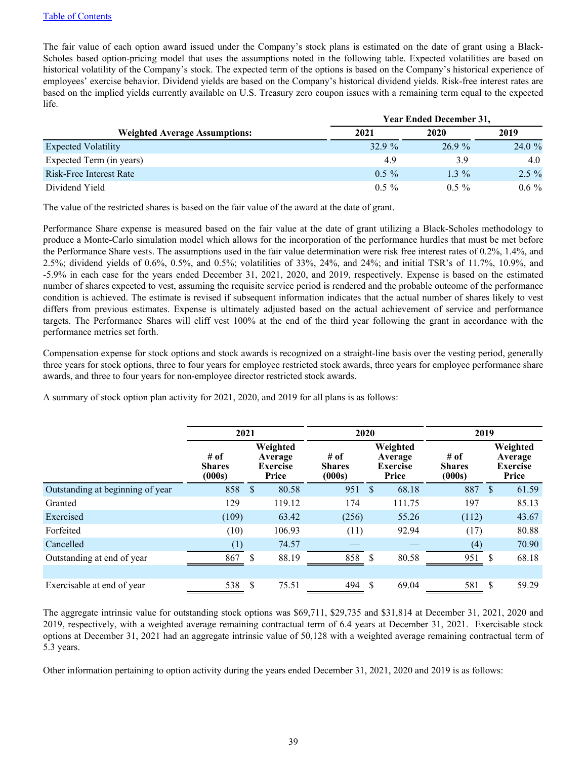[Table of Contents]

The fair value of each option award issued under the Company's stock plans is estimated on the date of grant using a Black-Scholes based option-pricing model that uses the assumptions noted in the following table. Expected volatilities are based on historical volatility of the Company's stock. The expected term of the options is based on the Company's historical experience of employees' exercise behavior. Dividend yields are based on the Company's historical dividend yields. Risk-free interest rates are based on the implied yields currently available on U.S. Treasury zero coupon issues with a remaining term equal to the expected life.

| | Year Ended December 31, | | |
|---|---|---|---|
| **Weighted Average Assumptions:** | **2021** | **2020** | **2019** |
| Expected Volatility | 32.9 % | 26.9 % | 24.0 % |
| Expected Term (in years) | 4.9 | 3.9 | 4.0 |
| Risk-Free Interest Rate | 0.5 % | 1.3 % | 2.5 % |
| Dividend Yield | 0.5 % | 0.5 % | 0.6 % |

The value of the restricted shares is based on the fair value of the award at the date of grant.

Performance Share expense is measured based on the fair value at the date of grant utilizing a Black-Scholes methodology to produce a Monte-Carlo simulation model which allows for the incorporation of the performance hurdles that must be met before the Performance Share vests. The assumptions used in the fair value determination were risk free interest rates of 0.2%, 1.4%, and 2.5%; dividend yields of 0.6%, 0.5%, and 0.5%; volatilities of 33%, 24%, and 24%; and initial TSR's of 11.7%, 10.9%, and -5.9% in each case for the years ended December 31, 2021, 2020, and 2019, respectively. Expense is based on the estimated number of shares expected to vest, assuming the requisite service period is rendered and the probable outcome of the performance condition is achieved. The estimate is revised if subsequent information indicates that the actual number of shares likely to vest differs from previous estimates. Expense is ultimately adjusted based on the actual achievement of service and performance targets. The Performance Shares will cliff vest 100% at the end of the third year following the grant in accordance with the performance metrics set forth.

Compensation expense for stock options and stock awards is recognized on a straight-line basis over the vesting period, generally three years for stock options, three to four years for employee restricted stock awards, three years for employee performance share awards, and three to four years for non-employee director restricted stock awards.

A summary of stock option plan activity for 2021, 2020, and 2019 for all plans is as follows:

| | 2021 | | 2020 | | 2019 | |
|---|---|---|---|---|---|---|
| | **# of Shares (000s)** | **Weighted Average Exercise Price** | **# of Shares (000s)** | **Weighted Average Exercise Price** | **# of Shares (000s)** | **Weighted Average Exercise Price** |
| Outstanding at beginning of year | 858 | $ 80.58 | 951 | $ 68.18 | 887 | $ 61.59 |
| Granted | 129 | 119.12 | 174 | 111.75 | 197 | 85.13 |
| Exercised | (109) | 63.42 | (256) | 55.26 | (112) | 43.67 |
| Forfeited | (10) | 106.93 | (11) | 92.94 | (17) | 80.88 |
| Cancelled | (1) | 74.57 | — | — | (4) | 70.90 |
| Outstanding at end of year | 867 | $ 88.19 | 858 | $ 80.58 | 951 | $ 68.18 |
| | | | | | | |
| Exercisable at end of year | 538 | $ 75.51 | 494 | $ 69.04 | 581 | $ 59.29 |

The aggregate intrinsic value for outstanding stock options was $69,711, $29,735 and $31,814 at December 31, 2021, 2020 and 2019, respectively, with a weighted average remaining contractual term of 6.4 years at December 31, 2021. Exercisable stock options at December 31, 2021 had an aggregate intrinsic value of 50,128 with a weighted average remaining contractual term of 5.3 years.

Other information pertaining to option activity during the years ended December 31, 2021, 2020 and 2019 is as follows: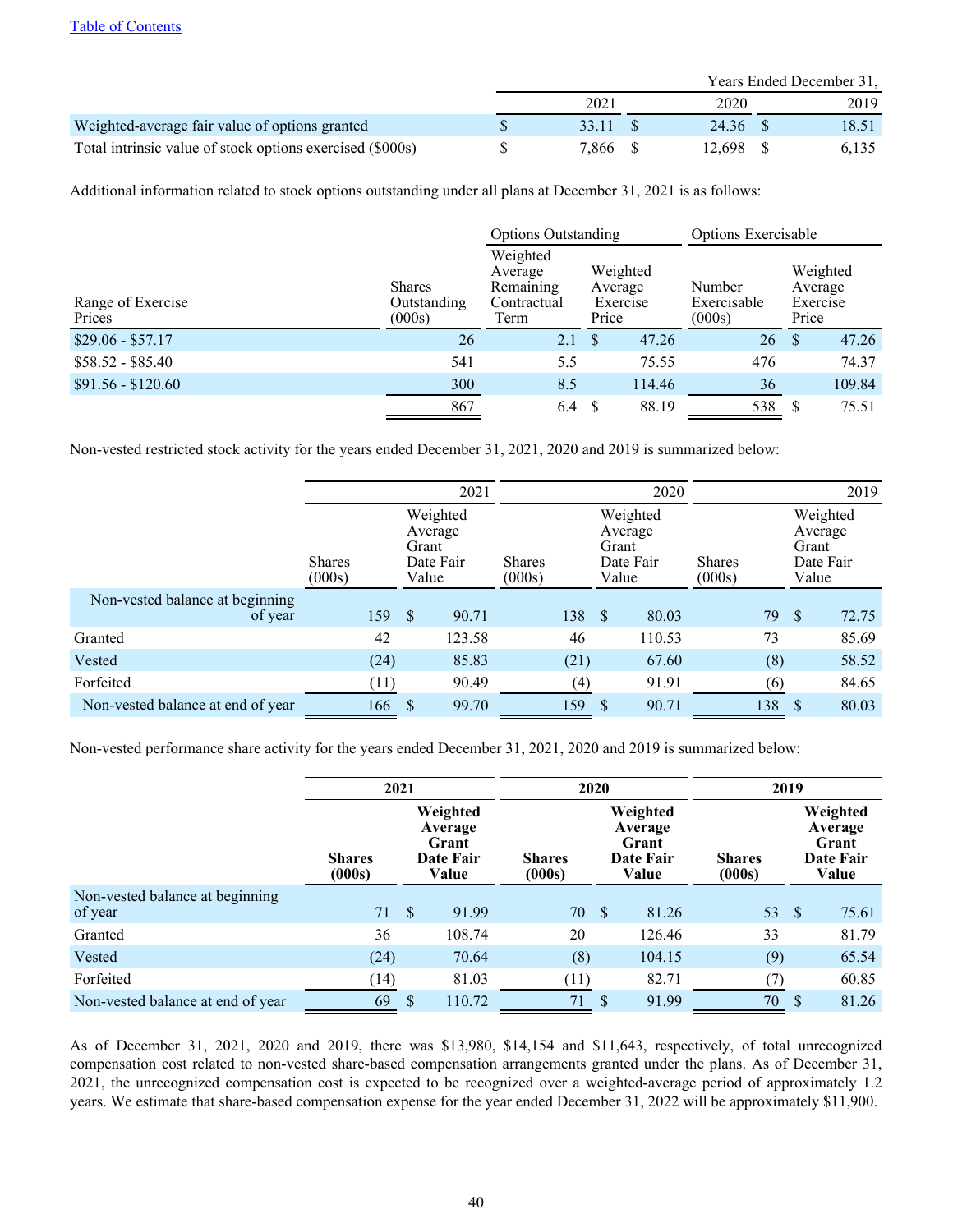| | Years Ended December 31, | | |
|---|---|---|---|
| | 2021 | 2020 | 2019 |
| Weighted-average fair value of options granted | $ 33.11 | $ 24.36 | $ 18.51 |
| Total intrinsic value of stock options exercised ($000s) | $ 7,866 | $ 12,698 | $ 6,135 |

Additional information related to stock options outstanding under all plans at December 31, 2021 is as follows:

| | Options Outstanding | | | Options Exercisable | |
|---|---|---|---|---|---|
| Range of Exercise Prices | Shares Outstanding (000s) | Weighted Average Remaining Contractual Term | Weighted Average Exercise Price | Number Exercisable (000s) | Weighted Average Exercise Price |
| $29.06 - $57.17 | 26 | 2.1 | $ 47.26 | 26 | $ 47.26 |
| $58.52 - $85.40 | 541 | 5.5 | 75.55 | 476 | 74.37 |
| $91.56 - $120.60 | 300 | 8.5 | 114.46 | 36 | 109.84 |
| | 867 | 6.4 | $ 88.19 | 538 | $ 75.51 |

Non-vested restricted stock activity for the years ended December 31, 2021, 2020 and 2019 is summarized below:

| | 2021 | | 2020 | | 2019 | |
|---|---|---|---|---|---|---|
| | Shares (000s) | Weighted Average Grant Date Fair Value | Shares (000s) | Weighted Average Grant Date Fair Value | Shares (000s) | Weighted Average Grant Date Fair Value |
| Non-vested balance at beginning of year | 159 | $ 90.71 | 138 | $ 80.03 | 79 | $ 72.75 |
| Granted | 42 | 123.58 | 46 | 110.53 | 73 | 85.69 |
| Vested | (24) | 85.83 | (21) | 67.60 | (8) | 58.52 |
| Forfeited | (11) | 90.49 | (4) | 91.91 | (6) | 84.65 |
| Non-vested balance at end of year | 166 | $ 99.70 | 159 | $ 90.71 | 138 | $ 80.03 |

Non-vested performance share activity for the years ended December 31, 2021, 2020 and 2019 is summarized below:

| | **2021** | | **2020** | | **2019** | |
|---|---|---|---|---|---|---|
| | **Shares (000s)** | **Weighted Average Grant Date Fair Value** | **Shares (000s)** | **Weighted Average Grant Date Fair Value** | **Shares (000s)** | **Weighted Average Grant Date Fair Value** |
| Non-vested balance at beginning of year | 71 | $ 91.99 | 70 | $ 81.26 | 53 | $ 75.61 |
| Granted | 36 | 108.74 | 20 | 126.46 | 33 | 81.79 |
| Vested | (24) | 70.64 | (8) | 104.15 | (9) | 65.54 |
| Forfeited | (14) | 81.03 | (11) | 82.71 | (7) | 60.85 |
| Non-vested balance at end of year | 69 | $ 110.72 | 71 | $ 91.99 | 70 | $ 81.26 |

As of December 31, 2021, 2020 and 2019, there was $13,980, $14,154 and $11,643, respectively, of total unrecognized compensation cost related to non-vested share-based compensation arrangements granted under the plans. As of December 31, 2021, the unrecognized compensation cost is expected to be recognized over a weighted-average period of approximately 1.2 years. We estimate that share-based compensation expense for the year ended December 31, 2022 will be approximately $11,900.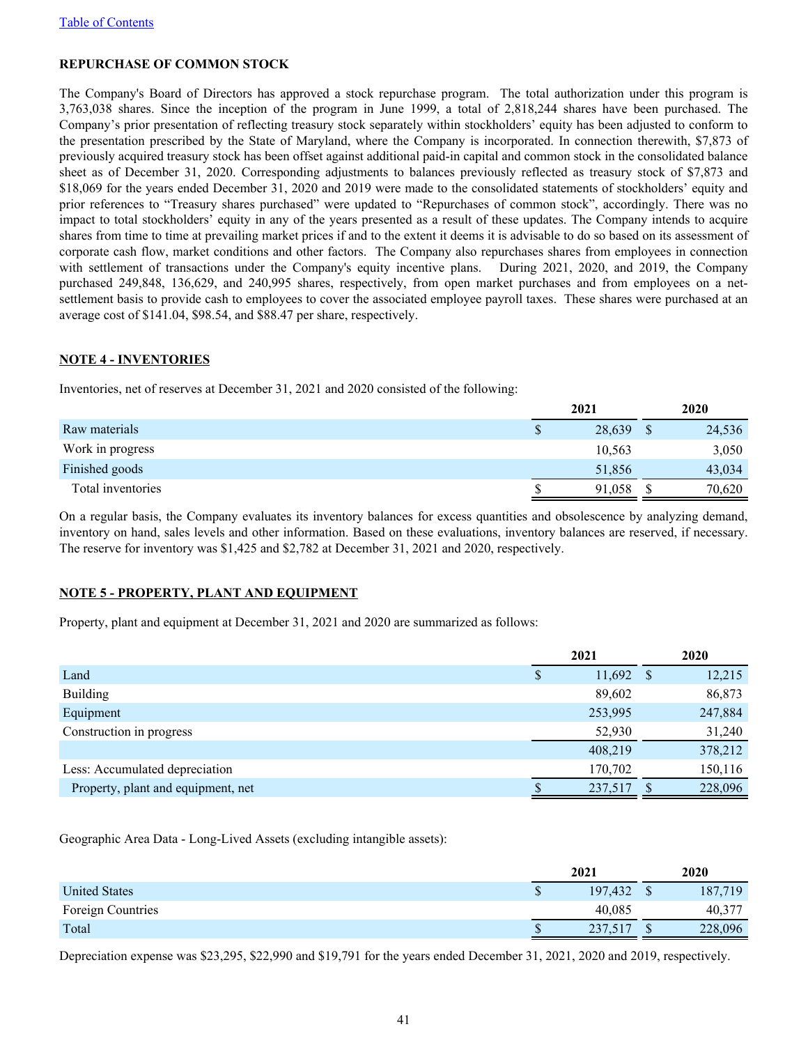Table of Contents

**REPURCHASE OF COMMON STOCK**

The Company's Board of Directors has approved a stock repurchase program. The total authorization under this program is 3,763,038 shares. Since the inception of the program in June 1999, a total of 2,818,244 shares have been purchased. The Company's prior presentation of reflecting treasury stock separately within stockholders' equity has been adjusted to conform to the presentation prescribed by the State of Maryland, where the Company is incorporated. In connection therewith, $7,873 of previously acquired treasury stock has been offset against additional paid-in capital and common stock in the consolidated balance sheet as of December 31, 2020. Corresponding adjustments to balances previously reflected as treasury stock of $7,873 and $18,069 for the years ended December 31, 2020 and 2019 were made to the consolidated statements of stockholders' equity and prior references to "Treasury shares purchased" were updated to "Repurchases of common stock", accordingly. There was no impact to total stockholders' equity in any of the years presented as a result of these updates. The Company intends to acquire shares from time to time at prevailing market prices if and to the extent it deems it is advisable to do so based on its assessment of corporate cash flow, market conditions and other factors. The Company also repurchases shares from employees in connection with settlement of transactions under the Company's equity incentive plans. During 2021, 2020, and 2019, the Company purchased 249,848, 136,629, and 240,995 shares, respectively, from open market purchases and from employees on a net-settlement basis to provide cash to employees to cover the associated employee payroll taxes. These shares were purchased at an average cost of $141.04, $98.54, and $88.47 per share, respectively.

## NOTE 4 - INVENTORIES

Inventories, net of reserves at December 31, 2021 and 2020 consisted of the following:

| | 2021 | 2020 |
|---|---|---|
| Raw materials | $ 28,639 | $ 24,536 |
| Work in progress | 10,563 | 3,050 |
| Finished goods | 51,856 | 43,034 |
| Total inventories | $ 91,058 | $ 70,620 |

On a regular basis, the Company evaluates its inventory balances for excess quantities and obsolescence by analyzing demand, inventory on hand, sales levels and other information. Based on these evaluations, inventory balances are reserved, if necessary. The reserve for inventory was $1,425 and $2,782 at December 31, 2021 and 2020, respectively.

## NOTE 5 - PROPERTY, PLANT AND EQUIPMENT

Property, plant and equipment at December 31, 2021 and 2020 are summarized as follows:

| | 2021 | 2020 |
|---|---|---|
| Land | $ 11,692 | $ 12,215 |
| Building | 89,602 | 86,873 |
| Equipment | 253,995 | 247,884 |
| Construction in progress | 52,930 | 31,240 |
| | 408,219 | 378,212 |
| Less: Accumulated depreciation | 170,702 | 150,116 |
| Property, plant and equipment, net | $ 237,517 | $ 228,096 |

Geographic Area Data - Long-Lived Assets (excluding intangible assets):

| | 2021 | 2020 |
|---|---|---|
| United States | $ 197,432 | $ 187,719 |
| Foreign Countries | 40,085 | 40,377 |
| Total | $ 237,517 | $ 228,096 |

Depreciation expense was $23,295, $22,990 and $19,791 for the years ended December 31, 2021, 2020 and 2019, respectively.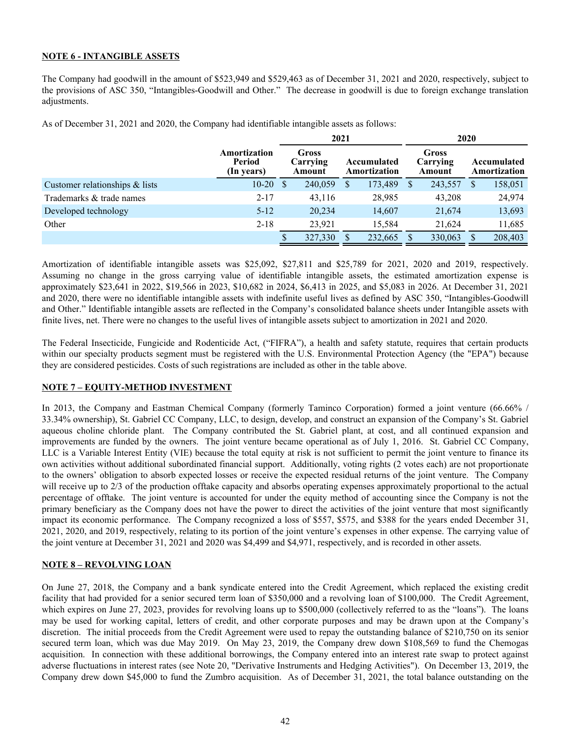**NOTE 6 - INTANGIBLE ASSETS**

The Company had goodwill in the amount of $523,949 and $529,463 as of December 31, 2021 and 2020, respectively, subject to the provisions of ASC 350, "Intangibles-Goodwill and Other." The decrease in goodwill is due to foreign exchange translation adjustments.

As of December 31, 2021 and 2020, the Company had identifiable intangible assets as follows:

| | | 2021 | | 2020 | |
|---|---|---|---|---|---|
| | Amortization Period (In years) | Gross Carrying Amount | Accumulated Amortization | Gross Carrying Amount | Accumulated Amortization |
| Customer relationships & lists | 10-20 | $ 240,059 | $ 173,489 | $ 243,557 | $ 158,051 |
| Trademarks & trade names | 2-17 | 43,116 | 28,985 | 43,208 | 24,974 |
| Developed technology | 5-12 | 20,234 | 14,607 | 21,674 | 13,693 |
| Other | 2-18 | 23,921 | 15,584 | 21,624 | 11,685 |
| | | $ 327,330 | $ 232,665 | $ 330,063 | $ 208,403 |

Amortization of identifiable intangible assets was $25,092, $27,811 and $25,789 for 2021, 2020 and 2019, respectively. Assuming no change in the gross carrying value of identifiable intangible assets, the estimated amortization expense is approximately $23,641 in 2022, $19,566 in 2023, $10,682 in 2024, $6,413 in 2025, and $5,083 in 2026. At December 31, 2021 and 2020, there were no identifiable intangible assets with indefinite useful lives as defined by ASC 350, "Intangibles-Goodwill and Other." Identifiable intangible assets are reflected in the Company's consolidated balance sheets under Intangible assets with finite lives, net. There were no changes to the useful lives of intangible assets subject to amortization in 2021 and 2020.

The Federal Insecticide, Fungicide and Rodenticide Act, ("FIFRA"), a health and safety statute, requires that certain products within our specialty products segment must be registered with the U.S. Environmental Protection Agency (the "EPA") because they are considered pesticides. Costs of such registrations are included as other in the table above.

**NOTE 7 – EQUITY-METHOD INVESTMENT**

In 2013, the Company and Eastman Chemical Company (formerly Taminco Corporation) formed a joint venture (66.66% / 33.34% ownership), St. Gabriel CC Company, LLC, to design, develop, and construct an expansion of the Company's St. Gabriel aqueous choline chloride plant. The Company contributed the St. Gabriel plant, at cost, and all continued expansion and improvements are funded by the owners. The joint venture became operational as of July 1, 2016. St. Gabriel CC Company, LLC is a Variable Interest Entity (VIE) because the total equity at risk is not sufficient to permit the joint venture to finance its own activities without additional subordinated financial support. Additionally, voting rights (2 votes each) are not proportionate to the owners' obligation to absorb expected losses or receive the expected residual returns of the joint venture. The Company will receive up to 2/3 of the production offtake capacity and absorbs operating expenses approximately proportional to the actual percentage of offtake. The joint venture is accounted for under the equity method of accounting since the Company is not the primary beneficiary as the Company does not have the power to direct the activities of the joint venture that most significantly impact its economic performance. The Company recognized a loss of $557, $575, and $388 for the years ended December 31, 2021, 2020, and 2019, respectively, relating to its portion of the joint venture's expenses in other expense. The carrying value of the joint venture at December 31, 2021 and 2020 was $4,499 and $4,971, respectively, and is recorded in other assets.

**NOTE 8 – REVOLVING LOAN**

On June 27, 2018, the Company and a bank syndicate entered into the Credit Agreement, which replaced the existing credit facility that had provided for a senior secured term loan of $350,000 and a revolving loan of $100,000. The Credit Agreement, which expires on June 27, 2023, provides for revolving loans up to $500,000 (collectively referred to as the "loans"). The loans may be used for working capital, letters of credit, and other corporate purposes and may be drawn upon at the Company's discretion. The initial proceeds from the Credit Agreement were used to repay the outstanding balance of $210,750 on its senior secured term loan, which was due May 2019. On May 23, 2019, the Company drew down $108,569 to fund the Chemogas acquisition. In connection with these additional borrowings, the Company entered into an interest rate swap to protect against adverse fluctuations in interest rates (see Note 20, "Derivative Instruments and Hedging Activities"). On December 13, 2019, the Company drew down $45,000 to fund the Zumbro acquisition. As of December 31, 2021, the total balance outstanding on the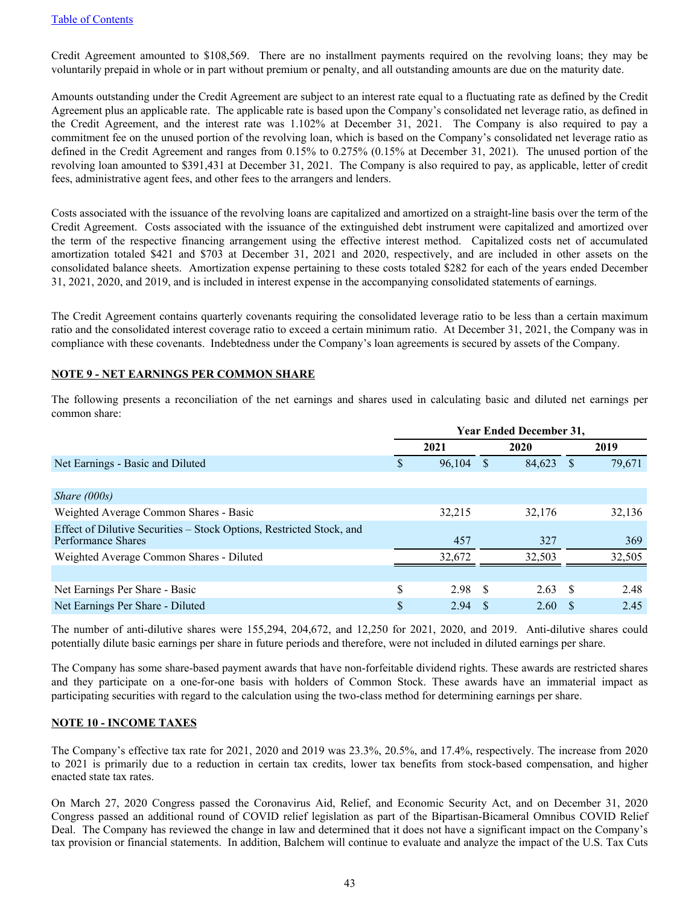Credit Agreement amounted to $108,569. There are no installment payments required on the revolving loans; they may be voluntarily prepaid in whole or in part without premium or penalty, and all outstanding amounts are due on the maturity date.

Amounts outstanding under the Credit Agreement are subject to an interest rate equal to a fluctuating rate as defined by the Credit Agreement plus an applicable rate. The applicable rate is based upon the Company's consolidated net leverage ratio, as defined in the Credit Agreement, and the interest rate was 1.102% at December 31, 2021. The Company is also required to pay a commitment fee on the unused portion of the revolving loan, which is based on the Company's consolidated net leverage ratio as defined in the Credit Agreement and ranges from 0.15% to 0.275% (0.15% at December 31, 2021). The unused portion of the revolving loan amounted to $391,431 at December 31, 2021. The Company is also required to pay, as applicable, letter of credit fees, administrative agent fees, and other fees to the arrangers and lenders.

Costs associated with the issuance of the revolving loans are capitalized and amortized on a straight-line basis over the term of the Credit Agreement. Costs associated with the issuance of the extinguished debt instrument were capitalized and amortized over the term of the respective financing arrangement using the effective interest method. Capitalized costs net of accumulated amortization totaled $421 and $703 at December 31, 2021 and 2020, respectively, and are included in other assets on the consolidated balance sheets. Amortization expense pertaining to these costs totaled $282 for each of the years ended December 31, 2021, 2020, and 2019, and is included in interest expense in the accompanying consolidated statements of earnings.

The Credit Agreement contains quarterly covenants requiring the consolidated leverage ratio to be less than a certain maximum ratio and the consolidated interest coverage ratio to exceed a certain minimum ratio. At December 31, 2021, the Company was in compliance with these covenants. Indebtedness under the Company's loan agreements is secured by assets of the Company.

## NOTE 9 - NET EARNINGS PER COMMON SHARE

The following presents a reconciliation of the net earnings and shares used in calculating basic and diluted net earnings per common share:

| | Year Ended December 31, | | |
|---|---|---|---|
| | 2021 | 2020 | 2019 |
| Net Earnings - Basic and Diluted | $ 96,104 | $ 84,623 | $ 79,671 |
| | | | |
| *Share (000s)* | | | |
| Weighted Average Common Shares - Basic | 32,215 | 32,176 | 32,136 |
| Effect of Dilutive Securities – Stock Options, Restricted Stock, and Performance Shares | 457 | 327 | 369 |
| Weighted Average Common Shares - Diluted | 32,672 | 32,503 | 32,505 |
| | | | |
| Net Earnings Per Share - Basic | $ 2.98 | $ 2.63 | $ 2.48 |
| Net Earnings Per Share - Diluted | $ 2.94 | $ 2.60 | $ 2.45 |

The number of anti-dilutive shares were 155,294, 204,672, and 12,250 for 2021, 2020, and 2019. Anti-dilutive shares could potentially dilute basic earnings per share in future periods and therefore, were not included in diluted earnings per share.

The Company has some share-based payment awards that have non-forfeitable dividend rights. These awards are restricted shares and they participate on a one-for-one basis with holders of Common Stock. These awards have an immaterial impact as participating securities with regard to the calculation using the two-class method for determining earnings per share.

## NOTE 10 - INCOME TAXES

The Company's effective tax rate for 2021, 2020 and 2019 was 23.3%, 20.5%, and 17.4%, respectively. The increase from 2020 to 2021 is primarily due to a reduction in certain tax credits, lower tax benefits from stock-based compensation, and higher enacted state tax rates.

On March 27, 2020 Congress passed the Coronavirus Aid, Relief, and Economic Security Act, and on December 31, 2020 Congress passed an additional round of COVID relief legislation as part of the Bipartisan-Bicameral Omnibus COVID Relief Deal. The Company has reviewed the change in law and determined that it does not have a significant impact on the Company's tax provision or financial statements. In addition, Balchem will continue to evaluate and analyze the impact of the U.S. Tax Cuts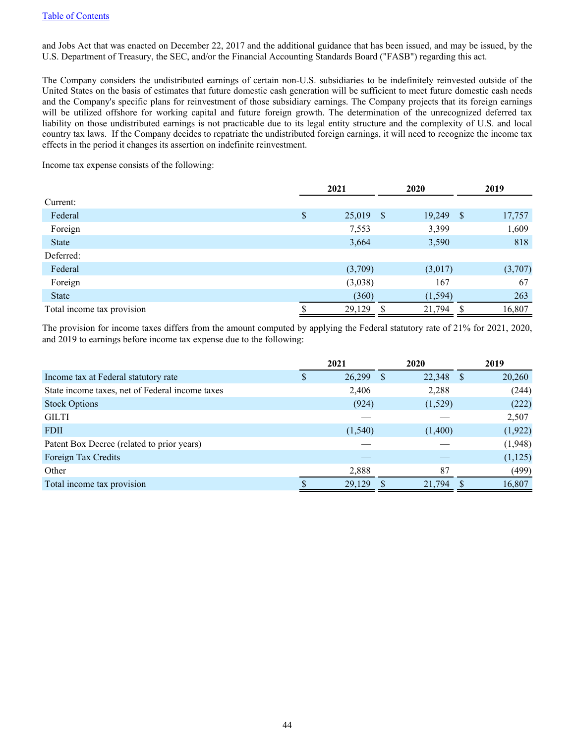and Jobs Act that was enacted on December 22, 2017 and the additional guidance that has been issued, and may be issued, by the U.S. Department of Treasury, the SEC, and/or the Financial Accounting Standards Board ("FASB") regarding this act.

The Company considers the undistributed earnings of certain non-U.S. subsidiaries to be indefinitely reinvested outside of the United States on the basis of estimates that future domestic cash generation will be sufficient to meet future domestic cash needs and the Company's specific plans for reinvestment of those subsidiary earnings. The Company projects that its foreign earnings will be utilized offshore for working capital and future foreign growth. The determination of the unrecognized deferred tax liability on those undistributed earnings is not practicable due to its legal entity structure and the complexity of U.S. and local country tax laws. If the Company decides to repatriate the undistributed foreign earnings, it will need to recognize the income tax effects in the period it changes its assertion on indefinite reinvestment.

Income tax expense consists of the following:

| | 2021 | 2020 | 2019 |
|---|---|---|---|
| Current: | | | |
| Federal | $ 25,019 | $ 19,249 | $ 17,757 |
| Foreign | 7,553 | 3,399 | 1,609 |
| State | 3,664 | 3,590 | 818 |
| Deferred: | | | |
| Federal | (3,709) | (3,017) | (3,707) |
| Foreign | (3,038) | 167 | 67 |
| State | (360) | (1,594) | 263 |
| Total income tax provision | $ 29,129 | $ 21,794 | $ 16,807 |

The provision for income taxes differs from the amount computed by applying the Federal statutory rate of 21% for 2021, 2020, and 2019 to earnings before income tax expense due to the following:

| | 2021 | 2020 | 2019 |
|---|---|---|---|
| Income tax at Federal statutory rate | $ 26,299 | $ 22,348 | $ 20,260 |
| State income taxes, net of Federal income taxes | 2,406 | 2,288 | (244) |
| Stock Options | (924) | (1,529) | (222) |
| GILTI | — | — | 2,507 |
| FDII | (1,540) | (1,400) | (1,922) |
| Patent Box Decree (related to prior years) | — | — | (1,948) |
| Foreign Tax Credits | — | — | (1,125) |
| Other | 2,888 | 87 | (499) |
| Total income tax provision | $ 29,129 | $ 21,794 | $ 16,807 |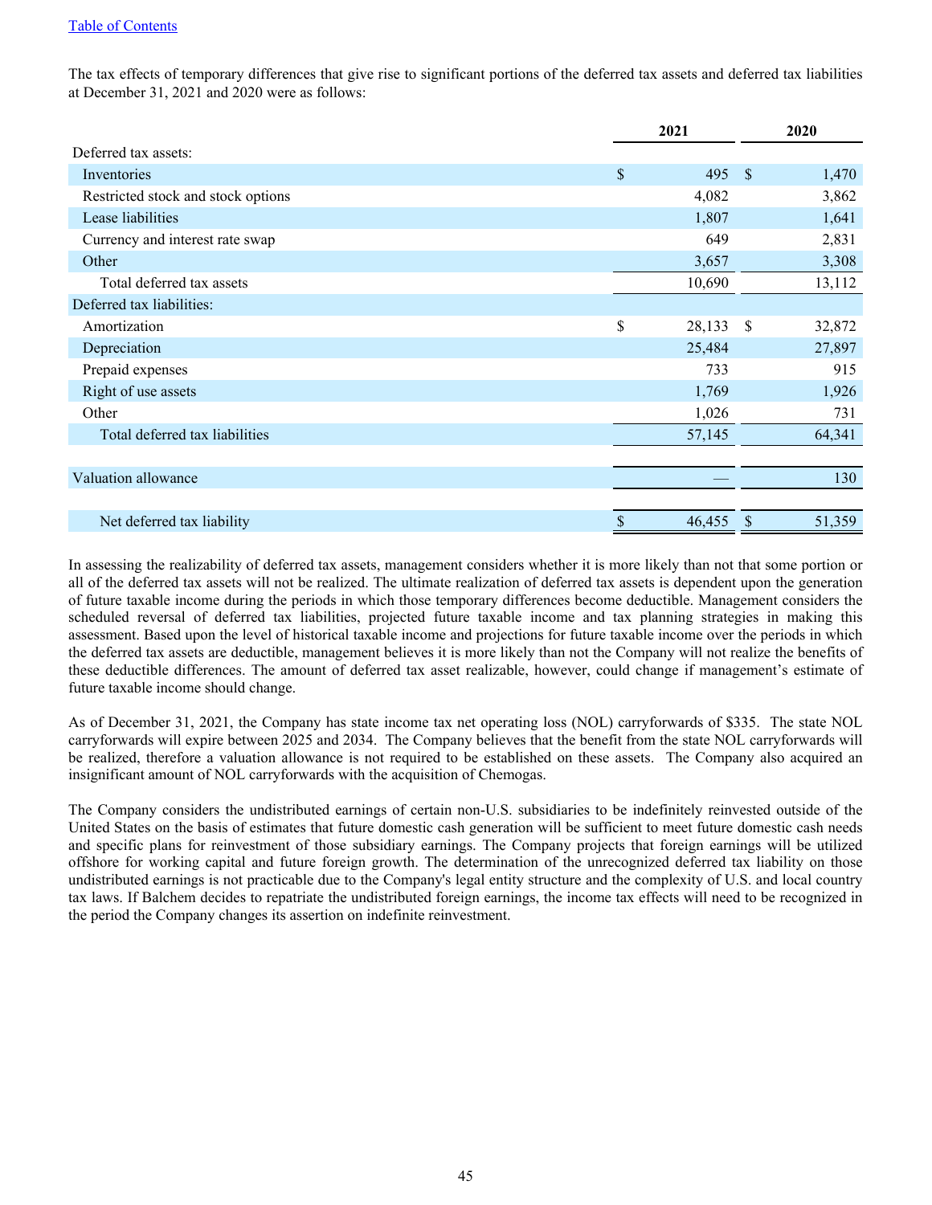The tax effects of temporary differences that give rise to significant portions of the deferred tax assets and deferred tax liabilities at December 31, 2021 and 2020 were as follows:

| | 2021 | 2020 |
|---|---|---|
| Deferred tax assets: | | |
| Inventories | $ 495 | $ 1,470 |
| Restricted stock and stock options | 4,082 | 3,862 |
| Lease liabilities | 1,807 | 1,641 |
| Currency and interest rate swap | 649 | 2,831 |
| Other | 3,657 | 3,308 |
| Total deferred tax assets | 10,690 | 13,112 |
| Deferred tax liabilities: | | |
| Amortization | $ 28,133 | $ 32,872 |
| Depreciation | 25,484 | 27,897 |
| Prepaid expenses | 733 | 915 |
| Right of use assets | 1,769 | 1,926 |
| Other | 1,026 | 731 |
| Total deferred tax liabilities | 57,145 | 64,341 |
| | | |
| Valuation allowance | — | 130 |
| | | |
| Net deferred tax liability | $ 46,455 | $ 51,359 |

In assessing the realizability of deferred tax assets, management considers whether it is more likely than not that some portion or all of the deferred tax assets will not be realized. The ultimate realization of deferred tax assets is dependent upon the generation of future taxable income during the periods in which those temporary differences become deductible. Management considers the scheduled reversal of deferred tax liabilities, projected future taxable income and tax planning strategies in making this assessment. Based upon the level of historical taxable income and projections for future taxable income over the periods in which the deferred tax assets are deductible, management believes it is more likely than not the Company will not realize the benefits of these deductible differences. The amount of deferred tax asset realizable, however, could change if management's estimate of future taxable income should change.

As of December 31, 2021, the Company has state income tax net operating loss (NOL) carryforwards of $335. The state NOL carryforwards will expire between 2025 and 2034. The Company believes that the benefit from the state NOL carryforwards will be realized, therefore a valuation allowance is not required to be established on these assets. The Company also acquired an insignificant amount of NOL carryforwards with the acquisition of Chemogas.

The Company considers the undistributed earnings of certain non-U.S. subsidiaries to be indefinitely reinvested outside of the United States on the basis of estimates that future domestic cash generation will be sufficient to meet future domestic cash needs and specific plans for reinvestment of those subsidiary earnings. The Company projects that foreign earnings will be utilized offshore for working capital and future foreign growth. The determination of the unrecognized deferred tax liability on those undistributed earnings is not practicable due to the Company's legal entity structure and the complexity of U.S. and local country tax laws. If Balchem decides to repatriate the undistributed foreign earnings, the income tax effects will need to be recognized in the period the Company changes its assertion on indefinite reinvestment.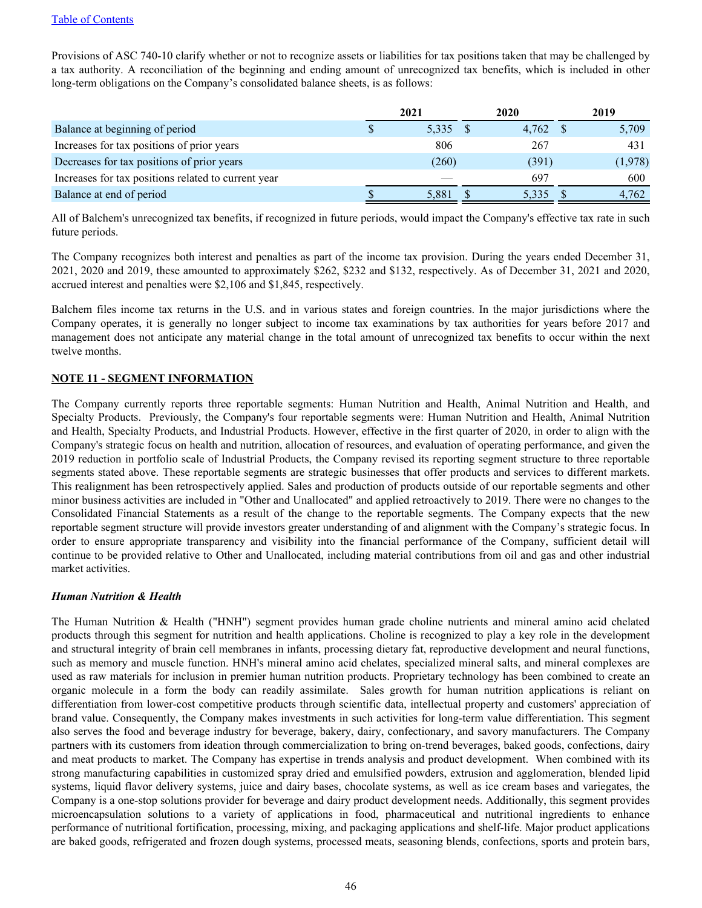Provisions of ASC 740-10 clarify whether or not to recognize assets or liabilities for tax positions taken that may be challenged by a tax authority. A reconciliation of the beginning and ending amount of unrecognized tax benefits, which is included in other long-term obligations on the Company's consolidated balance sheets, is as follows:

| | 2021 | 2020 | 2019 |
|---|---|---|---|
| Balance at beginning of period | $ 5,335 | $ 4,762 | $ 5,709 |
| Increases for tax positions of prior years | 806 | 267 | 431 |
| Decreases for tax positions of prior years | (260) | (391) | (1,978) |
| Increases for tax positions related to current year | — | 697 | 600 |
| Balance at end of period | $ 5,881 | $ 5,335 | $ 4,762 |

All of Balchem's unrecognized tax benefits, if recognized in future periods, would impact the Company's effective tax rate in such future periods.

The Company recognizes both interest and penalties as part of the income tax provision. During the years ended December 31, 2021, 2020 and 2019, these amounted to approximately $262, $232 and $132, respectively. As of December 31, 2021 and 2020, accrued interest and penalties were $2,106 and $1,845, respectively.

Balchem files income tax returns in the U.S. and in various states and foreign countries. In the major jurisdictions where the Company operates, it is generally no longer subject to income tax examinations by tax authorities for years before 2017 and management does not anticipate any material change in the total amount of unrecognized tax benefits to occur within the next twelve months.

## NOTE 11 - SEGMENT INFORMATION

The Company currently reports three reportable segments: Human Nutrition and Health, Animal Nutrition and Health, and Specialty Products. Previously, the Company's four reportable segments were: Human Nutrition and Health, Animal Nutrition and Health, Specialty Products, and Industrial Products. However, effective in the first quarter of 2020, in order to align with the Company's strategic focus on health and nutrition, allocation of resources, and evaluation of operating performance, and given the 2019 reduction in portfolio scale of Industrial Products, the Company revised its reporting segment structure to three reportable segments stated above. These reportable segments are strategic businesses that offer products and services to different markets. This realignment has been retrospectively applied. Sales and production of products outside of our reportable segments and other minor business activities are included in "Other and Unallocated" and applied retroactively to 2019. There were no changes to the Consolidated Financial Statements as a result of the change to the reportable segments. The Company expects that the new reportable segment structure will provide investors greater understanding of and alignment with the Company's strategic focus. In order to ensure appropriate transparency and visibility into the financial performance of the Company, sufficient detail will continue to be provided relative to Other and Unallocated, including material contributions from oil and gas and other industrial market activities.

### *Human Nutrition & Health*

The Human Nutrition & Health ("HNH") segment provides human grade choline nutrients and mineral amino acid chelated products through this segment for nutrition and health applications. Choline is recognized to play a key role in the development and structural integrity of brain cell membranes in infants, processing dietary fat, reproductive development and neural functions, such as memory and muscle function. HNH's mineral amino acid chelates, specialized mineral salts, and mineral complexes are used as raw materials for inclusion in premier human nutrition products. Proprietary technology has been combined to create an organic molecule in a form the body can readily assimilate. Sales growth for human nutrition applications is reliant on differentiation from lower-cost competitive products through scientific data, intellectual property and customers' appreciation of brand value. Consequently, the Company makes investments in such activities for long-term value differentiation. This segment also serves the food and beverage industry for beverage, bakery, dairy, confectionary, and savory manufacturers. The Company partners with its customers from ideation through commercialization to bring on-trend beverages, baked goods, confections, dairy and meat products to market. The Company has expertise in trends analysis and product development. When combined with its strong manufacturing capabilities in customized spray dried and emulsified powders, extrusion and agglomeration, blended lipid systems, liquid flavor delivery systems, juice and dairy bases, chocolate systems, as well as ice cream bases and variegates, the Company is a one-stop solutions provider for beverage and dairy product development needs. Additionally, this segment provides microencapsulation solutions to a variety of applications in food, pharmaceutical and nutritional ingredients to enhance performance of nutritional fortification, processing, mixing, and packaging applications and shelf-life. Major product applications are baked goods, refrigerated and frozen dough systems, processed meats, seasoning blends, confections, sports and protein bars,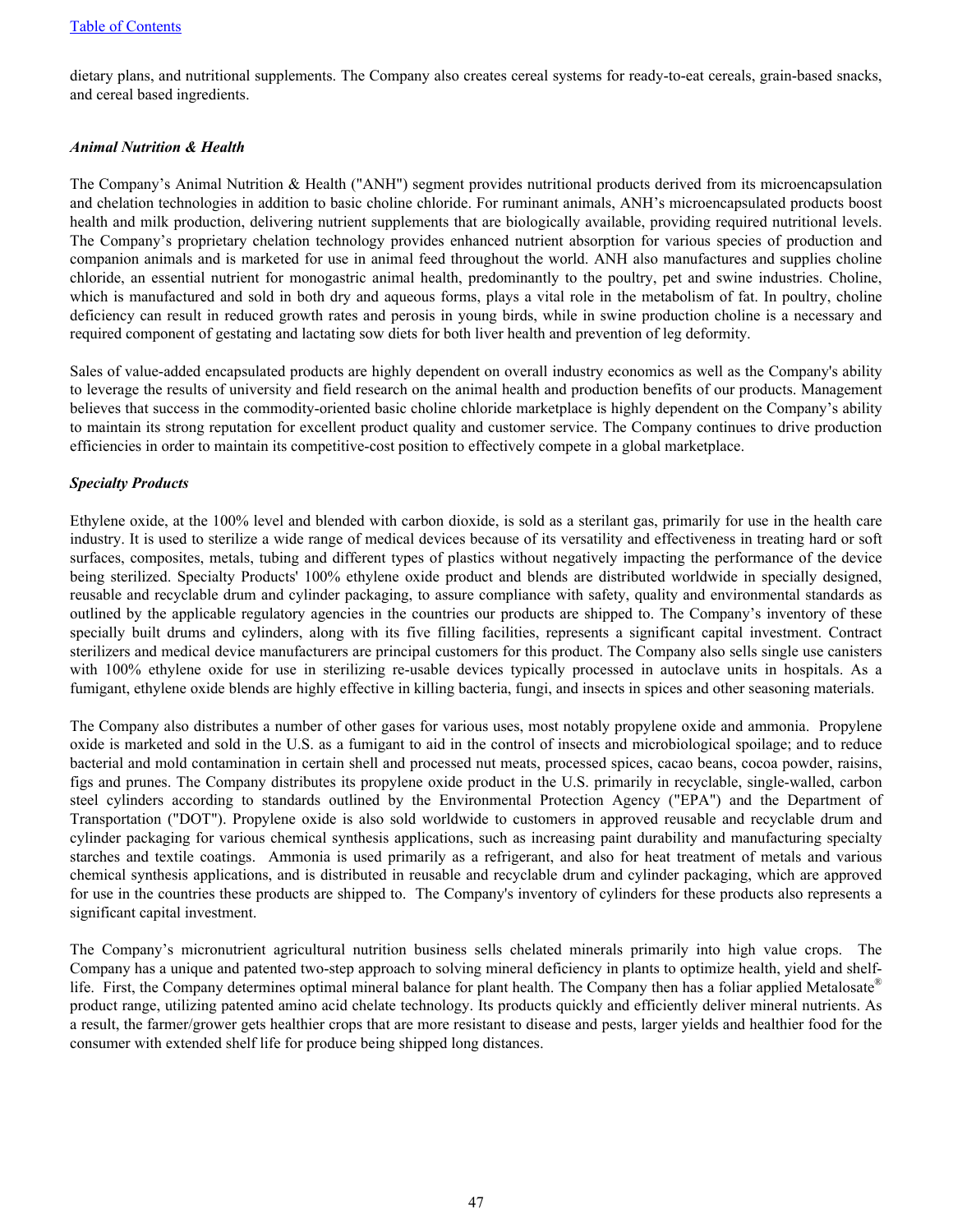dietary plans, and nutritional supplements. The Company also creates cereal systems for ready-to-eat cereals, grain-based snacks, and cereal based ingredients.

***Animal Nutrition & Health***

The Company's Animal Nutrition & Health ("ANH") segment provides nutritional products derived from its microencapsulation and chelation technologies in addition to basic choline chloride. For ruminant animals, ANH's microencapsulated products boost health and milk production, delivering nutrient supplements that are biologically available, providing required nutritional levels. The Company's proprietary chelation technology provides enhanced nutrient absorption for various species of production and companion animals and is marketed for use in animal feed throughout the world. ANH also manufactures and supplies choline chloride, an essential nutrient for monogastric animal health, predominantly to the poultry, pet and swine industries. Choline, which is manufactured and sold in both dry and aqueous forms, plays a vital role in the metabolism of fat. In poultry, choline deficiency can result in reduced growth rates and perosis in young birds, while in swine production choline is a necessary and required component of gestating and lactating sow diets for both liver health and prevention of leg deformity.

Sales of value-added encapsulated products are highly dependent on overall industry economics as well as the Company's ability to leverage the results of university and field research on the animal health and production benefits of our products. Management believes that success in the commodity-oriented basic choline chloride marketplace is highly dependent on the Company's ability to maintain its strong reputation for excellent product quality and customer service. The Company continues to drive production efficiencies in order to maintain its competitive-cost position to effectively compete in a global marketplace.

***Specialty Products***

Ethylene oxide, at the 100% level and blended with carbon dioxide, is sold as a sterilant gas, primarily for use in the health care industry. It is used to sterilize a wide range of medical devices because of its versatility and effectiveness in treating hard or soft surfaces, composites, metals, tubing and different types of plastics without negatively impacting the performance of the device being sterilized. Specialty Products' 100% ethylene oxide product and blends are distributed worldwide in specially designed, reusable and recyclable drum and cylinder packaging, to assure compliance with safety, quality and environmental standards as outlined by the applicable regulatory agencies in the countries our products are shipped to. The Company's inventory of these specially built drums and cylinders, along with its five filling facilities, represents a significant capital investment. Contract sterilizers and medical device manufacturers are principal customers for this product. The Company also sells single use canisters with 100% ethylene oxide for use in sterilizing re-usable devices typically processed in autoclave units in hospitals. As a fumigant, ethylene oxide blends are highly effective in killing bacteria, fungi, and insects in spices and other seasoning materials.

The Company also distributes a number of other gases for various uses, most notably propylene oxide and ammonia. Propylene oxide is marketed and sold in the U.S. as a fumigant to aid in the control of insects and microbiological spoilage; and to reduce bacterial and mold contamination in certain shell and processed nut meats, processed spices, cacao beans, cocoa powder, raisins, figs and prunes. The Company distributes its propylene oxide product in the U.S. primarily in recyclable, single-walled, carbon steel cylinders according to standards outlined by the Environmental Protection Agency ("EPA") and the Department of Transportation ("DOT"). Propylene oxide is also sold worldwide to customers in approved reusable and recyclable drum and cylinder packaging for various chemical synthesis applications, such as increasing paint durability and manufacturing specialty starches and textile coatings. Ammonia is used primarily as a refrigerant, and also for heat treatment of metals and various chemical synthesis applications, and is distributed in reusable and recyclable drum and cylinder packaging, which are approved for use in the countries these products are shipped to. The Company's inventory of cylinders for these products also represents a significant capital investment.

The Company's micronutrient agricultural nutrition business sells chelated minerals primarily into high value crops. The Company has a unique and patented two-step approach to solving mineral deficiency in plants to optimize health, yield and shelf-life. First, the Company determines optimal mineral balance for plant health. The Company then has a foliar applied Metalosate® product range, utilizing patented amino acid chelate technology. Its products quickly and efficiently deliver mineral nutrients. As a result, the farmer/grower gets healthier crops that are more resistant to disease and pests, larger yields and healthier food for the consumer with extended shelf life for produce being shipped long distances.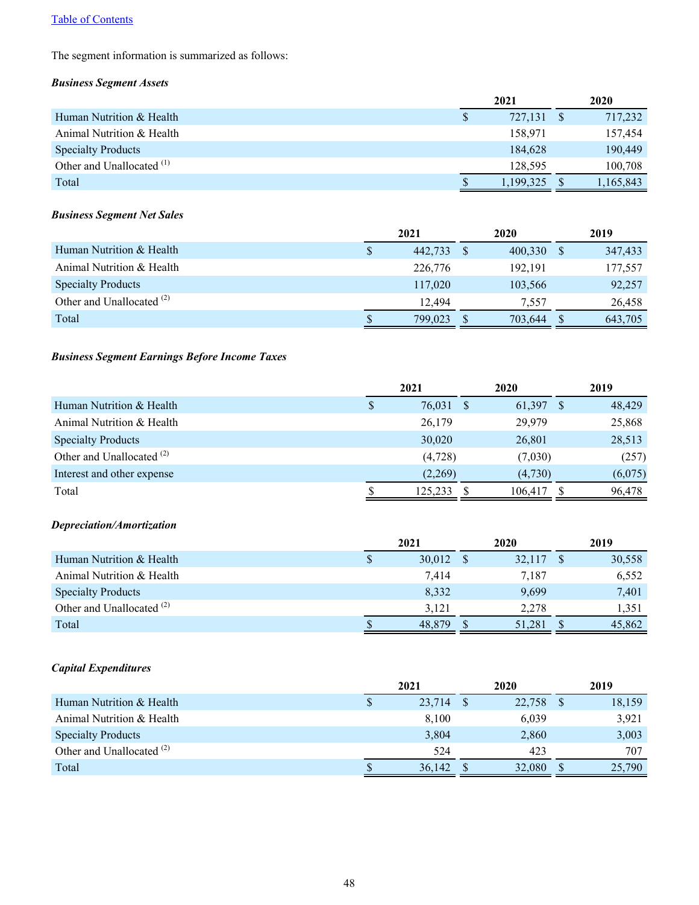[Table of Contents](#)

The segment information is summarized as follows:

***Business Segment Assets***

| | 2021 | 2020 |
|---|---|---|
| Human Nutrition & Health | $ 727,131 | $ 717,232 |
| Animal Nutrition & Health | 158,971 | 157,454 |
| Specialty Products | 184,628 | 190,449 |
| Other and Unallocated [(1)] | 128,595 | 100,708 |
| Total | $ 1,199,325 | $ 1,165,843 |

***Business Segment Net Sales***

| | 2021 | 2020 | 2019 |
|---|---|---|---|
| Human Nutrition & Health | $ 442,733 | $ 400,330 | $ 347,433 |
| Animal Nutrition & Health | 226,776 | 192,191 | 177,557 |
| Specialty Products | 117,020 | 103,566 | 92,257 |
| Other and Unallocated [(2)] | 12,494 | 7,557 | 26,458 |
| Total | $ 799,023 | $ 703,644 | $ 643,705 |

***Business Segment Earnings Before Income Taxes***

| | 2021 | 2020 | 2019 |
|---|---|---|---|
| Human Nutrition & Health | $ 76,031 | $ 61,397 | $ 48,429 |
| Animal Nutrition & Health | 26,179 | 29,979 | 25,868 |
| Specialty Products | 30,020 | 26,801 | 28,513 |
| Other and Unallocated [(2)] | (4,728) | (7,030) | (257) |
| Interest and other expense | (2,269) | (4,730) | (6,075) |
| Total | $ 125,233 | $ 106,417 | $ 96,478 |

***Depreciation/Amortization***

| | 2021 | 2020 | 2019 |
|---|---|---|---|
| Human Nutrition & Health | $ 30,012 | $ 32,117 | $ 30,558 |
| Animal Nutrition & Health | 7,414 | 7,187 | 6,552 |
| Specialty Products | 8,332 | 9,699 | 7,401 |
| Other and Unallocated [(2)] | 3,121 | 2,278 | 1,351 |
| Total | $ 48,879 | $ 51,281 | $ 45,862 |

***Capital Expenditures***

| | 2021 | 2020 | 2019 |
|---|---|---|---|
| Human Nutrition & Health | $ 23,714 | $ 22,758 | $ 18,159 |
| Animal Nutrition & Health | 8,100 | 6,039 | 3,921 |
| Specialty Products | 3,804 | 2,860 | 3,003 |
| Other and Unallocated [(2)] | 524 | 423 | 707 |
| Total | $ 36,142 | $ 32,080 | $ 25,790 |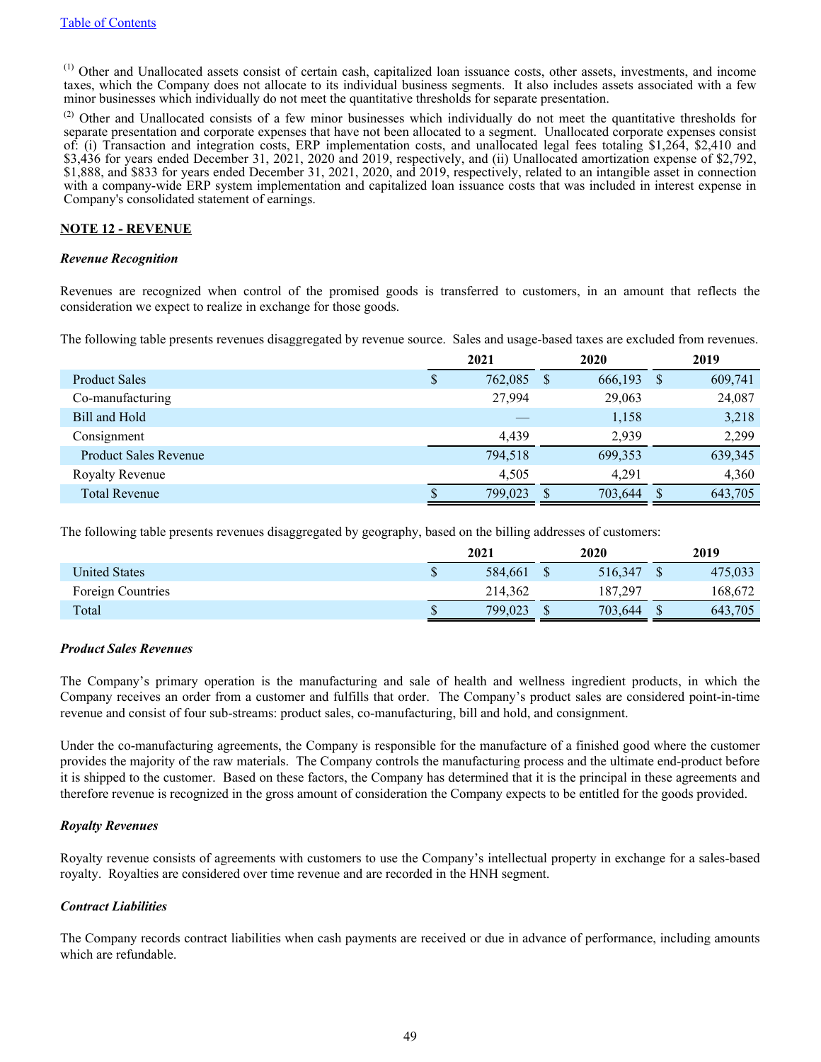[(1)] Other and Unallocated assets consist of certain cash, capitalized loan issuance costs, other assets, investments, and income taxes, which the Company does not allocate to its individual business segments. It also includes assets associated with a few minor businesses which individually do not meet the quantitative thresholds for separate presentation.

[(2)] Other and Unallocated consists of a few minor businesses which individually do not meet the quantitative thresholds for separate presentation and corporate expenses that have not been allocated to a segment. Unallocated corporate expenses consist of: (i) Transaction and integration costs, ERP implementation costs, and unallocated legal fees totaling $1,264, $2,410 and $3,436 for years ended December 31, 2021, 2020 and 2019, respectively, and (ii) Unallocated amortization expense of $2,792, $1,888, and $833 for years ended December 31, 2021, 2020, and 2019, respectively, related to an intangible asset in connection with a company-wide ERP system implementation and capitalized loan issuance costs that was included in interest expense in Company's consolidated statement of earnings.

**NOTE 12 - REVENUE**

***Revenue Recognition***

Revenues are recognized when control of the promised goods is transferred to customers, in an amount that reflects the consideration we expect to realize in exchange for those goods.

The following table presents revenues disaggregated by revenue source. Sales and usage-based taxes are excluded from revenues.

| | 2021 | 2020 | 2019 |
|---|---|---|---|
| Product Sales | $ 762,085 | $ 666,193 | $ 609,741 |
| Co-manufacturing | 27,994 | 29,063 | 24,087 |
| Bill and Hold | — | 1,158 | 3,218 |
| Consignment | 4,439 | 2,939 | 2,299 |
| Product Sales Revenue | 794,518 | 699,353 | 639,345 |
| Royalty Revenue | 4,505 | 4,291 | 4,360 |
| Total Revenue | $ 799,023 | $ 703,644 | $ 643,705 |

The following table presents revenues disaggregated by geography, based on the billing addresses of customers:

| | 2021 | 2020 | 2019 |
|---|---|---|---|
| United States | $ 584,661 | $ 516,347 | $ 475,033 |
| Foreign Countries | 214,362 | 187,297 | 168,672 |
| Total | $ 799,023 | $ 703,644 | $ 643,705 |

***Product Sales Revenues***

The Company's primary operation is the manufacturing and sale of health and wellness ingredient products, in which the Company receives an order from a customer and fulfills that order. The Company's product sales are considered point-in-time revenue and consist of four sub-streams: product sales, co-manufacturing, bill and hold, and consignment.

Under the co-manufacturing agreements, the Company is responsible for the manufacture of a finished good where the customer provides the majority of the raw materials. The Company controls the manufacturing process and the ultimate end-product before it is shipped to the customer. Based on these factors, the Company has determined that it is the principal in these agreements and therefore revenue is recognized in the gross amount of consideration the Company expects to be entitled for the goods provided.

***Royalty Revenues***

Royalty revenue consists of agreements with customers to use the Company's intellectual property in exchange for a sales-based royalty. Royalties are considered over time revenue and are recorded in the HNH segment.

***Contract Liabilities***

The Company records contract liabilities when cash payments are received or due in advance of performance, including amounts which are refundable.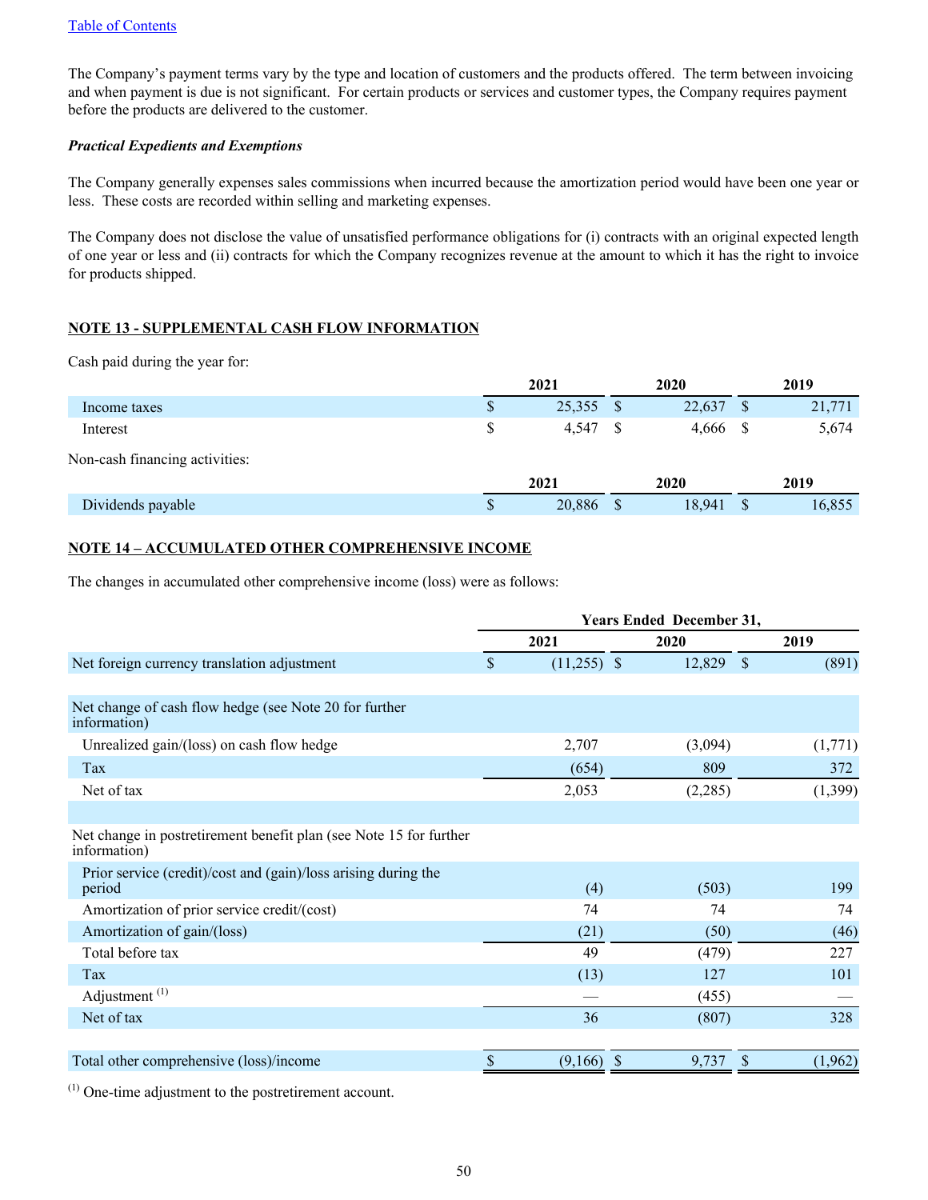The Company's payment terms vary by the type and location of customers and the products offered. The term between invoicing and when payment is due is not significant. For certain products or services and customer types, the Company requires payment before the products are delivered to the customer.

***Practical Expedients and Exemptions***

The Company generally expenses sales commissions when incurred because the amortization period would have been one year or less. These costs are recorded within selling and marketing expenses.

The Company does not disclose the value of unsatisfied performance obligations for (i) contracts with an original expected length of one year or less and (ii) contracts for which the Company recognizes revenue at the amount to which it has the right to invoice for products shipped.

## NOTE 13 - SUPPLEMENTAL CASH FLOW INFORMATION

Cash paid during the year for:

| | 2021 | 2020 | 2019 |
|---|---|---|---|
| Income taxes | $ 25,355 | $ 22,637 | $ 21,771 |
| Interest | $ 4,547 | $ 4,666 | $ 5,674 |

Non-cash financing activities:

| | 2021 | 2020 | 2019 |
|---|---|---|---|
| Dividends payable | $ 20,886 | $ 18,941 | $ 16,855 |

## NOTE 14 – ACCUMULATED OTHER COMPREHENSIVE INCOME

The changes in accumulated other comprehensive income (loss) were as follows:

| | Years Ended December 31, | | |
|---|---|---|---|
| | 2021 | 2020 | 2019 |
| Net foreign currency translation adjustment | $ (11,255) | $ 12,829 | $ (891) |
| | | | |
| Net change of cash flow hedge (see Note 20 for further information) | | | |
| Unrealized gain/(loss) on cash flow hedge | 2,707 | (3,094) | (1,771) |
| Tax | (654) | 809 | 372 |
| Net of tax | 2,053 | (2,285) | (1,399) |
| | | | |
| Net change in postretirement benefit plan (see Note 15 for further information) | | | |
| Prior service (credit)/cost and (gain)/loss arising during the period | (4) | (503) | 199 |
| Amortization of prior service credit/(cost) | 74 | 74 | 74 |
| Amortization of gain/(loss) | (21) | (50) | (46) |
| Total before tax | 49 | (479) | 227 |
| Tax | (13) | 127 | 101 |
| Adjustment [1] | — | (455) | — |
| Net of tax | 36 | (807) | 328 |
| | | | |
| Total other comprehensive (loss)/income | $ (9,166) | $ 9,737 | $ (1,962) |

[1] One-time adjustment to the postretirement account.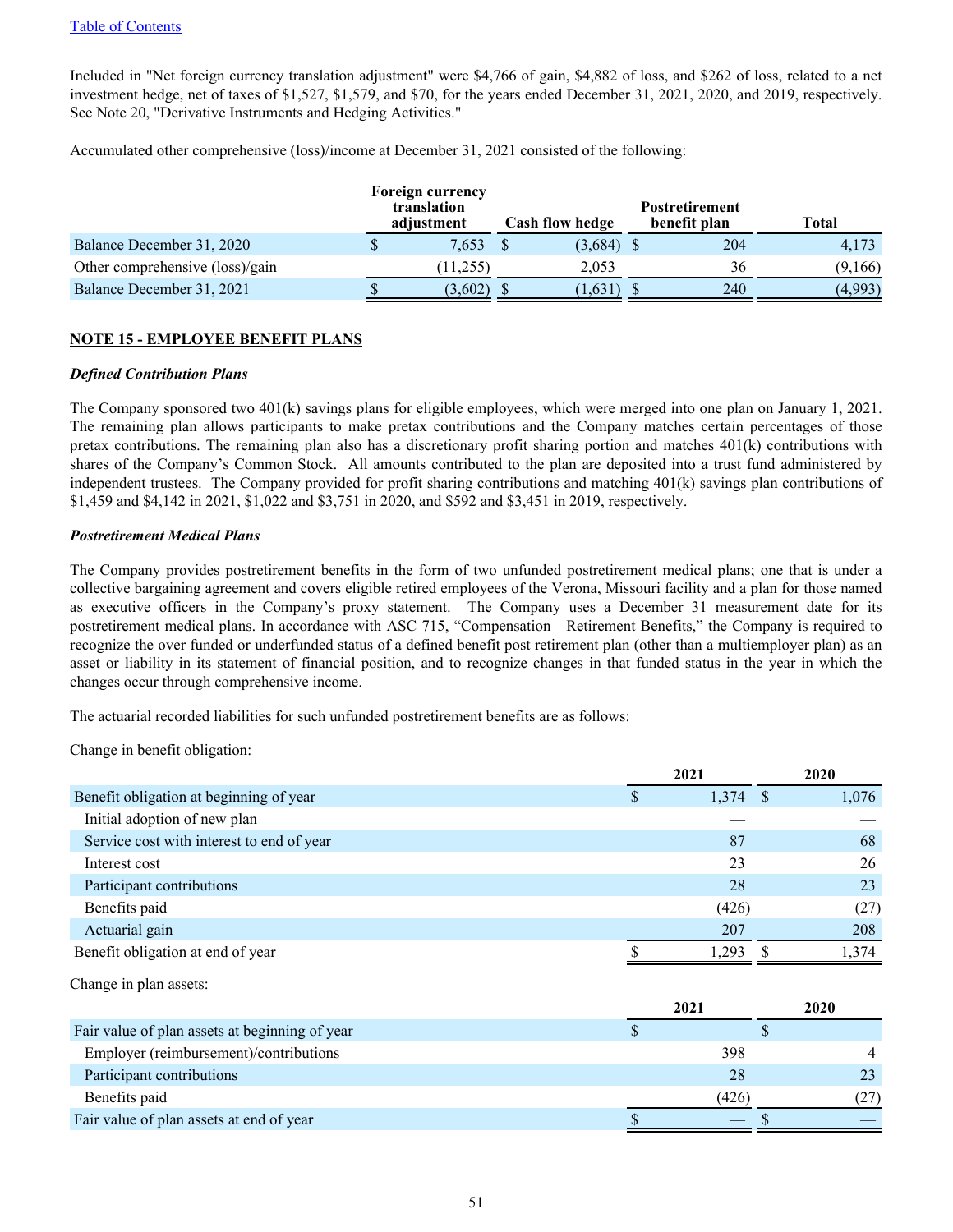Included in "Net foreign currency translation adjustment" were $4,766 of gain, $4,882 of loss, and $262 of loss, related to a net investment hedge, net of taxes of $1,527, $1,579, and $70, for the years ended December 31, 2021, 2020, and 2019, respectively. See Note 20, "Derivative Instruments and Hedging Activities."

Accumulated other comprehensive (loss)/income at December 31, 2021 consisted of the following:

| | Foreign currency translation adjustment | Cash flow hedge | Postretirement benefit plan | Total |
|---|---|---|---|---|
| Balance December 31, 2020 | $ 7,653 | $ (3,684) | $ 204 | 4,173 |
| Other comprehensive (loss)/gain | (11,255) | 2,053 | 36 | (9,166) |
| Balance December 31, 2021 | $ (3,602) | $ (1,631) | $ 240 | (4,993) |

## NOTE 15 - EMPLOYEE BENEFIT PLANS

### *Defined Contribution Plans*

The Company sponsored two 401(k) savings plans for eligible employees, which were merged into one plan on January 1, 2021. The remaining plan allows participants to make pretax contributions and the Company matches certain percentages of those pretax contributions. The remaining plan also has a discretionary profit sharing portion and matches 401(k) contributions with shares of the Company's Common Stock. All amounts contributed to the plan are deposited into a trust fund administered by independent trustees. The Company provided for profit sharing contributions and matching 401(k) savings plan contributions of $1,459 and $4,142 in 2021, $1,022 and $3,751 in 2020, and $592 and $3,451 in 2019, respectively.

### *Postretirement Medical Plans*

The Company provides postretirement benefits in the form of two unfunded postretirement medical plans; one that is under a collective bargaining agreement and covers eligible retired employees of the Verona, Missouri facility and a plan for those named as executive officers in the Company's proxy statement. The Company uses a December 31 measurement date for its postretirement medical plans. In accordance with ASC 715, "Compensation—Retirement Benefits," the Company is required to recognize the over funded or underfunded status of a defined benefit post retirement plan (other than a multiemployer plan) as an asset or liability in its statement of financial position, and to recognize changes in that funded status in the year in which the changes occur through comprehensive income.

The actuarial recorded liabilities for such unfunded postretirement benefits are as follows:

Change in benefit obligation:

| | 2021 | 2020 |
|---|---|---|
| Benefit obligation at beginning of year | $ 1,374 | $ 1,076 |
| Initial adoption of new plan | — | — |
| Service cost with interest to end of year | 87 | 68 |
| Interest cost | 23 | 26 |
| Participant contributions | 28 | 23 |
| Benefits paid | (426) | (27) |
| Actuarial gain | 207 | 208 |
| Benefit obligation at end of year | $ 1,293 | $ 1,374 |

Change in plan assets:

| | 2021 | 2020 |
|---|---|---|
| Fair value of plan assets at beginning of year | $ — | $ — |
| Employer (reimbursement)/contributions | 398 | 4 |
| Participant contributions | 28 | 23 |
| Benefits paid | (426) | (27) |
| Fair value of plan assets at end of year | $ — | $ — |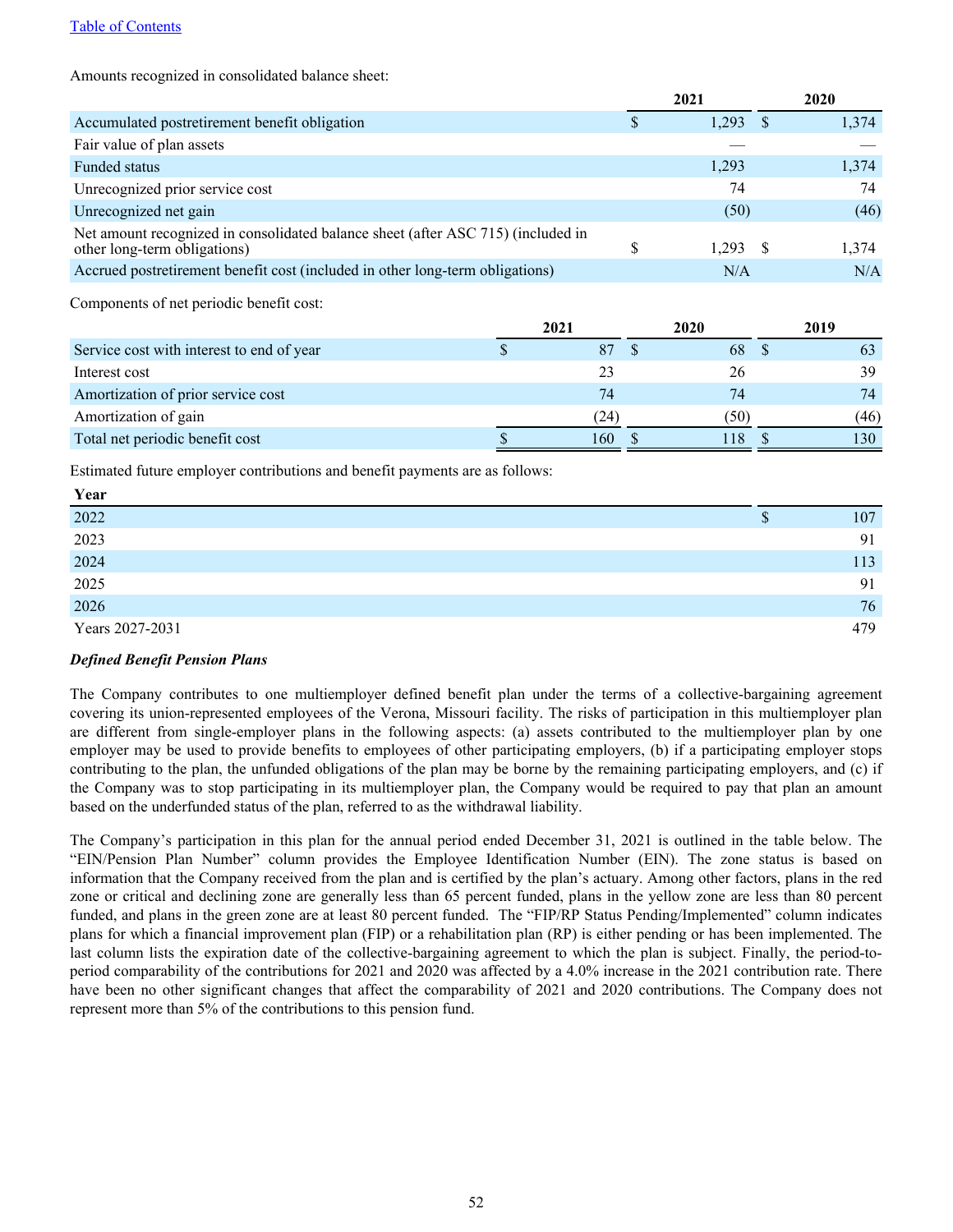Amounts recognized in consolidated balance sheet:

| | 2021 | 2020 |
|---|---|---|
| Accumulated postretirement benefit obligation | $ 1,293 | $ 1,374 |
| Fair value of plan assets | — | — |
| Funded status | 1,293 | 1,374 |
| Unrecognized prior service cost | 74 | 74 |
| Unrecognized net gain | (50) | (46) |
| Net amount recognized in consolidated balance sheet (after ASC 715) (included in other long-term obligations) | $ 1,293 | $ 1,374 |
| Accrued postretirement benefit cost (included in other long-term obligations) | N/A | N/A |

Components of net periodic benefit cost:

| | 2021 | 2020 | 2019 |
|---|---|---|---|
| Service cost with interest to end of year | $ 87 | $ 68 | $ 63 |
| Interest cost | 23 | 26 | 39 |
| Amortization of prior service cost | 74 | 74 | 74 |
| Amortization of gain | (24) | (50) | (46) |
| Total net periodic benefit cost | $ 160 | $ 118 | $ 130 |

Estimated future employer contributions and benefit payments are as follows:

| Year | |
|---|---|
| 2022 | $ 107 |
| 2023 | 91 |
| 2024 | 113 |
| 2025 | 91 |
| 2026 | 76 |
| Years 2027-2031 | 479 |

***Defined Benefit Pension Plans***

The Company contributes to one multiemployer defined benefit plan under the terms of a collective-bargaining agreement covering its union-represented employees of the Verona, Missouri facility. The risks of participation in this multiemployer plan are different from single-employer plans in the following aspects: (a) assets contributed to the multiemployer plan by one employer may be used to provide benefits to employees of other participating employers, (b) if a participating employer stops contributing to the plan, the unfunded obligations of the plan may be borne by the remaining participating employers, and (c) if the Company was to stop participating in its multiemployer plan, the Company would be required to pay that plan an amount based on the underfunded status of the plan, referred to as the withdrawal liability.

The Company's participation in this plan for the annual period ended December 31, 2021 is outlined in the table below. The "EIN/Pension Plan Number" column provides the Employee Identification Number (EIN). The zone status is based on information that the Company received from the plan and is certified by the plan's actuary. Among other factors, plans in the red zone or critical and declining zone are generally less than 65 percent funded, plans in the yellow zone are less than 80 percent funded, and plans in the green zone are at least 80 percent funded. The "FIP/RP Status Pending/Implemented" column indicates plans for which a financial improvement plan (FIP) or a rehabilitation plan (RP) is either pending or has been implemented. The last column lists the expiration date of the collective-bargaining agreement to which the plan is subject. Finally, the period-to-period comparability of the contributions for 2021 and 2020 was affected by a 4.0% increase in the 2021 contribution rate. There have been no other significant changes that affect the comparability of 2021 and 2020 contributions. The Company does not represent more than 5% of the contributions to this pension fund.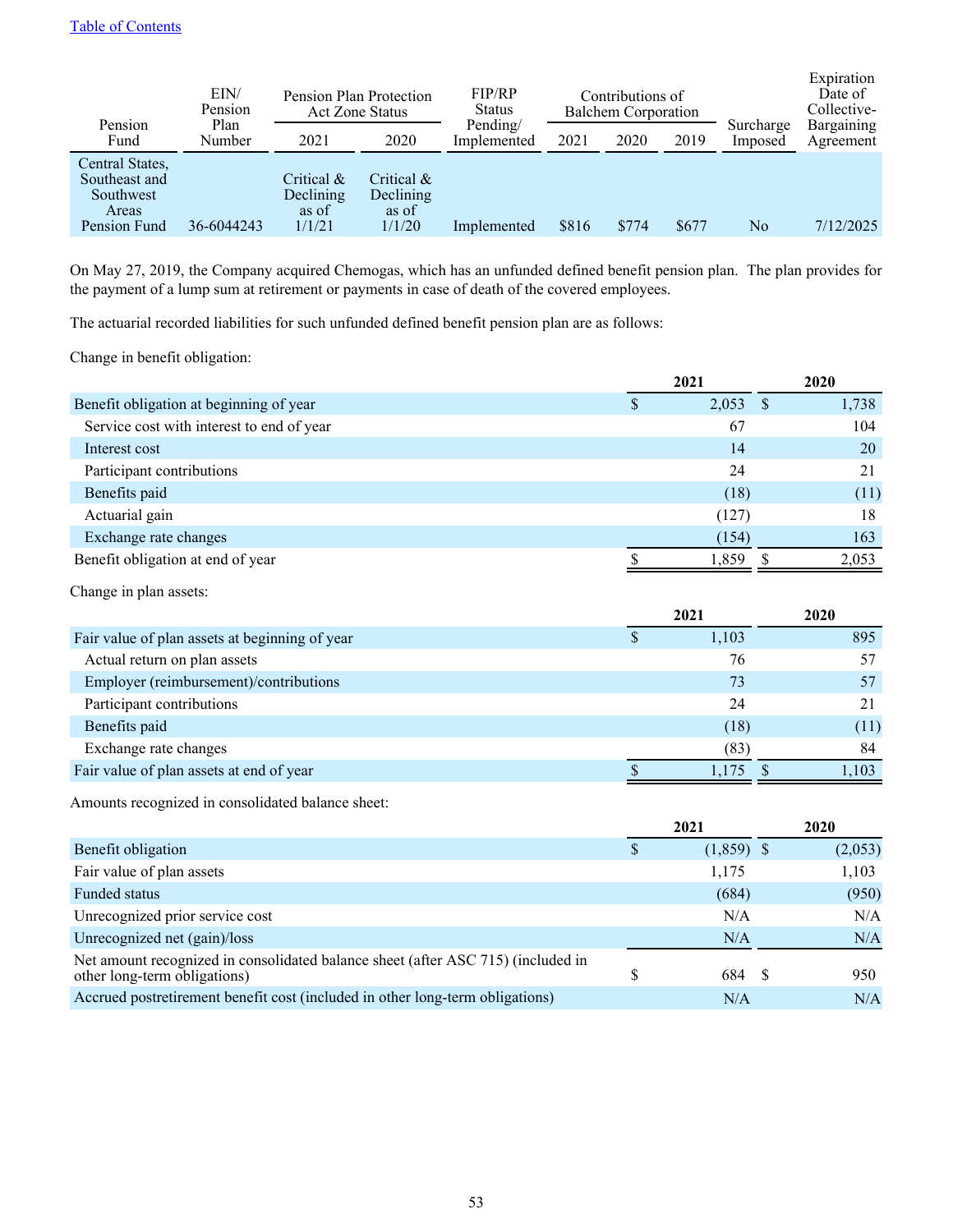[Table of Contents](#)

| Pension Fund | EIN/ Pension Plan Number | Pension Plan Protection Act Zone Status | | FIP/RP Status Pending/ Implemented | Contributions of Balchem Corporation | | | Surcharge Imposed | Expiration Date of Collective-Bargaining Agreement |
|---|---|---|---|---|---|---|---|---|---|
| | | 2021 | 2020 | | 2021 | 2020 | 2019 | | |
| Central States, Southeast and Southwest Areas Pension Fund | 36-6044243 | Critical & Declining as of 1/1/21 | Critical & Declining as of 1/1/20 | Implemented | $816 | $774 | $677 | No | 7/12/2025 |

On May 27, 2019, the Company acquired Chemogas, which has an unfunded defined benefit pension plan. The plan provides for the payment of a lump sum at retirement or payments in case of death of the covered employees.

The actuarial recorded liabilities for such unfunded defined benefit pension plan are as follows:

Change in benefit obligation:

| | 2021 | 2020 |
|---|---|---|
| Benefit obligation at beginning of year | $ 2,053 | $ 1,738 |
| Service cost with interest to end of year | 67 | 104 |
| Interest cost | 14 | 20 |
| Participant contributions | 24 | 21 |
| Benefits paid | (18) | (11) |
| Actuarial gain | (127) | 18 |
| Exchange rate changes | (154) | 163 |
| Benefit obligation at end of year | $ 1,859 | $ 2,053 |

Change in plan assets:

| | 2021 | 2020 |
|---|---|---|
| Fair value of plan assets at beginning of year | $ 1,103 | 895 |
| Actual return on plan assets | 76 | 57 |
| Employer (reimbursement)/contributions | 73 | 57 |
| Participant contributions | 24 | 21 |
| Benefits paid | (18) | (11) |
| Exchange rate changes | (83) | 84 |
| Fair value of plan assets at end of year | $ 1,175 | $ 1,103 |

Amounts recognized in consolidated balance sheet:

| | 2021 | 2020 |
|---|---|---|
| Benefit obligation | $ (1,859) | $ (2,053) |
| Fair value of plan assets | 1,175 | 1,103 |
| Funded status | (684) | (950) |
| Unrecognized prior service cost | N/A | N/A |
| Unrecognized net (gain)/loss | N/A | N/A |
| Net amount recognized in consolidated balance sheet (after ASC 715) (included in other long-term obligations) | $ 684 | $ 950 |
| Accrued postretirement benefit cost (included in other long-term obligations) | N/A | N/A |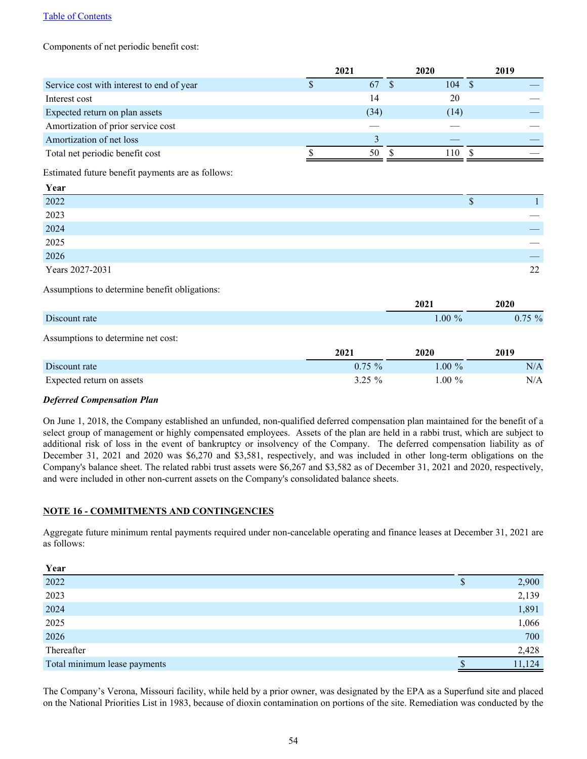Components of net periodic benefit cost:

| | 2021 | 2020 | 2019 |
|---|---|---|---|
| Service cost with interest to end of year | $ 67 | $ 104 | $ — |
| Interest cost | 14 | 20 | — |
| Expected return on plan assets | (34) | (14) | — |
| Amortization of prior service cost | — | — | — |
| Amortization of net loss | 3 | — | — |
| Total net periodic benefit cost | $ 50 | $ 110 | $ — |

Estimated future benefit payments are as follows:

| Year | |
|---|---|
| 2022 | $ 1 |
| 2023 | — |
| 2024 | — |
| 2025 | — |
| 2026 | — |
| Years 2027-2031 | 22 |

Assumptions to determine benefit obligations:

| | 2021 | 2020 |
|---|---|---|
| Discount rate | 1.00 % | 0.75 % |

Assumptions to determine net cost:

| | 2021 | 2020 | 2019 |
|---|---|---|---|
| Discount rate | 0.75 % | 1.00 % | N/A |
| Expected return on assets | 3.25 % | 1.00 % | N/A |

***Deferred Compensation Plan***

On June 1, 2018, the Company established an unfunded, non-qualified deferred compensation plan maintained for the benefit of a select group of management or highly compensated employees. Assets of the plan are held in a rabbi trust, which are subject to additional risk of loss in the event of bankruptcy or insolvency of the Company. The deferred compensation liability as of December 31, 2021 and 2020 was $6,270 and $3,581, respectively, and was included in other long-term obligations on the Company's balance sheet. The related rabbi trust assets were $6,267 and $3,582 as of December 31, 2021 and 2020, respectively, and were included in other non-current assets on the Company's consolidated balance sheets.

## NOTE 16 - COMMITMENTS AND CONTINGENCIES

Aggregate future minimum rental payments required under non-cancelable operating and finance leases at December 31, 2021 are as follows:

| Year | |
|---|---|
| 2022 | $ 2,900 |
| 2023 | 2,139 |
| 2024 | 1,891 |
| 2025 | 1,066 |
| 2026 | 700 |
| Thereafter | 2,428 |
| Total minimum lease payments | $ 11,124 |

The Company's Verona, Missouri facility, while held by a prior owner, was designated by the EPA as a Superfund site and placed on the National Priorities List in 1983, because of dioxin contamination on portions of the site. Remediation was conducted by the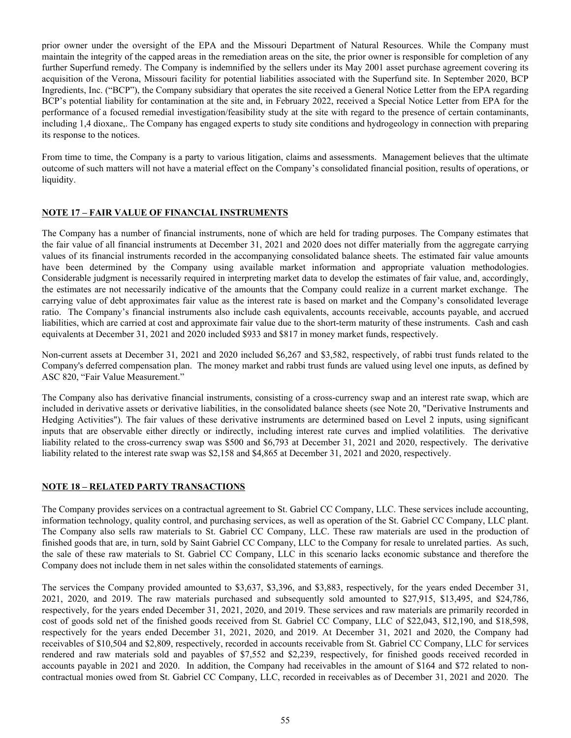prior owner under the oversight of the EPA and the Missouri Department of Natural Resources. While the Company must maintain the integrity of the capped areas in the remediation areas on the site, the prior owner is responsible for completion of any further Superfund remedy. The Company is indemnified by the sellers under its May 2001 asset purchase agreement covering its acquisition of the Verona, Missouri facility for potential liabilities associated with the Superfund site. In September 2020, BCP Ingredients, Inc. ("BCP"), the Company subsidiary that operates the site received a General Notice Letter from the EPA regarding BCP's potential liability for contamination at the site and, in February 2022, received a Special Notice Letter from EPA for the performance of a focused remedial investigation/feasibility study at the site with regard to the presence of certain contaminants, including 1,4 dioxane,. The Company has engaged experts to study site conditions and hydrogeology in connection with preparing its response to the notices.

From time to time, the Company is a party to various litigation, claims and assessments. Management believes that the ultimate outcome of such matters will not have a material effect on the Company's consolidated financial position, results of operations, or liquidity.

## NOTE 17 – FAIR VALUE OF FINANCIAL INSTRUMENTS

The Company has a number of financial instruments, none of which are held for trading purposes. The Company estimates that the fair value of all financial instruments at December 31, 2021 and 2020 does not differ materially from the aggregate carrying values of its financial instruments recorded in the accompanying consolidated balance sheets. The estimated fair value amounts have been determined by the Company using available market information and appropriate valuation methodologies. Considerable judgment is necessarily required in interpreting market data to develop the estimates of fair value, and, accordingly, the estimates are not necessarily indicative of the amounts that the Company could realize in a current market exchange. The carrying value of debt approximates fair value as the interest rate is based on market and the Company's consolidated leverage ratio. The Company's financial instruments also include cash equivalents, accounts receivable, accounts payable, and accrued liabilities, which are carried at cost and approximate fair value due to the short-term maturity of these instruments. Cash and cash equivalents at December 31, 2021 and 2020 included $933 and $817 in money market funds, respectively.

Non-current assets at December 31, 2021 and 2020 included $6,267 and $3,582, respectively, of rabbi trust funds related to the Company's deferred compensation plan. The money market and rabbi trust funds are valued using level one inputs, as defined by ASC 820, "Fair Value Measurement."

The Company also has derivative financial instruments, consisting of a cross-currency swap and an interest rate swap, which are included in derivative assets or derivative liabilities, in the consolidated balance sheets (see Note 20, "Derivative Instruments and Hedging Activities"). The fair values of these derivative instruments are determined based on Level 2 inputs, using significant inputs that are observable either directly or indirectly, including interest rate curves and implied volatilities. The derivative liability related to the cross-currency swap was $500 and $6,793 at December 31, 2021 and 2020, respectively. The derivative liability related to the interest rate swap was $2,158 and $4,865 at December 31, 2021 and 2020, respectively.

## NOTE 18 – RELATED PARTY TRANSACTIONS

The Company provides services on a contractual agreement to St. Gabriel CC Company, LLC. These services include accounting, information technology, quality control, and purchasing services, as well as operation of the St. Gabriel CC Company, LLC plant. The Company also sells raw materials to St. Gabriel CC Company, LLC. These raw materials are used in the production of finished goods that are, in turn, sold by Saint Gabriel CC Company, LLC to the Company for resale to unrelated parties. As such, the sale of these raw materials to St. Gabriel CC Company, LLC in this scenario lacks economic substance and therefore the Company does not include them in net sales within the consolidated statements of earnings.

The services the Company provided amounted to $3,637, $3,396, and $3,883, respectively, for the years ended December 31, 2021, 2020, and 2019. The raw materials purchased and subsequently sold amounted to $27,915, $13,495, and $24,786, respectively, for the years ended December 31, 2021, 2020, and 2019. These services and raw materials are primarily recorded in cost of goods sold net of the finished goods received from St. Gabriel CC Company, LLC of $22,043, $12,190, and $18,598, respectively for the years ended December 31, 2021, 2020, and 2019. At December 31, 2021 and 2020, the Company had receivables of $10,504 and $2,809, respectively, recorded in accounts receivable from St. Gabriel CC Company, LLC for services rendered and raw materials sold and payables of $7,552 and $2,239, respectively, for finished goods received recorded in accounts payable in 2021 and 2020. In addition, the Company had receivables in the amount of $164 and $72 related to non-contractual monies owed from St. Gabriel CC Company, LLC, recorded in receivables as of December 31, 2021 and 2020. The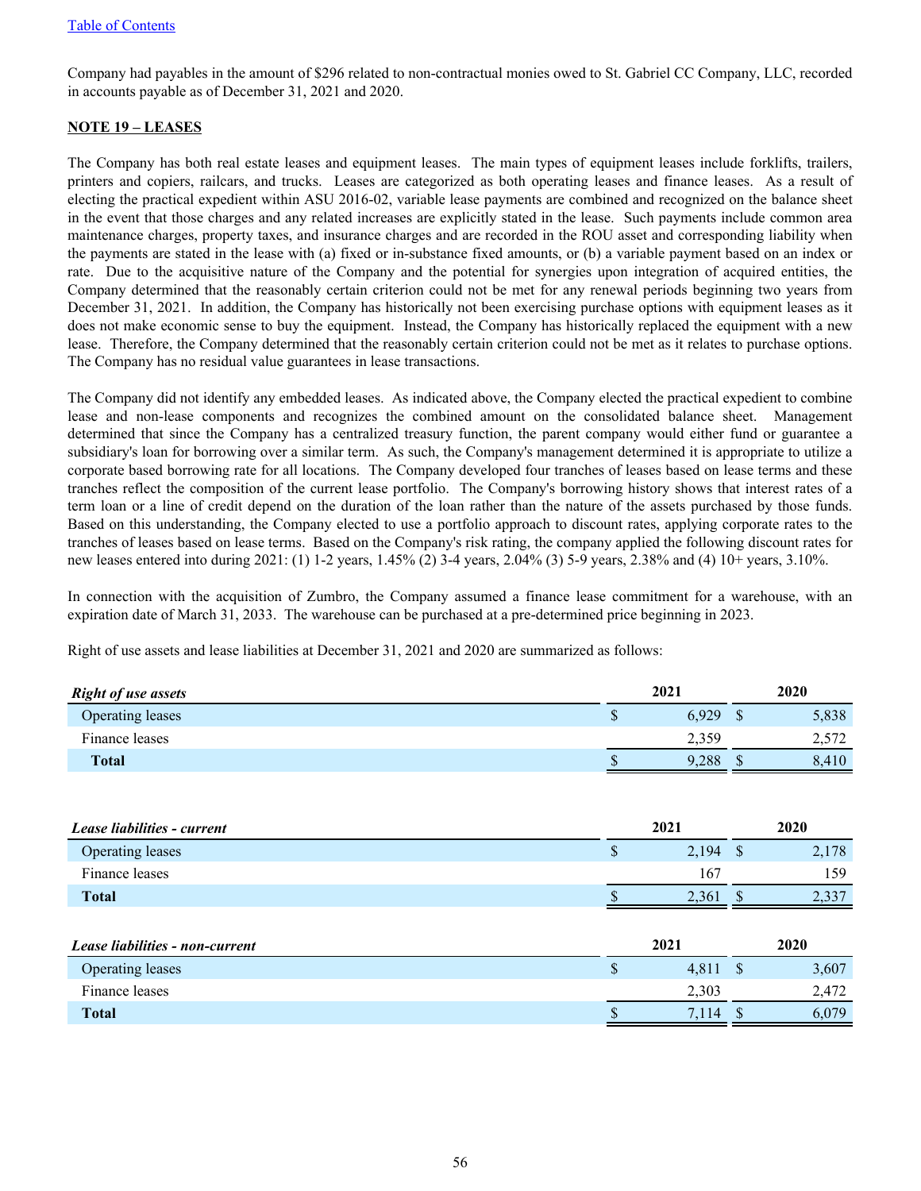Company had payables in the amount of $296 related to non-contractual monies owed to St. Gabriel CC Company, LLC, recorded in accounts payable as of December 31, 2021 and 2020.

**NOTE 19 – LEASES**

The Company has both real estate leases and equipment leases. The main types of equipment leases include forklifts, trailers, printers and copiers, railcars, and trucks. Leases are categorized as both operating leases and finance leases. As a result of electing the practical expedient within ASU 2016-02, variable lease payments are combined and recognized on the balance sheet in the event that those charges and any related increases are explicitly stated in the lease. Such payments include common area maintenance charges, property taxes, and insurance charges and are recorded in the ROU asset and corresponding liability when the payments are stated in the lease with (a) fixed or in-substance fixed amounts, or (b) a variable payment based on an index or rate. Due to the acquisitive nature of the Company and the potential for synergies upon integration of acquired entities, the Company determined that the reasonably certain criterion could not be met for any renewal periods beginning two years from December 31, 2021. In addition, the Company has historically not been exercising purchase options with equipment leases as it does not make economic sense to buy the equipment. Instead, the Company has historically replaced the equipment with a new lease. Therefore, the Company determined that the reasonably certain criterion could not be met as it relates to purchase options. The Company has no residual value guarantees in lease transactions.

The Company did not identify any embedded leases. As indicated above, the Company elected the practical expedient to combine lease and non-lease components and recognizes the combined amount on the consolidated balance sheet. Management determined that since the Company has a centralized treasury function, the parent company would either fund or guarantee a subsidiary's loan for borrowing over a similar term. As such, the Company's management determined it is appropriate to utilize a corporate based borrowing rate for all locations. The Company developed four tranches of leases based on lease terms and these tranches reflect the composition of the current lease portfolio. The Company's borrowing history shows that interest rates of a term loan or a line of credit depend on the duration of the loan rather than the nature of the assets purchased by those funds. Based on this understanding, the Company elected to use a portfolio approach to discount rates, applying corporate rates to the tranches of leases based on lease terms. Based on the Company's risk rating, the company applied the following discount rates for new leases entered into during 2021: (1) 1-2 years, 1.45% (2) 3-4 years, 2.04% (3) 5-9 years, 2.38% and (4) 10+ years, 3.10%.

In connection with the acquisition of Zumbro, the Company assumed a finance lease commitment for a warehouse, with an expiration date of March 31, 2033. The warehouse can be purchased at a pre-determined price beginning in 2023.

Right of use assets and lease liabilities at December 31, 2021 and 2020 are summarized as follows:

| ***Right of use assets*** | 2021 | 2020 |
|---|---|---|
| Operating leases | $ 6,929 | $ 5,838 |
| Finance leases | 2,359 | 2,572 |
| **Total** | $ 9,288 | $ 8,410 |

| ***Lease liabilities - current*** | 2021 | 2020 |
|---|---|---|
| Operating leases | $ 2,194 | $ 2,178 |
| Finance leases | 167 | 159 |
| **Total** | $ 2,361 | $ 2,337 |

| ***Lease liabilities - non-current*** | 2021 | 2020 |
|---|---|---|
| Operating leases | $ 4,811 | $ 3,607 |
| Finance leases | 2,303 | 2,472 |
| **Total** | $ 7,114 | $ 6,079 |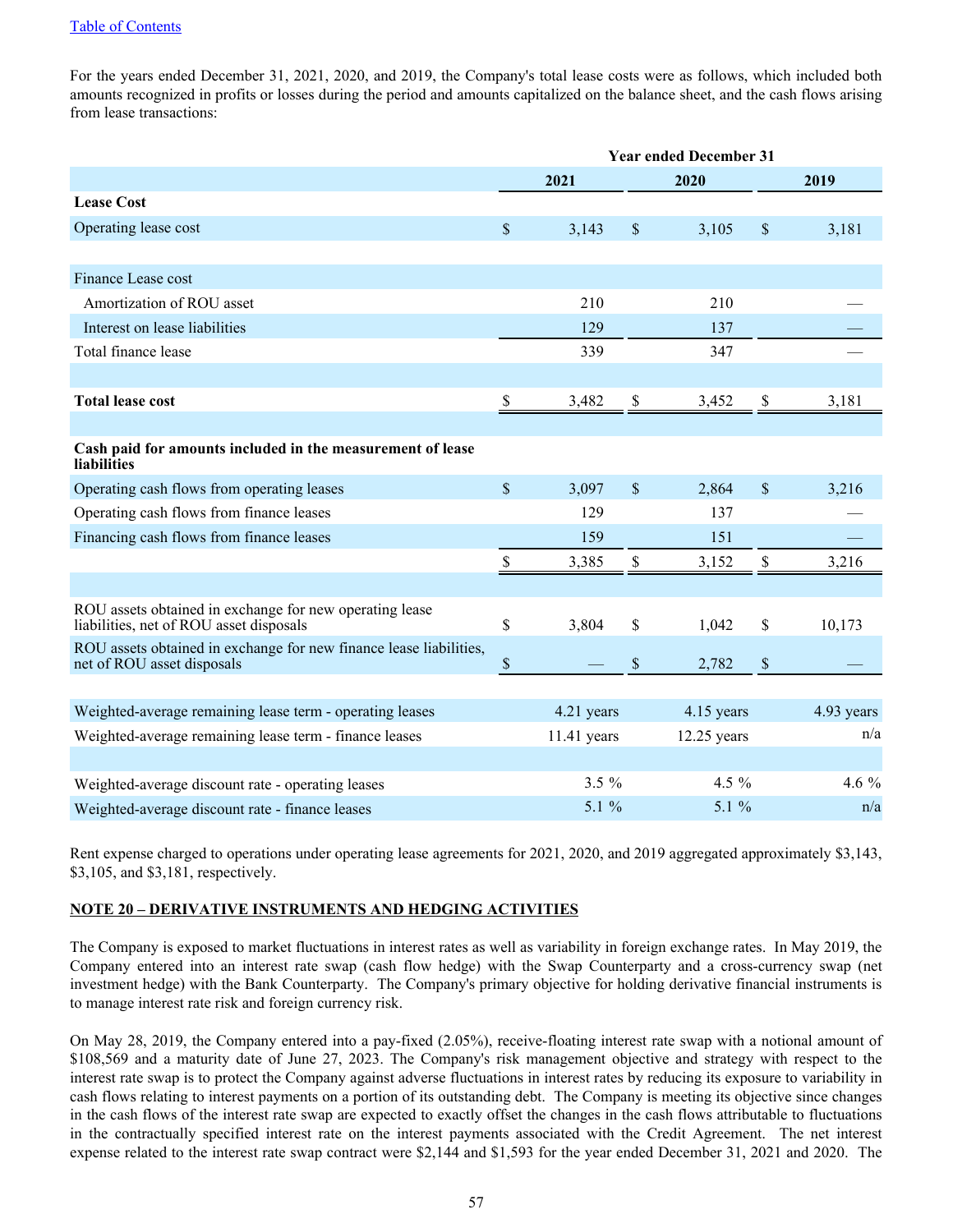For the years ended December 31, 2021, 2020, and 2019, the Company's total lease costs were as follows, which included both amounts recognized in profits or losses during the period and amounts capitalized on the balance sheet, and the cash flows arising from lease transactions:

| | Year ended December 31 | | |
|---|---|---|---|
| | 2021 | 2020 | 2019 |
| **Lease Cost** | | | |
| Operating lease cost | $ 3,143 | $ 3,105 | $ 3,181 |
| | | | |
| Finance Lease cost | | | |
| Amortization of ROU asset | 210 | 210 | — |
| Interest on lease liabilities | 129 | 137 | — |
| Total finance lease | 339 | 347 | — |
| | | | |
| **Total lease cost** | $ 3,482 | $ 3,452 | $ 3,181 |
| | | | |
| **Cash paid for amounts included in the measurement of lease liabilities** | | | |
| Operating cash flows from operating leases | $ 3,097 | $ 2,864 | $ 3,216 |
| Operating cash flows from finance leases | 129 | 137 | — |
| Financing cash flows from finance leases | 159 | 151 | — |
| | $ 3,385 | $ 3,152 | $ 3,216 |
| | | | |
| ROU assets obtained in exchange for new operating lease liabilities, net of ROU asset disposals | $ 3,804 | $ 1,042 | $ 10,173 |
| ROU assets obtained in exchange for new finance lease liabilities, net of ROU asset disposals | $ — | $ 2,782 | $ — |
| | | | |
| Weighted-average remaining lease term - operating leases | 4.21 years | 4.15 years | 4.93 years |
| Weighted-average remaining lease term - finance leases | 11.41 years | 12.25 years | n/a |
| | | | |
| Weighted-average discount rate - operating leases | 3.5 % | 4.5 % | 4.6 % |
| Weighted-average discount rate - finance leases | 5.1 % | 5.1 % | n/a |

Rent expense charged to operations under operating lease agreements for 2021, 2020, and 2019 aggregated approximately $3,143, $3,105, and $3,181, respectively.

## NOTE 20 – DERIVATIVE INSTRUMENTS AND HEDGING ACTIVITIES

The Company is exposed to market fluctuations in interest rates as well as variability in foreign exchange rates. In May 2019, the Company entered into an interest rate swap (cash flow hedge) with the Swap Counterparty and a cross-currency swap (net investment hedge) with the Bank Counterparty. The Company's primary objective for holding derivative financial instruments is to manage interest rate risk and foreign currency risk.

On May 28, 2019, the Company entered into a pay-fixed (2.05%), receive-floating interest rate swap with a notional amount of $108,569 and a maturity date of June 27, 2023. The Company's risk management objective and strategy with respect to the interest rate swap is to protect the Company against adverse fluctuations in interest rates by reducing its exposure to variability in cash flows relating to interest payments on a portion of its outstanding debt. The Company is meeting its objective since changes in the cash flows of the interest rate swap are expected to exactly offset the changes in the cash flows attributable to fluctuations in the contractually specified interest rate on the interest payments associated with the Credit Agreement. The net interest expense related to the interest rate swap contract were $2,144 and $1,593 for the year ended December 31, 2021 and 2020. The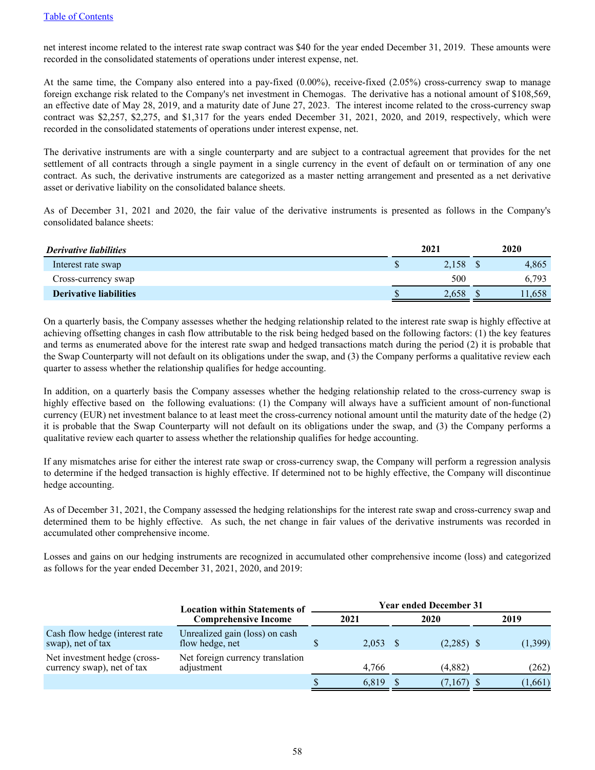net interest income related to the interest rate swap contract was $40 for the year ended December 31, 2019. These amounts were recorded in the consolidated statements of operations under interest expense, net.

At the same time, the Company also entered into a pay-fixed (0.00%), receive-fixed (2.05%) cross-currency swap to manage foreign exchange risk related to the Company's net investment in Chemogas. The derivative has a notional amount of $108,569, an effective date of May 28, 2019, and a maturity date of June 27, 2023. The interest income related to the cross-currency swap contract was $2,257, $2,275, and $1,317 for the years ended December 31, 2021, 2020, and 2019, respectively, which were recorded in the consolidated statements of operations under interest expense, net.

The derivative instruments are with a single counterparty and are subject to a contractual agreement that provides for the net settlement of all contracts through a single payment in a single currency in the event of default on or termination of any one contract. As such, the derivative instruments are categorized as a master netting arrangement and presented as a net derivative asset or derivative liability on the consolidated balance sheets.

As of December 31, 2021 and 2020, the fair value of the derivative instruments is presented as follows in the Company's consolidated balance sheets:

| *Derivative liabilities* | 2021 | 2020 |
|---|---|---|
| Interest rate swap | $ 2,158 | $ 4,865 |
| Cross-currency swap | 500 | 6,793 |
| **Derivative liabilities** | $ 2,658 | $ 11,658 |

On a quarterly basis, the Company assesses whether the hedging relationship related to the interest rate swap is highly effective at achieving offsetting changes in cash flow attributable to the risk being hedged based on the following factors: (1) the key features and terms as enumerated above for the interest rate swap and hedged transactions match during the period (2) it is probable that the Swap Counterparty will not default on its obligations under the swap, and (3) the Company performs a qualitative review each quarter to assess whether the relationship qualifies for hedge accounting.

In addition, on a quarterly basis the Company assesses whether the hedging relationship related to the cross-currency swap is highly effective based on the following evaluations: (1) the Company will always have a sufficient amount of non-functional currency (EUR) net investment balance to at least meet the cross-currency notional amount until the maturity date of the hedge (2) it is probable that the Swap Counterparty will not default on its obligations under the swap, and (3) the Company performs a qualitative review each quarter to assess whether the relationship qualifies for hedge accounting.

If any mismatches arise for either the interest rate swap or cross-currency swap, the Company will perform a regression analysis to determine if the hedged transaction is highly effective. If determined not to be highly effective, the Company will discontinue hedge accounting.

As of December 31, 2021, the Company assessed the hedging relationships for the interest rate swap and cross-currency swap and determined them to be highly effective. As such, the net change in fair values of the derivative instruments was recorded in accumulated other comprehensive income.

Losses and gains on our hedging instruments are recognized in accumulated other comprehensive income (loss) and categorized as follows for the year ended December 31, 2021, 2020, and 2019:

| | Location within Statements of Comprehensive Income | Year ended December 31 | | |
|---|---|---|---|---|
| | | 2021 | 2020 | 2019 |
| Cash flow hedge (interest rate swap), net of tax | Unrealized gain (loss) on cash flow hedge, net | $ 2,053 | $ (2,285) | $ (1,399) |
| Net investment hedge (cross-currency swap), net of tax | Net foreign currency translation adjustment | 4,766 | (4,882) | (262) |
| | | $ 6,819 | $ (7,167) | $ (1,661) |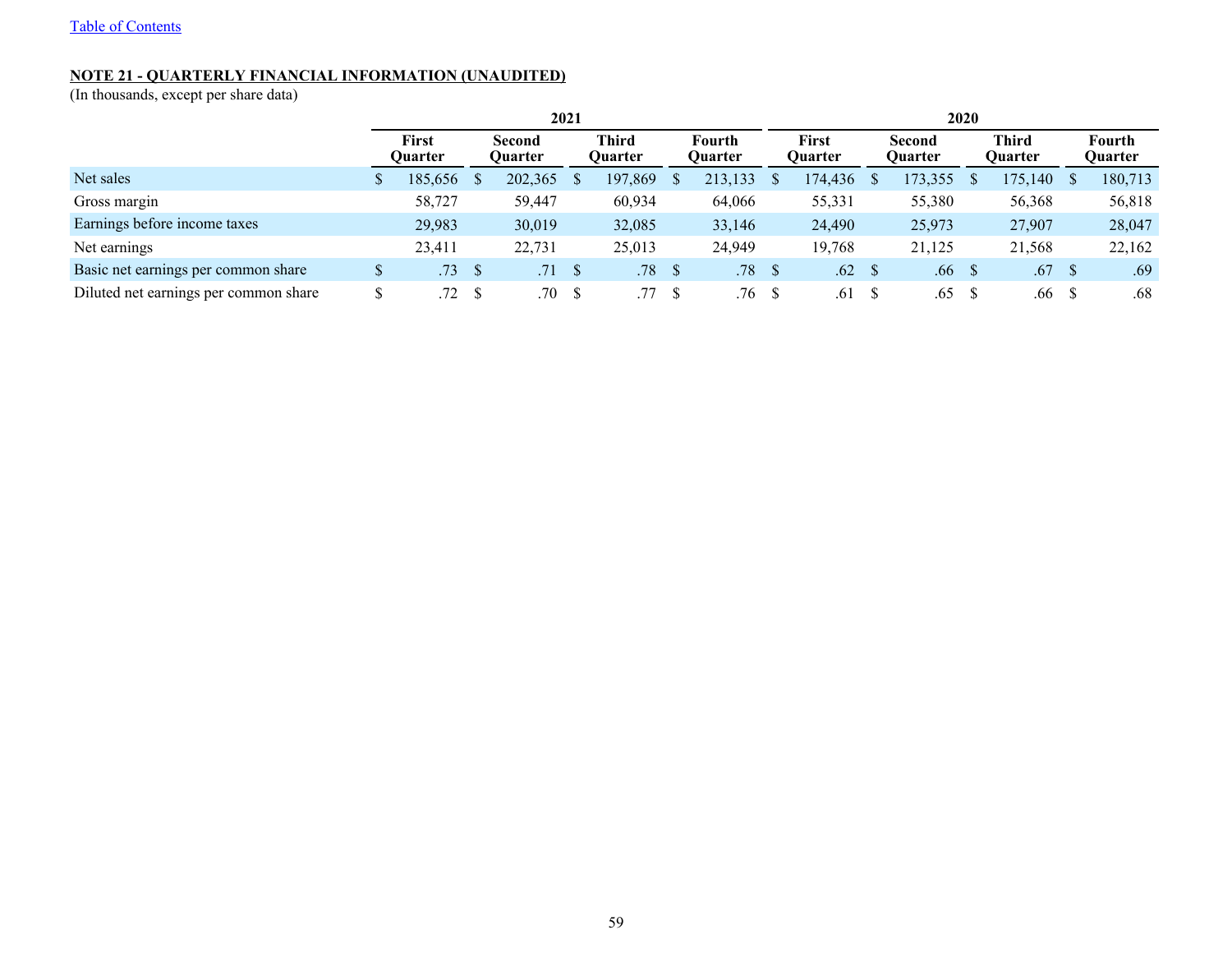[Table of Contents](#)

**NOTE 21 - QUARTERLY FINANCIAL INFORMATION (UNAUDITED)**

(In thousands, except per share data)

| | 2021 | | | | 2020 | | | |
|---|---|---|---|---|---|---|---|---|
| | First Quarter | Second Quarter | Third Quarter | Fourth Quarter | First Quarter | Second Quarter | Third Quarter | Fourth Quarter |
| Net sales | $ 185,656 | $ 202,365 | $ 197,869 | $ 213,133 | $ 174,436 | $ 173,355 | $ 175,140 | $ 180,713 |
| Gross margin | 58,727 | 59,447 | 60,934 | 64,066 | 55,331 | 55,380 | 56,368 | 56,818 |
| Earnings before income taxes | 29,983 | 30,019 | 32,085 | 33,146 | 24,490 | 25,973 | 27,907 | 28,047 |
| Net earnings | 23,411 | 22,731 | 25,013 | 24,949 | 19,768 | 21,125 | 21,568 | 22,162 |
| Basic net earnings per common share | $ .73 | $ .71 | $ .78 | $ .78 | $ .62 | $ .66 | $ .67 | $ .69 |
| Diluted net earnings per common share | $ .72 | $ .70 | $ .77 | $ .76 | $ .61 | $ .65 | $ .66 | $ .68 |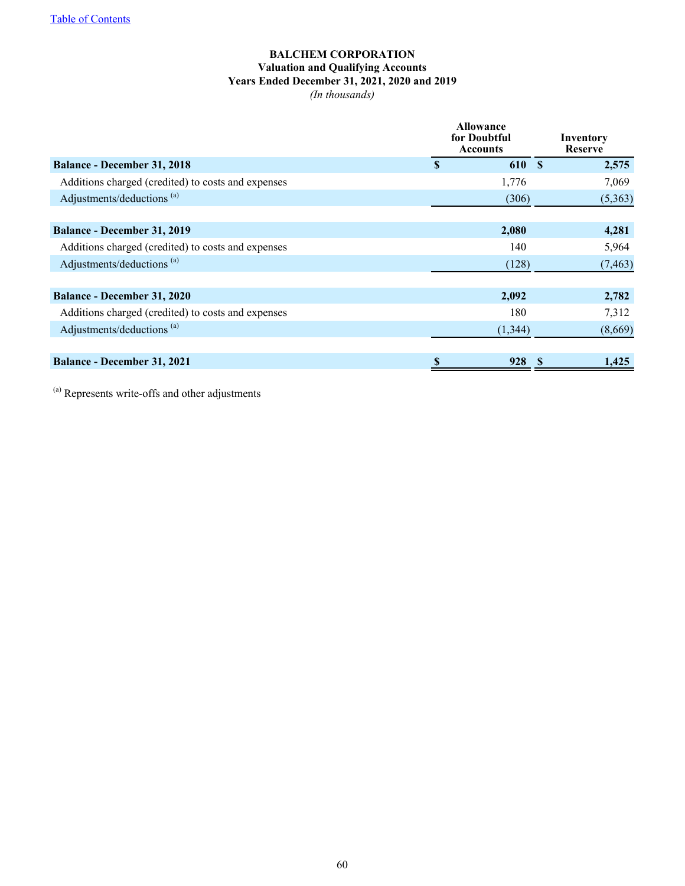**BALCHEM CORPORATION**
**Valuation and Qualifying Accounts**
**Years Ended December 31, 2021, 2020 and 2019**
*(In thousands)*

| | Allowance for Doubtful Accounts | Inventory Reserve |
|---|---|---|
| **Balance - December 31, 2018** | **$ 610** | **$ 2,575** |
| Additions charged (credited) to costs and expenses | 1,776 | 7,069 |
| Adjustments/deductions [(a)] | (306) | (5,363) |
| **Balance - December 31, 2019** | **2,080** | **4,281** |
| Additions charged (credited) to costs and expenses | 140 | 5,964 |
| Adjustments/deductions [(a)] | (128) | (7,463) |
| **Balance - December 31, 2020** | **2,092** | **2,782** |
| Additions charged (credited) to costs and expenses | 180 | 7,312 |
| Adjustments/deductions [(a)] | (1,344) | (8,669) |
| **Balance - December 31, 2021** | **$ 928** | **$ 1,425** |

[(a)] Represents write-offs and other adjustments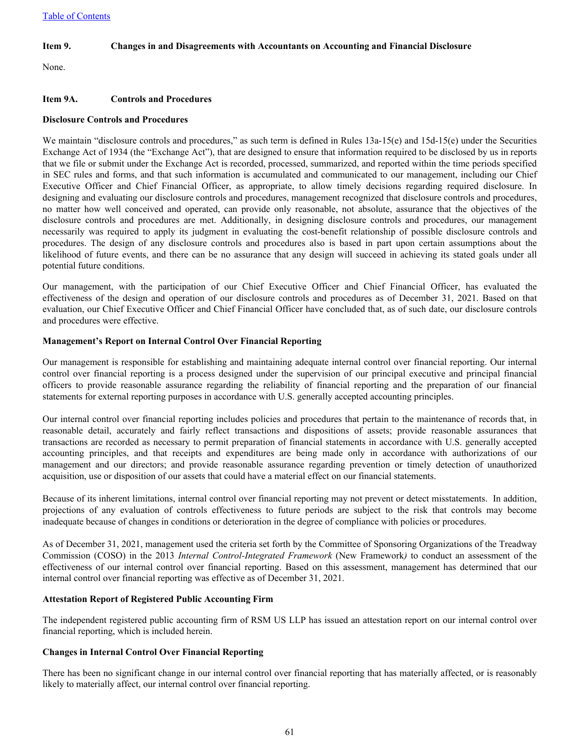[Table of Contents](#)

## Item 9. Changes in and Disagreements with Accountants on Accounting and Financial Disclosure

None.

## Item 9A. Controls and Procedures

### Disclosure Controls and Procedures

We maintain "disclosure controls and procedures," as such term is defined in Rules 13a-15(e) and 15d-15(e) under the Securities Exchange Act of 1934 (the "Exchange Act"), that are designed to ensure that information required to be disclosed by us in reports that we file or submit under the Exchange Act is recorded, processed, summarized, and reported within the time periods specified in SEC rules and forms, and that such information is accumulated and communicated to our management, including our Chief Executive Officer and Chief Financial Officer, as appropriate, to allow timely decisions regarding required disclosure. In designing and evaluating our disclosure controls and procedures, management recognized that disclosure controls and procedures, no matter how well conceived and operated, can provide only reasonable, not absolute, assurance that the objectives of the disclosure controls and procedures are met. Additionally, in designing disclosure controls and procedures, our management necessarily was required to apply its judgment in evaluating the cost-benefit relationship of possible disclosure controls and procedures. The design of any disclosure controls and procedures also is based in part upon certain assumptions about the likelihood of future events, and there can be no assurance that any design will succeed in achieving its stated goals under all potential future conditions.

Our management, with the participation of our Chief Executive Officer and Chief Financial Officer, has evaluated the effectiveness of the design and operation of our disclosure controls and procedures as of December 31, 2021. Based on that evaluation, our Chief Executive Officer and Chief Financial Officer have concluded that, as of such date, our disclosure controls and procedures were effective.

### Management's Report on Internal Control Over Financial Reporting

Our management is responsible for establishing and maintaining adequate internal control over financial reporting. Our internal control over financial reporting is a process designed under the supervision of our principal executive and principal financial officers to provide reasonable assurance regarding the reliability of financial reporting and the preparation of our financial statements for external reporting purposes in accordance with U.S. generally accepted accounting principles.

Our internal control over financial reporting includes policies and procedures that pertain to the maintenance of records that, in reasonable detail, accurately and fairly reflect transactions and dispositions of assets; provide reasonable assurances that transactions are recorded as necessary to permit preparation of financial statements in accordance with U.S. generally accepted accounting principles, and that receipts and expenditures are being made only in accordance with authorizations of our management and our directors; and provide reasonable assurance regarding prevention or timely detection of unauthorized acquisition, use or disposition of our assets that could have a material effect on our financial statements.

Because of its inherent limitations, internal control over financial reporting may not prevent or detect misstatements. In addition, projections of any evaluation of controls effectiveness to future periods are subject to the risk that controls may become inadequate because of changes in conditions or deterioration in the degree of compliance with policies or procedures.

As of December 31, 2021, management used the criteria set forth by the Committee of Sponsoring Organizations of the Treadway Commission (COSO) in the 2013 *Internal Control-Integrated Framework* (New Framework*)* to conduct an assessment of the effectiveness of our internal control over financial reporting. Based on this assessment, management has determined that our internal control over financial reporting was effective as of December 31, 2021.

### Attestation Report of Registered Public Accounting Firm

The independent registered public accounting firm of RSM US LLP has issued an attestation report on our internal control over financial reporting, which is included herein.

### Changes in Internal Control Over Financial Reporting

There has been no significant change in our internal control over financial reporting that has materially affected, or is reasonably likely to materially affect, our internal control over financial reporting.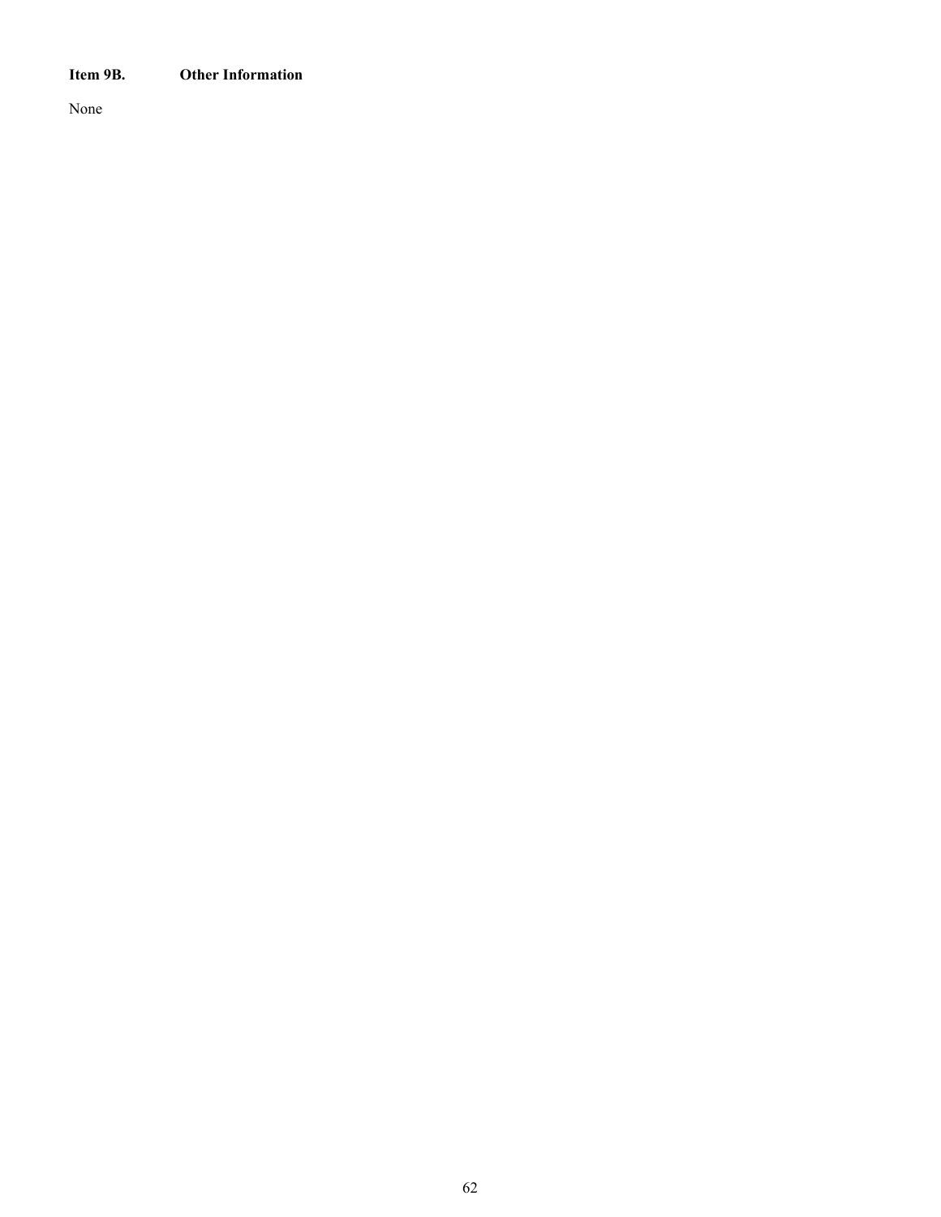### Item 9B. Other Information

None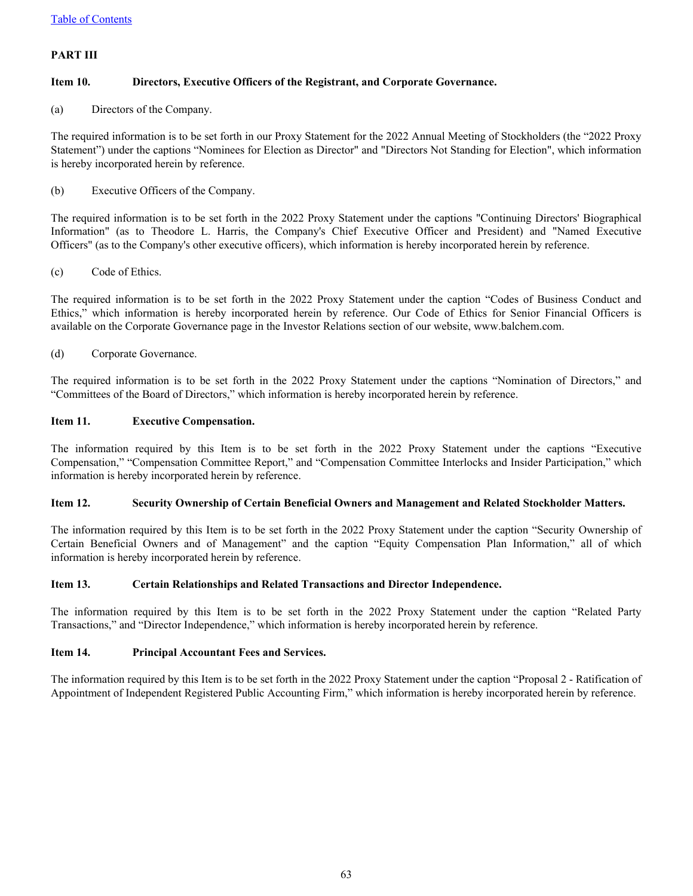## PART III

### Item 10. Directors, Executive Officers of the Registrant, and Corporate Governance.

(a) Directors of the Company.

The required information is to be set forth in our Proxy Statement for the 2022 Annual Meeting of Stockholders (the "2022 Proxy Statement") under the captions "Nominees for Election as Director" and "Directors Not Standing for Election", which information is hereby incorporated herein by reference.

(b) Executive Officers of the Company.

The required information is to be set forth in the 2022 Proxy Statement under the captions "Continuing Directors' Biographical Information" (as to Theodore L. Harris, the Company's Chief Executive Officer and President) and "Named Executive Officers" (as to the Company's other executive officers), which information is hereby incorporated herein by reference.

(c) Code of Ethics.

The required information is to be set forth in the 2022 Proxy Statement under the caption "Codes of Business Conduct and Ethics," which information is hereby incorporated herein by reference. Our Code of Ethics for Senior Financial Officers is available on the Corporate Governance page in the Investor Relations section of our website, www.balchem.com.

(d) Corporate Governance.

The required information is to be set forth in the 2022 Proxy Statement under the captions "Nomination of Directors," and "Committees of the Board of Directors," which information is hereby incorporated herein by reference.

### Item 11. Executive Compensation.

The information required by this Item is to be set forth in the 2022 Proxy Statement under the captions "Executive Compensation," "Compensation Committee Report," and "Compensation Committee Interlocks and Insider Participation," which information is hereby incorporated herein by reference.

### Item 12. Security Ownership of Certain Beneficial Owners and Management and Related Stockholder Matters.

The information required by this Item is to be set forth in the 2022 Proxy Statement under the caption "Security Ownership of Certain Beneficial Owners and of Management" and the caption "Equity Compensation Plan Information," all of which information is hereby incorporated herein by reference.

### Item 13. Certain Relationships and Related Transactions and Director Independence.

The information required by this Item is to be set forth in the 2022 Proxy Statement under the caption "Related Party Transactions," and "Director Independence," which information is hereby incorporated herein by reference.

### Item 14. Principal Accountant Fees and Services.

The information required by this Item is to be set forth in the 2022 Proxy Statement under the caption "Proposal 2 - Ratification of Appointment of Independent Registered Public Accounting Firm," which information is hereby incorporated herein by reference.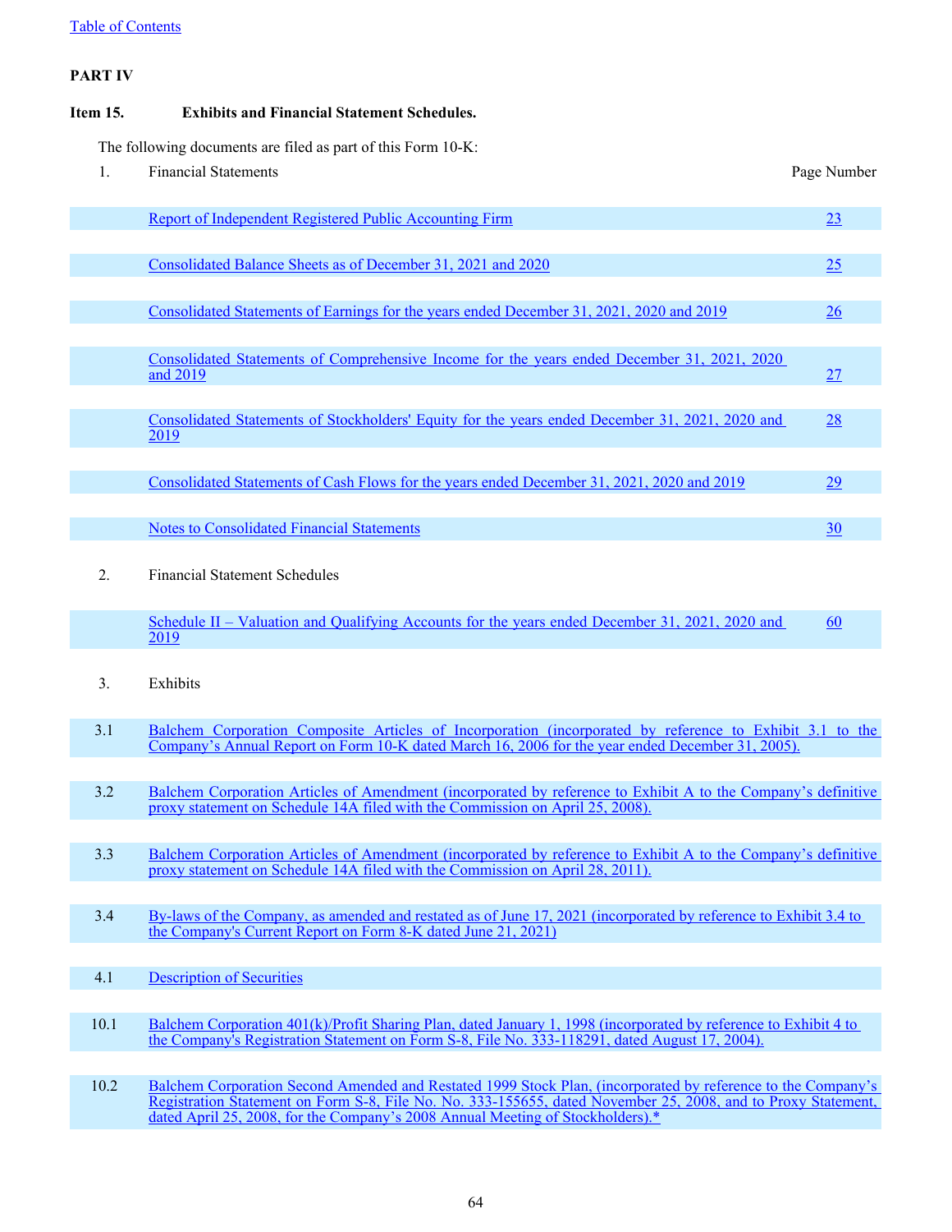[Table of Contents](#)

**PART IV**

**Item 15. Exhibits and Financial Statement Schedules.**

The following documents are filed as part of this Form 10-K:

| | | |
|---|---|---|
| 1. | Financial Statements | Page Number |
| | Report of Independent Registered Public Accounting Firm | 23 |
| | Consolidated Balance Sheets as of December 31, 2021 and 2020 | 25 |
| | Consolidated Statements of Earnings for the years ended December 31, 2021, 2020 and 2019 | 26 |
| | Consolidated Statements of Comprehensive Income for the years ended December 31, 2021, 2020 and 2019 | 27 |
| | Consolidated Statements of Stockholders' Equity for the years ended December 31, 2021, 2020 and 2019 | 28 |
| | Consolidated Statements of Cash Flows for the years ended December 31, 2021, 2020 and 2019 | 29 |
| | Notes to Consolidated Financial Statements | 30 |
| 2. | Financial Statement Schedules | |
| | Schedule II – Valuation and Qualifying Accounts for the years ended December 31, 2021, 2020 and 2019 | 60 |

3. Exhibits

| | |
|---|---|
| 3.1 | Balchem Corporation Composite Articles of Incorporation (incorporated by reference to Exhibit 3.1 to the Company's Annual Report on Form 10-K dated March 16, 2006 for the year ended December 31, 2005). |
| 3.2 | Balchem Corporation Articles of Amendment (incorporated by reference to Exhibit A to the Company's definitive proxy statement on Schedule 14A filed with the Commission on April 25, 2008). |
| 3.3 | Balchem Corporation Articles of Amendment (incorporated by reference to Exhibit A to the Company's definitive proxy statement on Schedule 14A filed with the Commission on April 28, 2011). |
| 3.4 | By-laws of the Company, as amended and restated as of June 17, 2021 (incorporated by reference to Exhibit 3.4 to the Company's Current Report on Form 8-K dated June 21, 2021) |
| 4.1 | Description of Securities |
| 10.1 | Balchem Corporation 401(k)/Profit Sharing Plan, dated January 1, 1998 (incorporated by reference to Exhibit 4 to the Company's Registration Statement on Form S-8, File No. 333-118291, dated August 17, 2004). |
| 10.2 | Balchem Corporation Second Amended and Restated 1999 Stock Plan, (incorporated by reference to the Company's Registration Statement on Form S-8, File No. No. 333-155655, dated November 25, 2008, and to Proxy Statement, dated April 25, 2008, for the Company's 2008 Annual Meeting of Stockholders).* |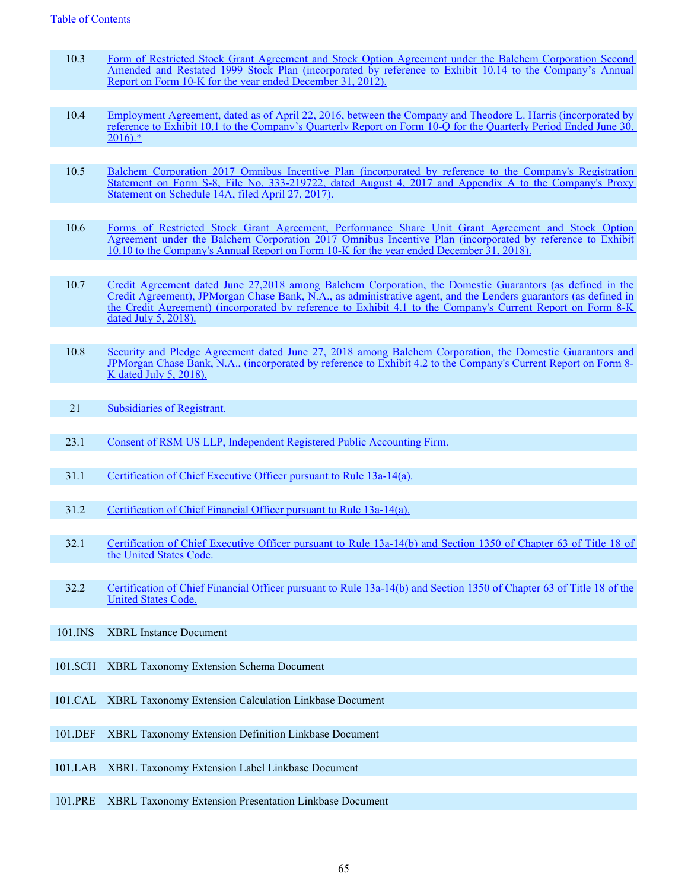| | |
|---|---|
| 10.3 | Form of Restricted Stock Grant Agreement and Stock Option Agreement under the Balchem Corporation Second Amended and Restated 1999 Stock Plan (incorporated by reference to Exhibit 10.14 to the Company's Annual Report on Form 10-K for the year ended December 31, 2012). |
| 10.4 | Employment Agreement, dated as of April 22, 2016, between the Company and Theodore L. Harris (incorporated by reference to Exhibit 10.1 to the Company's Quarterly Report on Form 10-Q for the Quarterly Period Ended June 30, 2016).* |
| 10.5 | Balchem Corporation 2017 Omnibus Incentive Plan (incorporated by reference to the Company's Registration Statement on Form S-8, File No. 333-219722, dated August 4, 2017 and Appendix A to the Company's Proxy Statement on Schedule 14A, filed April 27, 2017). |
| 10.6 | Forms of Restricted Stock Grant Agreement, Performance Share Unit Grant Agreement and Stock Option Agreement under the Balchem Corporation 2017 Omnibus Incentive Plan (incorporated by reference to Exhibit 10.10 to the Company's Annual Report on Form 10-K for the year ended December 31, 2018). |
| 10.7 | Credit Agreement dated June 27,2018 among Balchem Corporation, the Domestic Guarantors (as defined in the Credit Agreement), JPMorgan Chase Bank, N.A., as administrative agent, and the Lenders guarantors (as defined in the Credit Agreement) (incorporated by reference to Exhibit 4.1 to the Company's Current Report on Form 8-K dated July 5, 2018). |
| 10.8 | Security and Pledge Agreement dated June 27, 2018 among Balchem Corporation, the Domestic Guarantors and JPMorgan Chase Bank, N.A., (incorporated by reference to Exhibit 4.2 to the Company's Current Report on Form 8-K dated July 5, 2018). |
| 21 | Subsidiaries of Registrant. |
| 23.1 | Consent of RSM US LLP, Independent Registered Public Accounting Firm. |
| 31.1 | Certification of Chief Executive Officer pursuant to Rule 13a-14(a). |
| 31.2 | Certification of Chief Financial Officer pursuant to Rule 13a-14(a). |
| 32.1 | Certification of Chief Executive Officer pursuant to Rule 13a-14(b) and Section 1350 of Chapter 63 of Title 18 of the United States Code. |
| 32.2 | Certification of Chief Financial Officer pursuant to Rule 13a-14(b) and Section 1350 of Chapter 63 of Title 18 of the United States Code. |
| 101.INS | XBRL Instance Document |
| 101.SCH | XBRL Taxonomy Extension Schema Document |
| 101.CAL | XBRL Taxonomy Extension Calculation Linkbase Document |
| 101.DEF | XBRL Taxonomy Extension Definition Linkbase Document |
| 101.LAB | XBRL Taxonomy Extension Label Linkbase Document |
| 101.PRE | XBRL Taxonomy Extension Presentation Linkbase Document |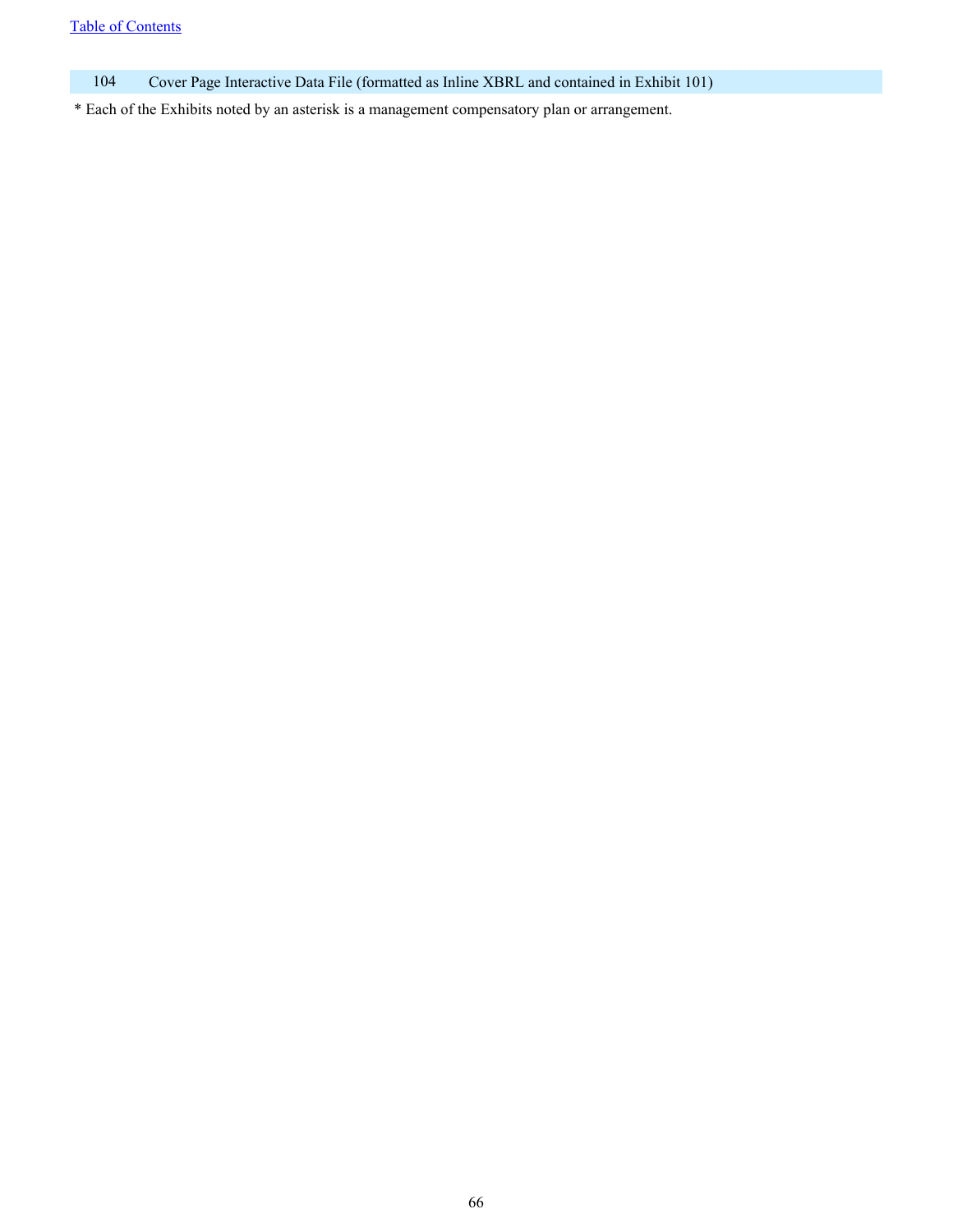| | |
|---|---|
| 104 | Cover Page Interactive Data File (formatted as Inline XBRL and contained in Exhibit 101) |

* Each of the Exhibits noted by an asterisk is a management compensatory plan or arrangement.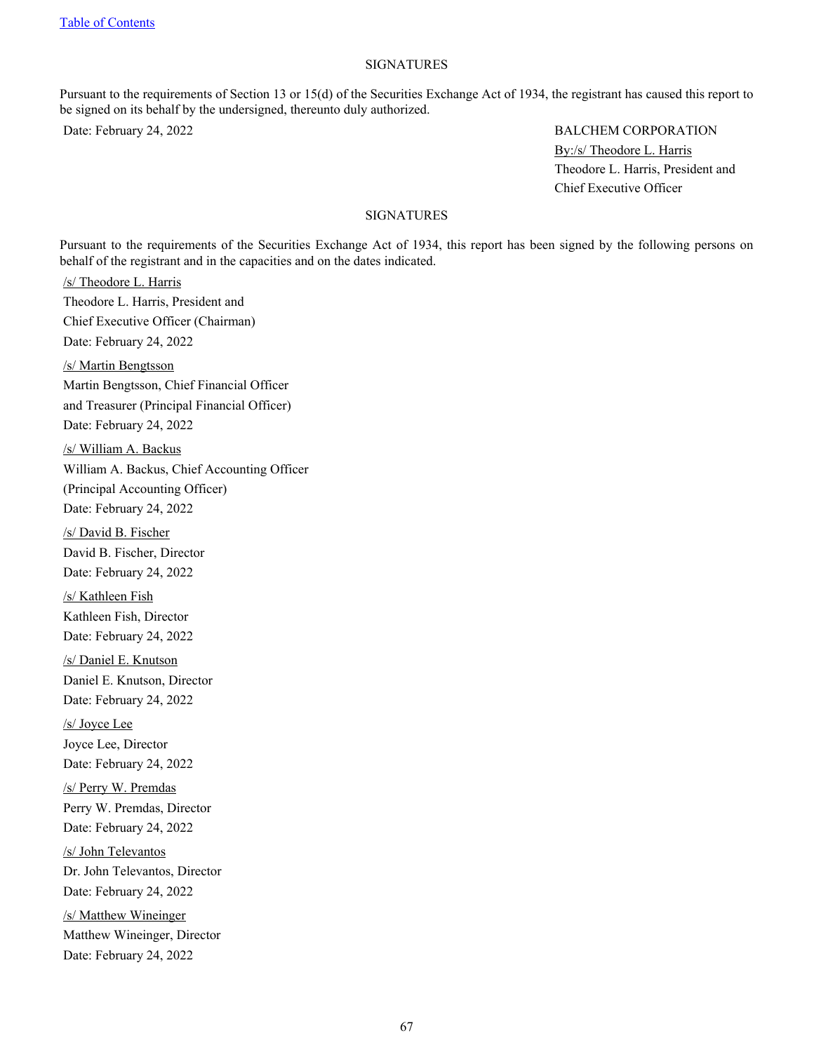[Table of Contents](#)

# SIGNATURES

Pursuant to the requirements of Section 13 or 15(d) of the Securities Exchange Act of 1934, the registrant has caused this report to be signed on its behalf by the undersigned, thereunto duly authorized.

Date: February 24, 2022

BALCHEM CORPORATION

By:/s/ Theodore L. Harris

Theodore L. Harris, President and Chief Executive Officer

# SIGNATURES

Pursuant to the requirements of the Securities Exchange Act of 1934, this report has been signed by the following persons on behalf of the registrant and in the capacities and on the dates indicated.

/s/ Theodore L. Harris
Theodore L. Harris, President and
Chief Executive Officer (Chairman)
Date: February 24, 2022

/s/ Martin Bengtsson
Martin Bengtsson, Chief Financial Officer
and Treasurer (Principal Financial Officer)
Date: February 24, 2022

/s/ William A. Backus
William A. Backus, Chief Accounting Officer
(Principal Accounting Officer)
Date: February 24, 2022

/s/ David B. Fischer
David B. Fischer, Director
Date: February 24, 2022

/s/ Kathleen Fish
Kathleen Fish, Director
Date: February 24, 2022

/s/ Daniel E. Knutson
Daniel E. Knutson, Director
Date: February 24, 2022

/s/ Joyce Lee
Joyce Lee, Director
Date: February 24, 2022

/s/ Perry W. Premdas
Perry W. Premdas, Director
Date: February 24, 2022

/s/ John Televantos
Dr. John Televantos, Director
Date: February 24, 2022

/s/ Matthew Wineinger
Matthew Wineinger, Director
Date: February 24, 2022